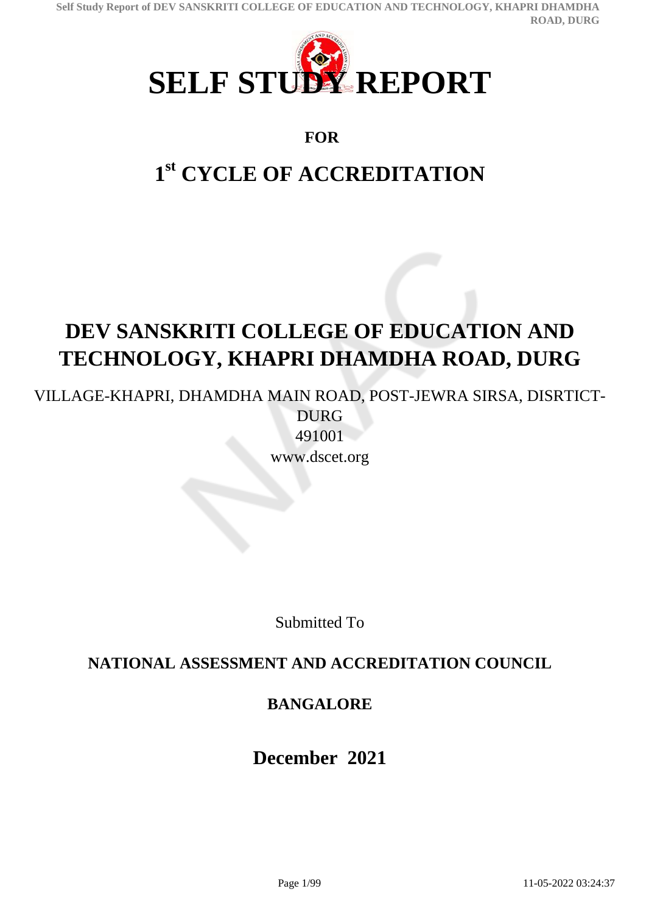# SELF STUDY REPORT

**FOR**

## 1st CYCLE OF ACCREDITATION

# DEV SANSKRITI COLLEGE OF EDUCATION AND TECHNOLOGY, KHAPRI DHAMDHA ROAD, DURG

VILLAGE-KHAPRI, DHAMDHA MAIN ROAD, POST-JEWRA SIRSA, DISRTICT-DURG
491001
www.dscet.org

Submitted To

**NATIONAL ASSESSMENT AND ACCREDITATION COUNCIL**

**BANGALORE**

**December 2021**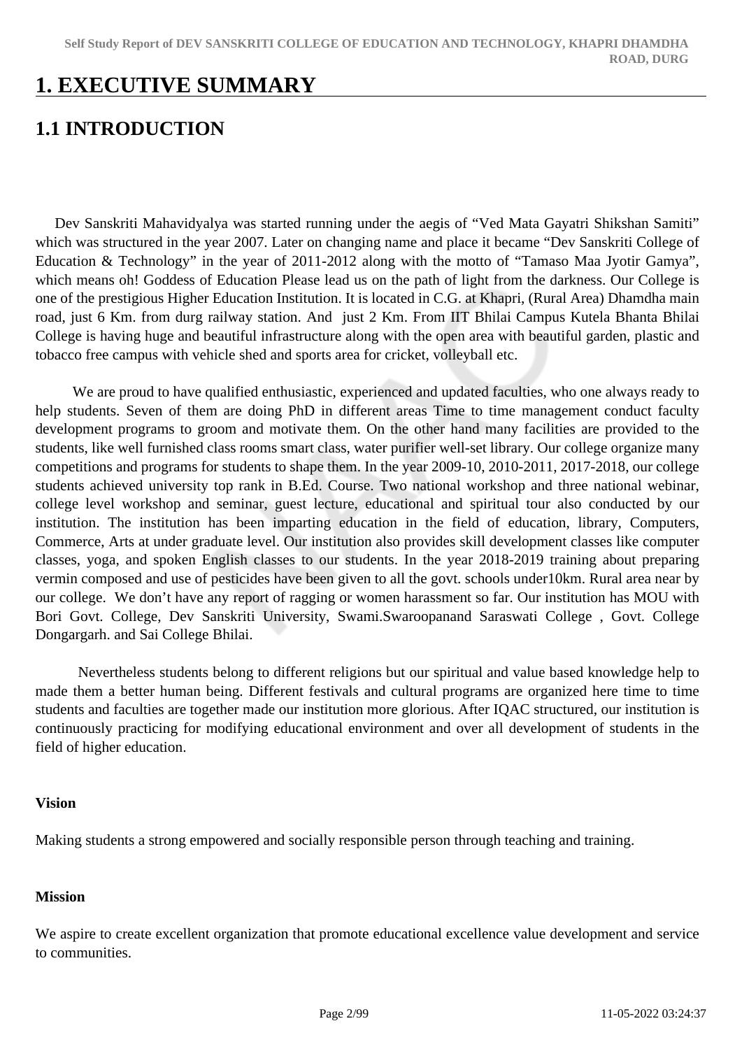# 1. EXECUTIVE SUMMARY

## 1.1 INTRODUCTION

Dev Sanskriti Mahavidyalya was started running under the aegis of "Ved Mata Gayatri Shikshan Samiti" which was structured in the year 2007. Later on changing name and place it became "Dev Sanskriti College of Education & Technology" in the year of 2011-2012 along with the motto of "Tamaso Maa Jyotir Gamya", which means oh! Goddess of Education Please lead us on the path of light from the darkness. Our College is one of the prestigious Higher Education Institution. It is located in C.G. at Khapri, (Rural Area) Dhamdha main road, just 6 Km. from durg railway station. And just 2 Km. From IIT Bhilai Campus Kutela Bhanta Bhilai College is having huge and beautiful infrastructure along with the open area with beautiful garden, plastic and tobacco free campus with vehicle shed and sports area for cricket, volleyball etc.

We are proud to have qualified enthusiastic, experienced and updated faculties, who one always ready to help students. Seven of them are doing PhD in different areas Time to time management conduct faculty development programs to groom and motivate them. On the other hand many facilities are provided to the students, like well furnished class rooms smart class, water purifier well-set library. Our college organize many competitions and programs for students to shape them. In the year 2009-10, 2010-2011, 2017-2018, our college students achieved university top rank in B.Ed. Course. Two national workshop and three national webinar, college level workshop and seminar, guest lecture, educational and spiritual tour also conducted by our institution. The institution has been imparting education in the field of education, library, Computers, Commerce, Arts at under graduate level. Our institution also provides skill development classes like computer classes, yoga, and spoken English classes to our students. In the year 2018-2019 training about preparing vermin composed and use of pesticides have been given to all the govt. schools under10km. Rural area near by our college. We don't have any report of ragging or women harassment so far. Our institution has MOU with Bori Govt. College, Dev Sanskriti University, Swami.Swaroopanand Saraswati College , Govt. College Dongargarh. and Sai College Bhilai.

Nevertheless students belong to different religions but our spiritual and value based knowledge help to made them a better human being. Different festivals and cultural programs are organized here time to time students and faculties are together made our institution more glorious. After IQAC structured, our institution is continuously practicing for modifying educational environment and over all development of students in the field of higher education.

**Vision**

Making students a strong empowered and socially responsible person through teaching and training.

**Mission**

We aspire to create excellent organization that promote educational excellence value development and service to communities.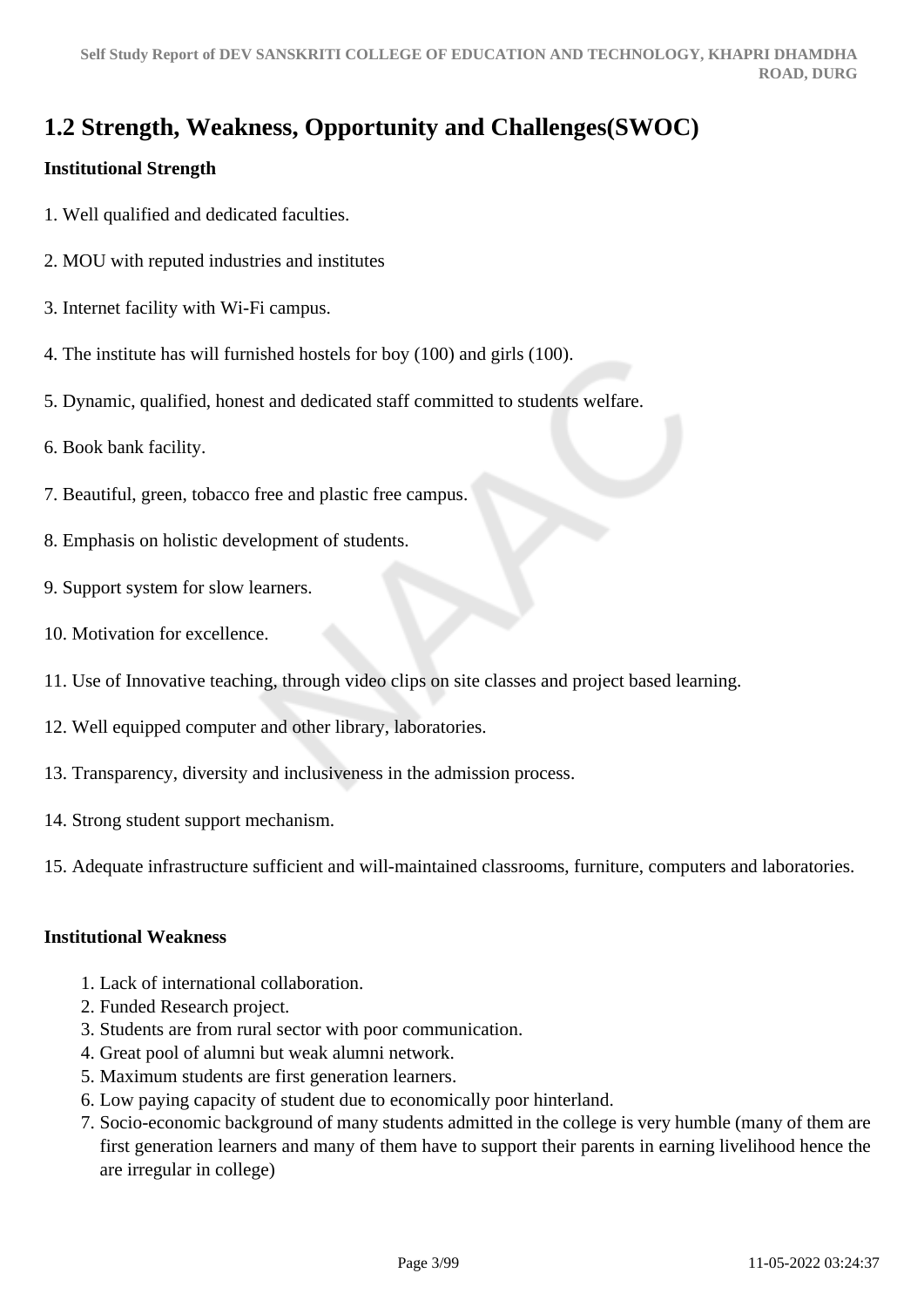## 1.2 Strength, Weakness, Opportunity and Challenges(SWOC)

**Institutional Strength**

1. Well qualified and dedicated faculties.

2. MOU with reputed industries and institutes

3. Internet facility with Wi-Fi campus.

4. The institute has will furnished hostels for boy (100) and girls (100).

5. Dynamic, qualified, honest and dedicated staff committed to students welfare.

6. Book bank facility.

7. Beautiful, green, tobacco free and plastic free campus.

8. Emphasis on holistic development of students.

9. Support system for slow learners.

10. Motivation for excellence.

11. Use of Innovative teaching, through video clips on site classes and project based learning.

12. Well equipped computer and other library, laboratories.

13. Transparency, diversity and inclusiveness in the admission process.

14. Strong student support mechanism.

15. Adequate infrastructure sufficient and will-maintained classrooms, furniture, computers and laboratories.

**Institutional Weakness**

1. Lack of international collaboration.
2. Funded Research project.
3. Students are from rural sector with poor communication.
4. Great pool of alumni but weak alumni network.
5. Maximum students are first generation learners.
6. Low paying capacity of student due to economically poor hinterland.
7. Socio-economic background of many students admitted in the college is very humble (many of them are first generation learners and many of them have to support their parents in earning livelihood hence the are irregular in college)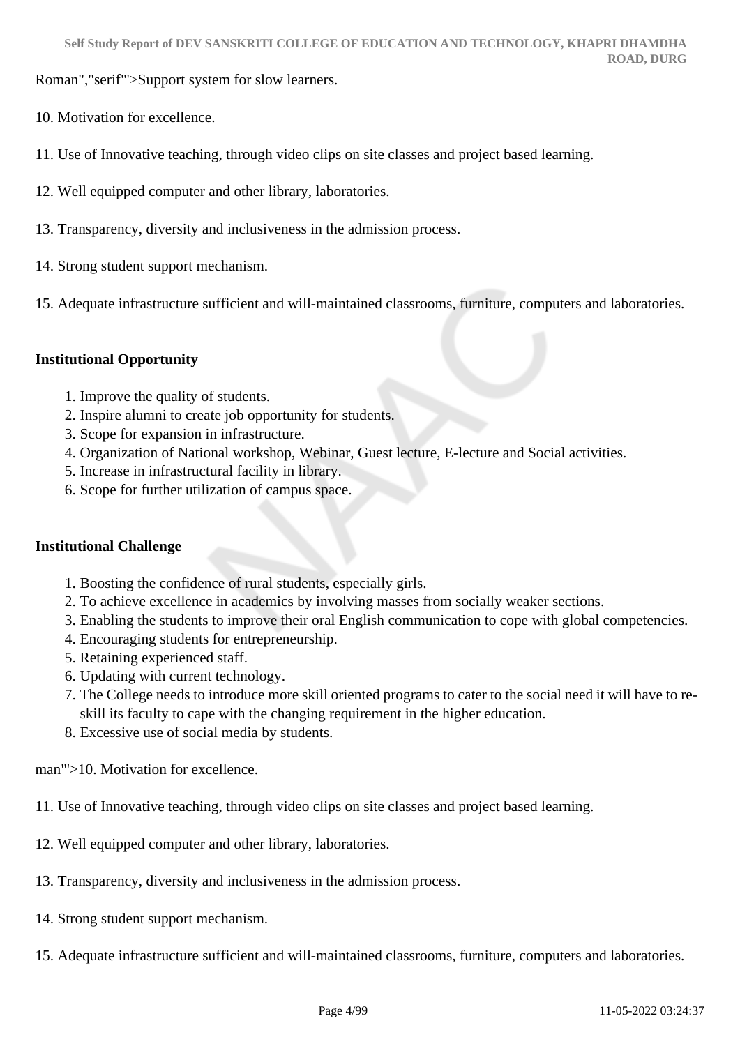Roman","serif"'>Support system for slow learners.

10. Motivation for excellence.

11. Use of Innovative teaching, through video clips on site classes and project based learning.

12. Well equipped computer and other library, laboratories.

13. Transparency, diversity and inclusiveness in the admission process.

14. Strong student support mechanism.

15. Adequate infrastructure sufficient and will-maintained classrooms, furniture, computers and laboratories.

**Institutional Opportunity**

1. Improve the quality of students.
2. Inspire alumni to create job opportunity for students.
3. Scope for expansion in infrastructure.
4. Organization of National workshop, Webinar, Guest lecture, E-lecture and Social activities.
5. Increase in infrastructural facility in library.
6. Scope for further utilization of campus space.

**Institutional Challenge**

1. Boosting the confidence of rural students, especially girls.
2. To achieve excellence in academics by involving masses from socially weaker sections.
3. Enabling the students to improve their oral English communication to cope with global competencies.
4. Encouraging students for entrepreneurship.
5. Retaining experienced staff.
6. Updating with current technology.
7. The College needs to introduce more skill oriented programs to cater to the social need it will have to re-skill its faculty to cape with the changing requirement in the higher education.
8. Excessive use of social media by students.

man"'>10. Motivation for excellence.

11. Use of Innovative teaching, through video clips on site classes and project based learning.

12. Well equipped computer and other library, laboratories.

13. Transparency, diversity and inclusiveness in the admission process.

14. Strong student support mechanism.

15. Adequate infrastructure sufficient and will-maintained classrooms, furniture, computers and laboratories.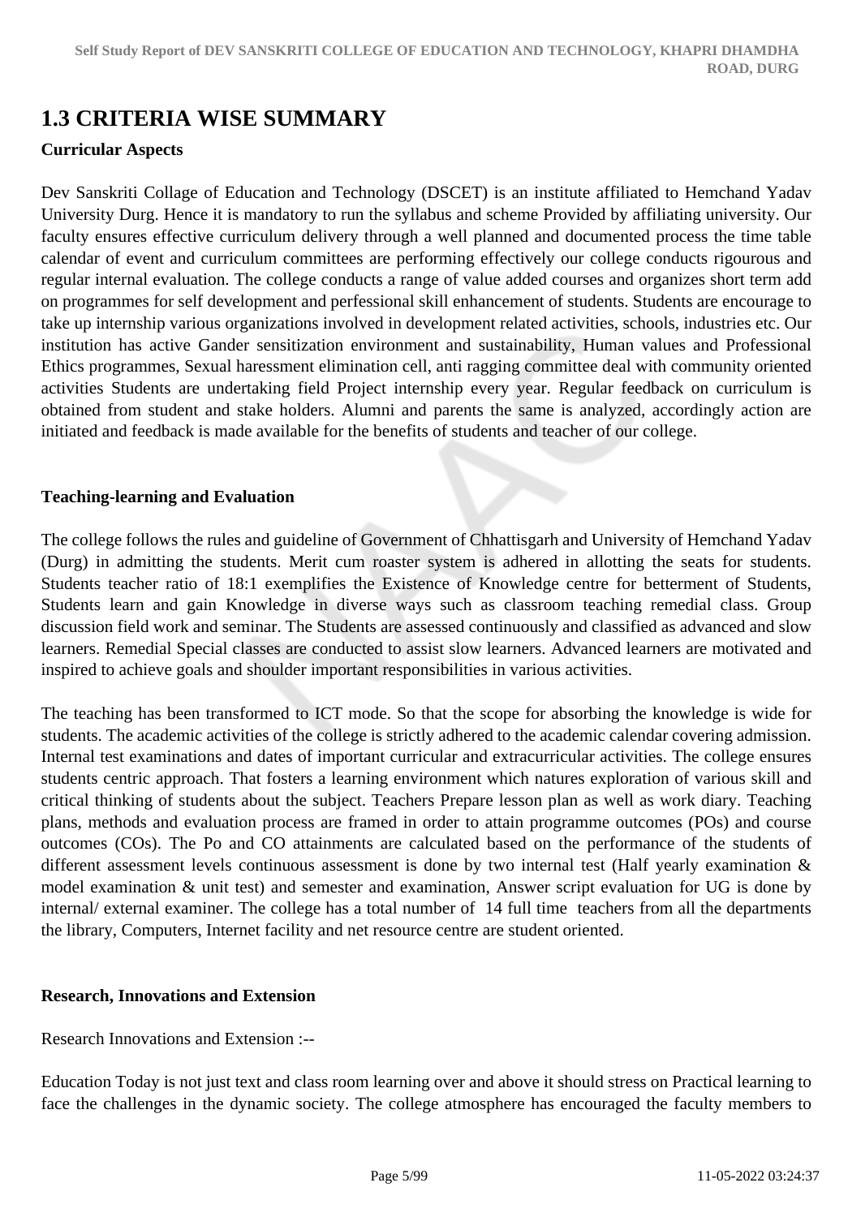## 1.3 CRITERIA WISE SUMMARY

**Curricular Aspects**

Dev Sanskriti Collage of Education and Technology (DSCET) is an institute affiliated to Hemchand Yadav University Durg. Hence it is mandatory to run the syllabus and scheme Provided by affiliating university. Our faculty ensures effective curriculum delivery through a well planned and documented process the time table calendar of event and curriculum committees are performing effectively our college conducts rigourous and regular internal evaluation. The college conducts a range of value added courses and organizes short term add on programmes for self development and perfessional skill enhancement of students. Students are encourage to take up internship various organizations involved in development related activities, schools, industries etc. Our institution has active Gander sensitization environment and sustainability, Human values and Professional Ethics programmes, Sexual haressment elimination cell, anti ragging committee deal with community oriented activities Students are undertaking field Project internship every year. Regular feedback on curriculum is obtained from student and stake holders. Alumni and parents the same is analyzed, accordingly action are initiated and feedback is made available for the benefits of students and teacher of our college.

**Teaching-learning and Evaluation**

The college follows the rules and guideline of Government of Chhattisgarh and University of Hemchand Yadav (Durg) in admitting the students. Merit cum roaster system is adhered in allotting the seats for students. Students teacher ratio of 18:1 exemplifies the Existence of Knowledge centre for betterment of Students, Students learn and gain Knowledge in diverse ways such as classroom teaching remedial class. Group discussion field work and seminar. The Students are assessed continuously and classified as advanced and slow learners. Remedial Special classes are conducted to assist slow learners. Advanced learners are motivated and inspired to achieve goals and shoulder important responsibilities in various activities.

The teaching has been transformed to ICT mode. So that the scope for absorbing the knowledge is wide for students. The academic activities of the college is strictly adhered to the academic calendar covering admission. Internal test examinations and dates of important curricular and extracurricular activities. The college ensures students centric approach. That fosters a learning environment which natures exploration of various skill and critical thinking of students about the subject. Teachers Prepare lesson plan as well as work diary. Teaching plans, methods and evaluation process are framed in order to attain programme outcomes (POs) and course outcomes (COs). The Po and CO attainments are calculated based on the performance of the students of different assessment levels continuous assessment is done by two internal test (Half yearly examination & model examination & unit test) and semester and examination, Answer script evaluation for UG is done by internal/ external examiner. The college has a total number of 14 full time teachers from all the departments the library, Computers, Internet facility and net resource centre are student oriented.

**Research, Innovations and Extension**

Research Innovations and Extension :--

Education Today is not just text and class room learning over and above it should stress on Practical learning to face the challenges in the dynamic society. The college atmosphere has encouraged the faculty members to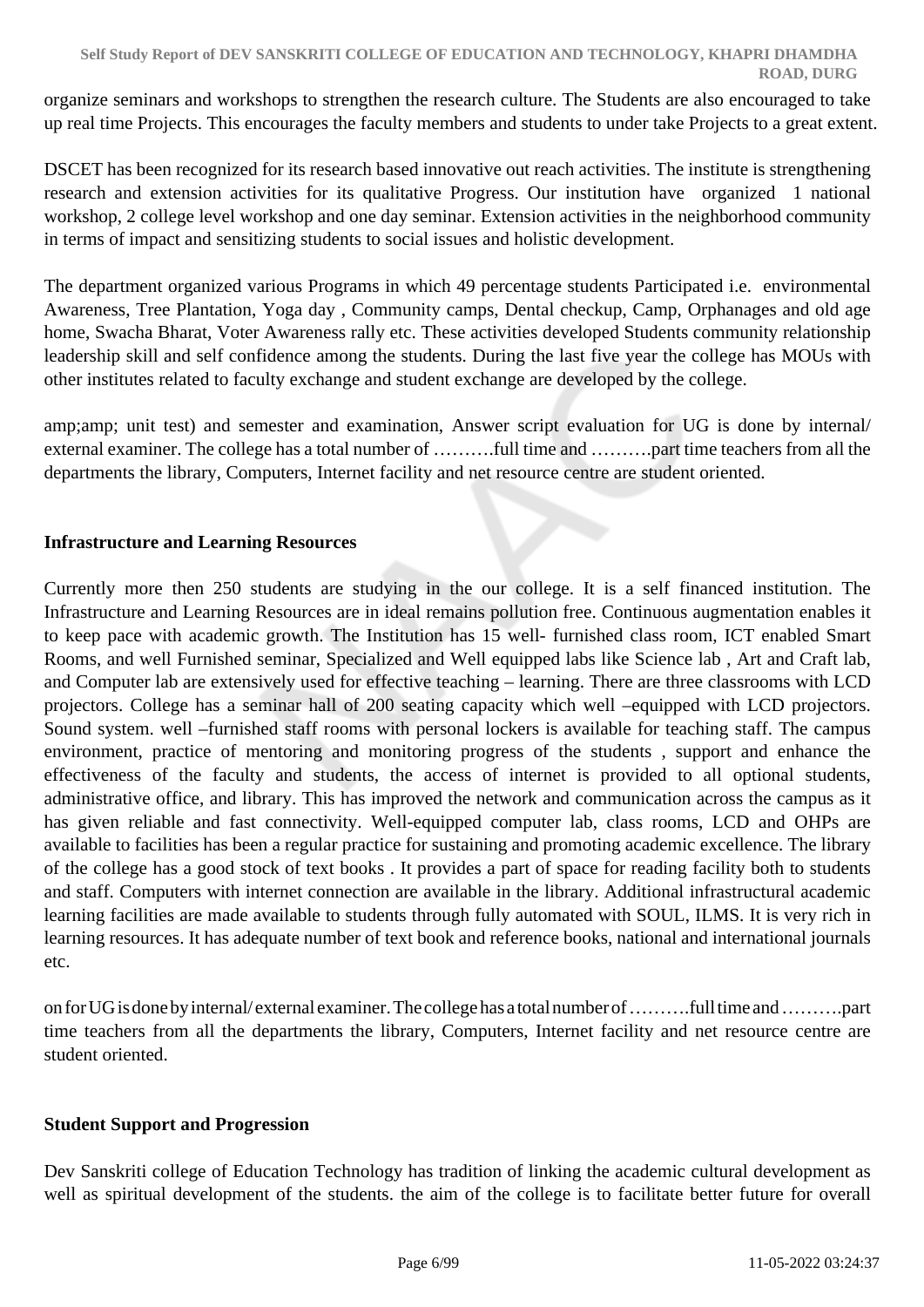organize seminars and workshops to strengthen the research culture. The Students are also encouraged to take up real time Projects. This encourages the faculty members and students to under take Projects to a great extent.

DSCET has been recognized for its research based innovative out reach activities. The institute is strengthening research and extension activities for its qualitative Progress. Our institution have organized 1 national workshop, 2 college level workshop and one day seminar. Extension activities in the neighborhood community in terms of impact and sensitizing students to social issues and holistic development.

The department organized various Programs in which 49 percentage students Participated i.e. environmental Awareness, Tree Plantation, Yoga day , Community camps, Dental checkup, Camp, Orphanages and old age home, Swacha Bharat, Voter Awareness rally etc. These activities developed Students community relationship leadership skill and self confidence among the students. During the last five year the college has MOUs with other institutes related to faculty exchange and student exchange are developed by the college.

amp;amp; unit test) and semester and examination, Answer script evaluation for UG is done by internal/ external examiner. The college has a total number of ……….full time and ……….part time teachers from all the departments the library, Computers, Internet facility and net resource centre are student oriented.

**Infrastructure and Learning Resources**

Currently more then 250 students are studying in the our college. It is a self financed institution. The Infrastructure and Learning Resources are in ideal remains pollution free. Continuous augmentation enables it to keep pace with academic growth. The Institution has 15 well- furnished class room, ICT enabled Smart Rooms, and well Furnished seminar, Specialized and Well equipped labs like Science lab , Art and Craft lab, and Computer lab are extensively used for effective teaching – learning. There are three classrooms with LCD projectors. College has a seminar hall of 200 seating capacity which well –equipped with LCD projectors. Sound system. well –furnished staff rooms with personal lockers is available for teaching staff. The campus environment, practice of mentoring and monitoring progress of the students , support and enhance the effectiveness of the faculty and students, the access of internet is provided to all optional students, administrative office, and library. This has improved the network and communication across the campus as it has given reliable and fast connectivity. Well-equipped computer lab, class rooms, LCD and OHPs are available to facilities has been a regular practice for sustaining and promoting academic excellence. The library of the college has a good stock of text books . It provides a part of space for reading facility both to students and staff. Computers with internet connection are available in the library. Additional infrastructural academic learning facilities are made available to students through fully automated with SOUL, ILMS. It is very rich in learning resources. It has adequate number of text book and reference books, national and international journals etc.

on for UG is done by internal/ external examiner. The college has a total number of ……….full time and ……….part time teachers from all the departments the library, Computers, Internet facility and net resource centre are student oriented.

**Student Support and Progression**

Dev Sanskriti college of Education Technology has tradition of linking the academic cultural development as well as spiritual development of the students. the aim of the college is to facilitate better future for overall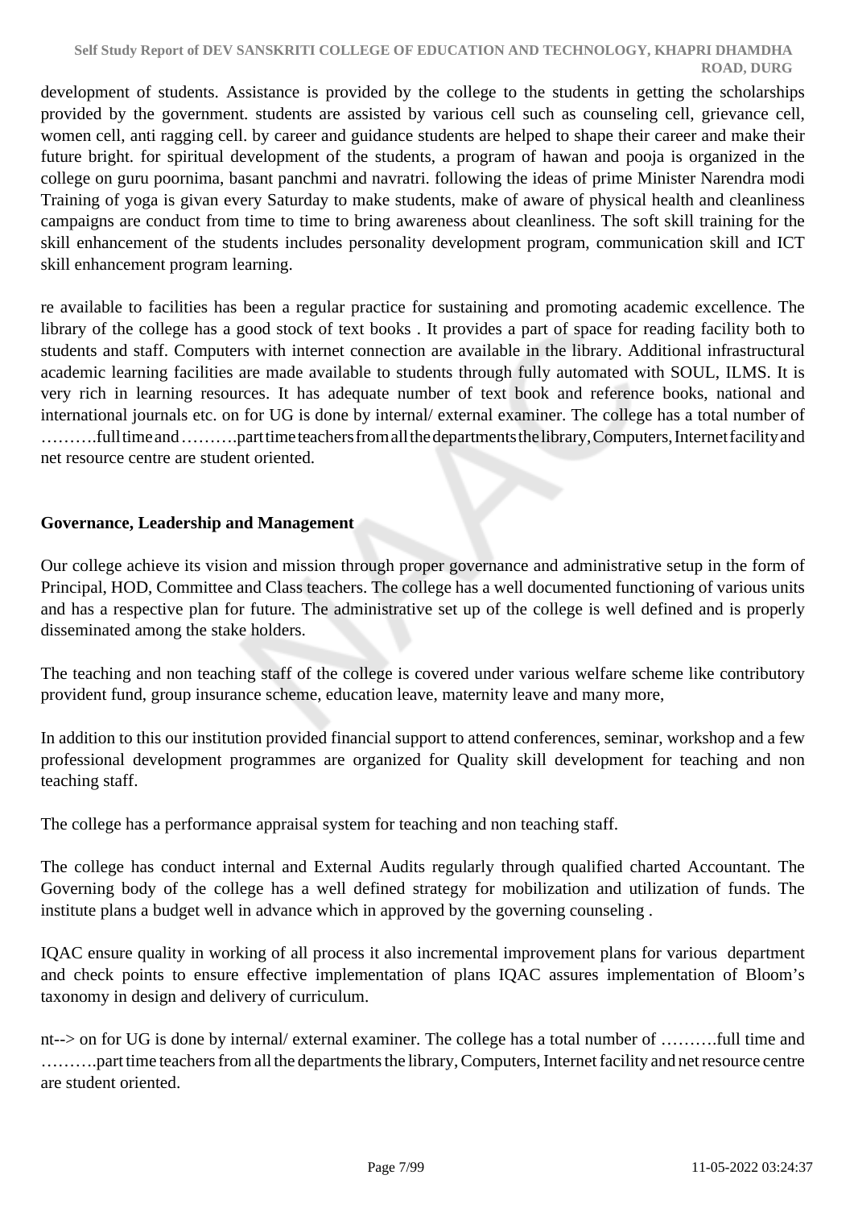development of students. Assistance is provided by the college to the students in getting the scholarships provided by the government. students are assisted by various cell such as counseling cell, grievance cell, women cell, anti ragging cell. by career and guidance students are helped to shape their career and make their future bright. for spiritual development of the students, a program of hawan and pooja is organized in the college on guru poornima, basant panchmi and navratri. following the ideas of prime Minister Narendra modi Training of yoga is givan every Saturday to make students, make of aware of physical health and cleanliness campaigns are conduct from time to time to bring awareness about cleanliness. The soft skill training for the skill enhancement of the students includes personality development program, communication skill and ICT skill enhancement program learning.

re available to facilities has been a regular practice for sustaining and promoting academic excellence. The library of the college has a good stock of text books . It provides a part of space for reading facility both to students and staff. Computers with internet connection are available in the library. Additional infrastructural academic learning facilities are made available to students through fully automated with SOUL, ILMS. It is very rich in learning resources. It has adequate number of text book and reference books, national and international journals etc. on for UG is done by internal/ external examiner. The college has a total number of ……….full time and ……….part time teachers from all the departments the library, Computers, Internet facility and net resource centre are student oriented.

**Governance, Leadership and Management**

Our college achieve its vision and mission through proper governance and administrative setup in the form of Principal, HOD, Committee and Class teachers. The college has a well documented functioning of various units and has a respective plan for future. The administrative set up of the college is well defined and is properly disseminated among the stake holders.

The teaching and non teaching staff of the college is covered under various welfare scheme like contributory provident fund, group insurance scheme, education leave, maternity leave and many more,

In addition to this our institution provided financial support to attend conferences, seminar, workshop and a few professional development programmes are organized for Quality skill development for teaching and non teaching staff.

The college has a performance appraisal system for teaching and non teaching staff.

The college has conduct internal and External Audits regularly through qualified charted Accountant. The Governing body of the college has a well defined strategy for mobilization and utilization of funds. The institute plans a budget well in advance which in approved by the governing counseling .

IQAC ensure quality in working of all process it also incremental improvement plans for various department and check points to ensure effective implementation of plans IQAC assures implementation of Bloom's taxonomy in design and delivery of curriculum.

nt--> on for UG is done by internal/ external examiner. The college has a total number of ……….full time and ……….part time teachers from all the departments the library, Computers, Internet facility and net resource centre are student oriented.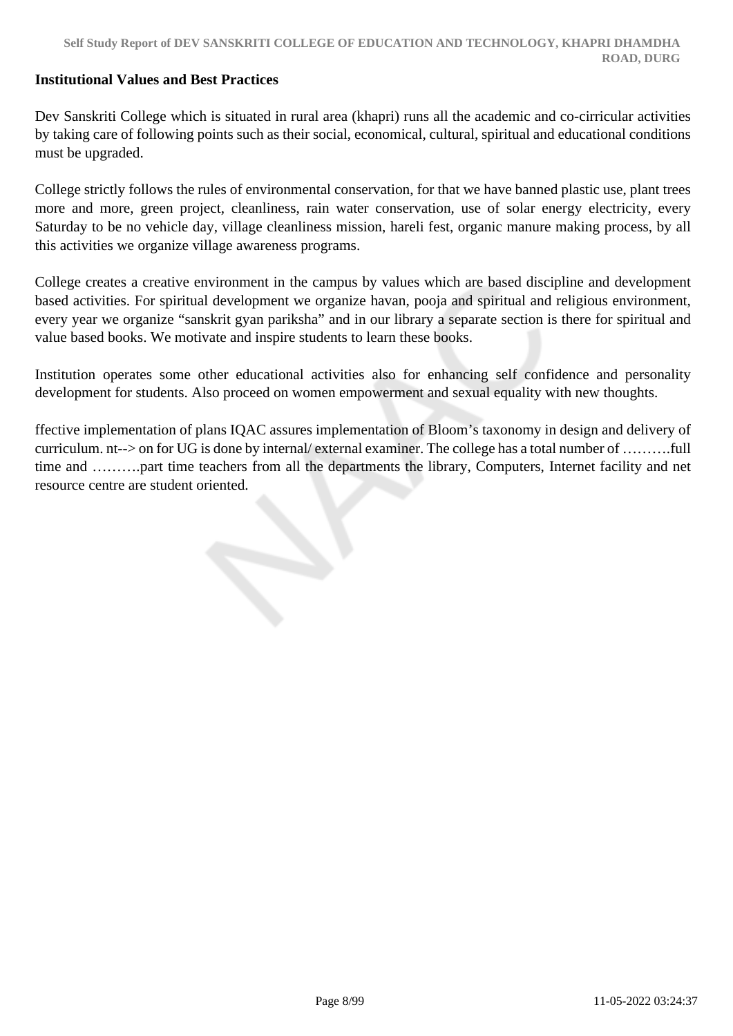**Institutional Values and Best Practices**

Dev Sanskriti College which is situated in rural area (khapri) runs all the academic and co-cirricular activities by taking care of following points such as their social, economical, cultural, spiritual and educational conditions must be upgraded.

College strictly follows the rules of environmental conservation, for that we have banned plastic use, plant trees more and more, green project, cleanliness, rain water conservation, use of solar energy electricity, every Saturday to be no vehicle day, village cleanliness mission, hareli fest, organic manure making process, by all this activities we organize village awareness programs.

College creates a creative environment in the campus by values which are based discipline and development based activities. For spiritual development we organize havan, pooja and spiritual and religious environment, every year we organize “sanskrit gyan pariksha” and in our library a separate section is there for spiritual and value based books. We motivate and inspire students to learn these books.

Institution operates some other educational activities also for enhancing self confidence and personality development for students. Also proceed on women empowerment and sexual equality with new thoughts.

ffective implementation of plans IQAC assures implementation of Bloom’s taxonomy in design and delivery of curriculum. nt--> on for UG is done by internal/ external examiner. The college has a total number of ……….full time and ……….part time teachers from all the departments the library, Computers, Internet facility and net resource centre are student oriented.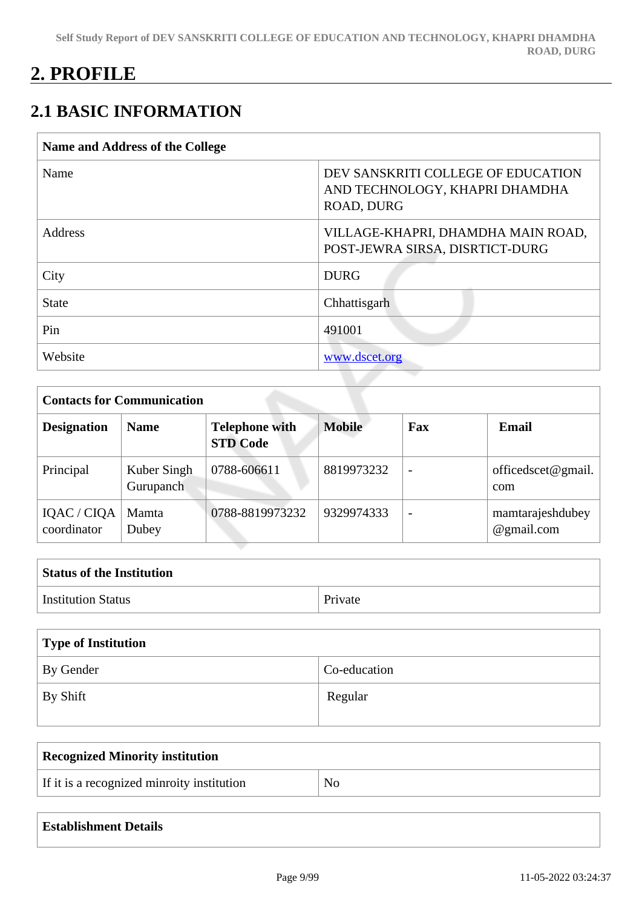# 2. PROFILE

## 2.1 BASIC INFORMATION

| Name and Address of the College | |
|---|---|
| Name | DEV SANSKRITI COLLEGE OF EDUCATION AND TECHNOLOGY, KHAPRI DHAMDHA ROAD, DURG |
| Address | VILLAGE-KHAPRI, DHAMDHA MAIN ROAD, POST-JEWRA SIRSA, DISRTICT-DURG |
| City | DURG |
| State | Chhattisgarh |
| Pin | 491001 |
| Website | www.dscet.org |

| Contacts for Communication | | | | | |
|---|---|---|---|---|---|
| **Designation** | **Name** | **Telephone with STD Code** | **Mobile** | **Fax** | **Email** |
| Principal | Kuber Singh Gurupanch | 0788-606611 | 8819973232 | - | officedscet@gmail.com |
| IQAC / CIQA coordinator | Mamta Dubey | 0788-8819973232 | 9329974333 | - | mamtarajeshdubey@gmail.com |

| Status of the Institution | |
|---|---|
| Institution Status | Private |

| Type of Institution | |
|---|---|
| By Gender | Co-education |
| By Shift | Regular |

| Recognized Minority institution | |
|---|---|
| If it is a recognized minroity institution | No |

| Establishment Details |
|---|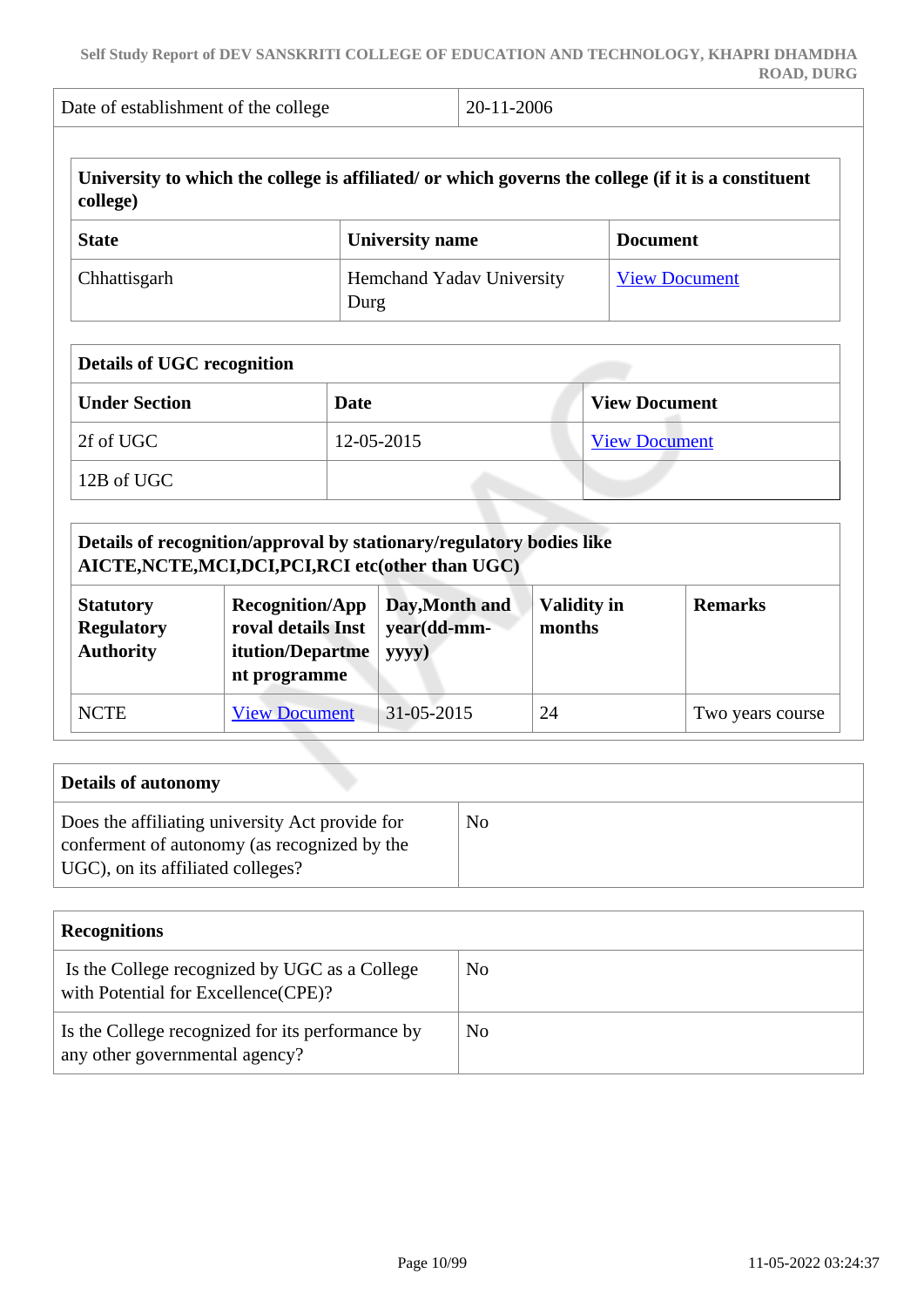| Date of establishment of the college | 20-11-2006 |
|---|---|

| **University to which the college is affiliated/ or which governs the college (if it is a constituent college)** | | |
|---|---|---|
| **State** | **University name** | **Document** |
| Chhattisgarh | Hemchand Yadav University Durg | View Document |

| **Details of UGC recognition** | | |
|---|---|---|
| **Under Section** | **Date** | **View Document** |
| 2f of UGC | 12-05-2015 | View Document |
| 12B of UGC | | |

| **Details of recognition/approval by stationary/regulatory bodies like AICTE,NCTE,MCI,DCI,PCI,RCI etc(other than UGC)** | | | | |
|---|---|---|---|---|
| **Statutory Regulatory Authority** | **Recognition/Approval details Institution/Department programme** | **Day,Month and year(dd-mm-yyyy)** | **Validity in months** | **Remarks** |
| NCTE | View Document | 31-05-2015 | 24 | Two years course |

| **Details of autonomy** | |
|---|---|
| Does the affiliating university Act provide for conferment of autonomy (as recognized by the UGC), on its affiliated colleges? | No |

| **Recognitions** | |
|---|---|
| Is the College recognized by UGC as a College with Potential for Excellence(CPE)? | No |
| Is the College recognized for its performance by any other governmental agency? | No |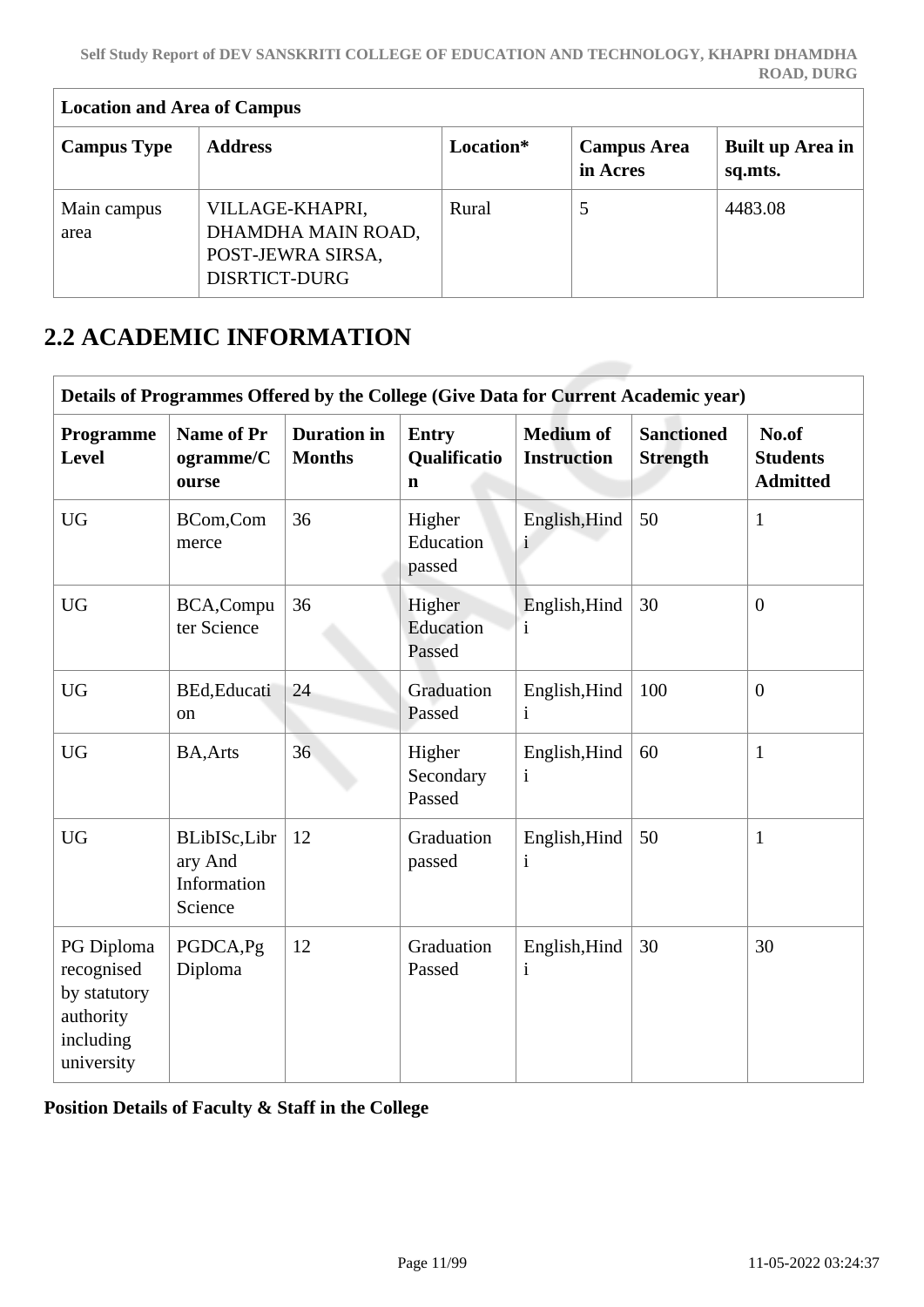| Location and Area of Campus | | | | |
|---|---|---|---|---|
| **Campus Type** | **Address** | **Location*** | **Campus Area in Acres** | **Built up Area in sq.mts.** |
| Main campus area | VILLAGE-KHAPRI, DHAMDHA MAIN ROAD, POST-JEWRA SIRSA, DISRTICT-DURG | Rural | 5 | 4483.08 |

## 2.2 ACADEMIC INFORMATION

| Details of Programmes Offered by the College (Give Data for Current Academic year) | | | | | | |
|---|---|---|---|---|---|---|
| **Programme Level** | **Name of Programme/Course** | **Duration in Months** | **Entry Qualification** | **Medium of Instruction** | **Sanctioned Strength** | **No.of Students Admitted** |
| UG | BCom,Commerce | 36 | Higher Education passed | English,Hindi | 50 | 1 |
| UG | BCA,Computer Science | 36 | Higher Education Passed | English,Hindi | 30 | 0 |
| UG | BEd,Education | 24 | Graduation Passed | English,Hindi | 100 | 0 |
| UG | BA,Arts | 36 | Higher Secondary Passed | English,Hindi | 60 | 1 |
| UG | BLibISc,Library And Information Science | 12 | Graduation passed | English,Hindi | 50 | 1 |
| PG Diploma recognised by statutory authority including university | PGDCA,Pg Diploma | 12 | Graduation Passed | English,Hindi | 30 | 30 |

**Position Details of Faculty & Staff in the College**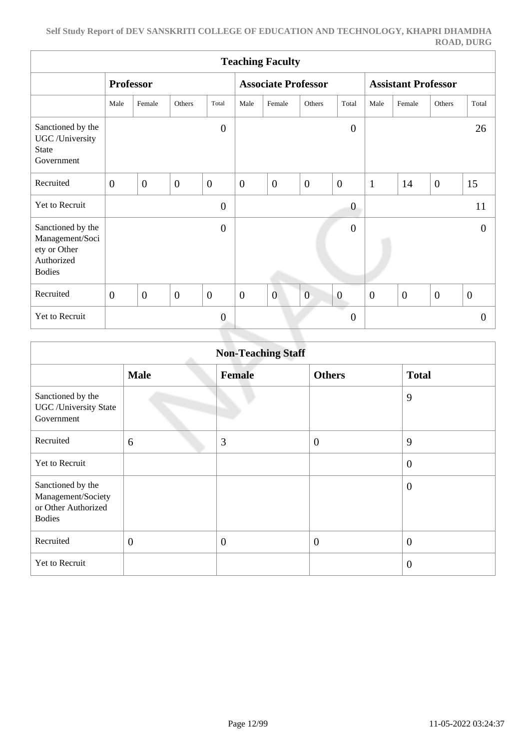| Teaching Faculty | | | | | | | | | | | | |
|---|---|---|---|---|---|---|---|---|---|---|---|---|
| | Professor | | | | Associate Professor | | | | Assistant Professor | | | |
| | Male | Female | Others | Total | Male | Female | Others | Total | Male | Female | Others | Total |
| Sanctioned by the UGC /University State Government | | | | 0 | | | | 0 | | | | 26 |
| Recruited | 0 | 0 | 0 | 0 | 0 | 0 | 0 | 0 | 1 | 14 | 0 | 15 |
| Yet to Recruit | | | | 0 | | | | 0 | | | | 11 |
| Sanctioned by the Management/Society or Other Authorized Bodies | | | | 0 | | | | 0 | | | | 0 |
| Recruited | 0 | 0 | 0 | 0 | 0 | 0 | 0 | 0 | 0 | 0 | 0 | 0 |
| Yet to Recruit | | | | 0 | | | | 0 | | | | 0 |

| Non-Teaching Staff | | | | |
|---|---|---|---|---|
| | Male | Female | Others | Total |
| Sanctioned by the UGC /University State Government | | | | 9 |
| Recruited | 6 | 3 | 0 | 9 |
| Yet to Recruit | | | | 0 |
| Sanctioned by the Management/Society or Other Authorized Bodies | | | | 0 |
| Recruited | 0 | 0 | 0 | 0 |
| Yet to Recruit | | | | 0 |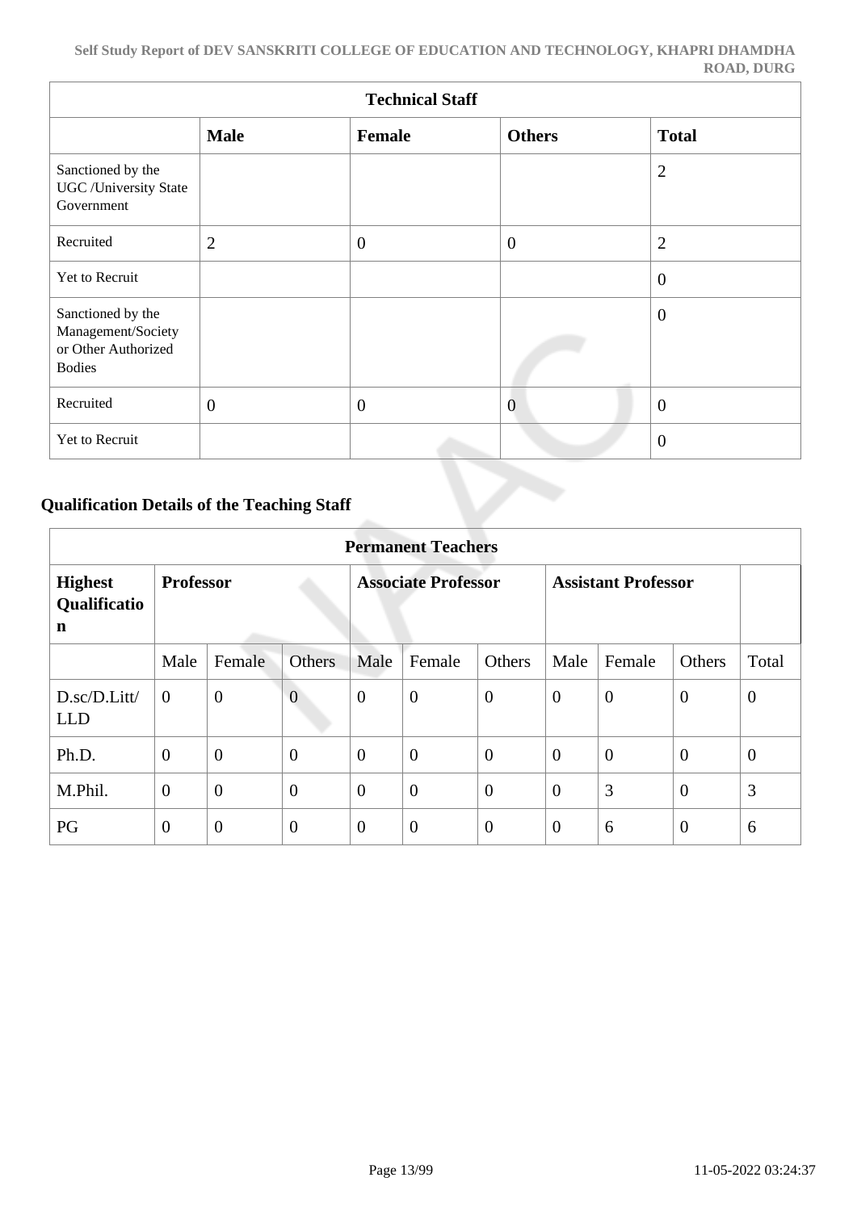| Technical Staff | | | | |
|---|---|---|---|---|
| | **Male** | **Female** | **Others** | **Total** |
| Sanctioned by the UGC /University State Government | | | | 2 |
| Recruited | 2 | 0 | 0 | 2 |
| Yet to Recruit | | | | 0 |
| Sanctioned by the Management/Society or Other Authorized Bodies | | | | 0 |
| Recruited | 0 | 0 | 0 | 0 |
| Yet to Recruit | | | | 0 |

## Qualification Details of the Teaching Staff

| Permanent Teachers | | | | | | | | | | |
|---|---|---|---|---|---|---|---|---|---|---|
| **Highest Qualification** | **Professor** | | | **Associate Professor** | | | **Assistant Professor** | | | |
| | Male | Female | Others | Male | Female | Others | Male | Female | Others | Total |
| D.sc/D.Litt/ LLD | 0 | 0 | 0 | 0 | 0 | 0 | 0 | 0 | 0 | 0 |
| Ph.D. | 0 | 0 | 0 | 0 | 0 | 0 | 0 | 0 | 0 | 0 |
| M.Phil. | 0 | 0 | 0 | 0 | 0 | 0 | 0 | 3 | 0 | 3 |
| PG | 0 | 0 | 0 | 0 | 0 | 0 | 0 | 6 | 0 | 6 |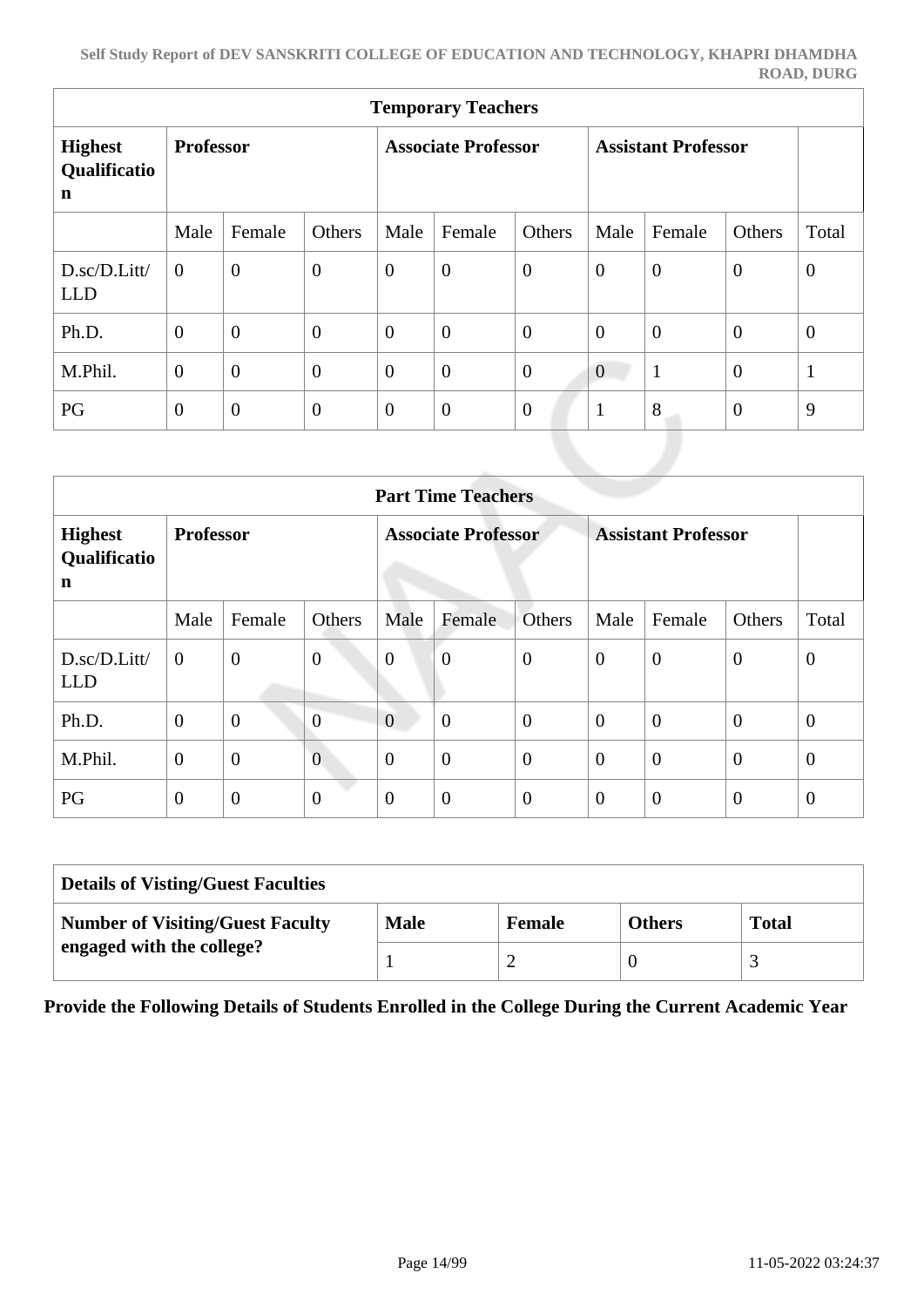| Temporary Teachers | | | | | | | | | |
|---|---|---|---|---|---|---|---|---|---|
| **Highest Qualification** | **Professor** | | | **Associate Professor** | | | **Assistant Professor** | | |
| | Male | Female | Others | Male | Female | Others | Male | Female | Others | Total |
| D.sc/D.Litt/ LLD | 0 | 0 | 0 | 0 | 0 | 0 | 0 | 0 | 0 | 0 |
| Ph.D. | 0 | 0 | 0 | 0 | 0 | 0 | 0 | 0 | 0 | 0 |
| M.Phil. | 0 | 0 | 0 | 0 | 0 | 0 | 0 | 1 | 0 | 1 |
| PG | 0 | 0 | 0 | 0 | 0 | 0 | 1 | 8 | 0 | 9 |

| Part Time Teachers | | | | | | | | | | |
|---|---|---|---|---|---|---|---|---|---|---|
| **Highest Qualification** | **Professor** | | | **Associate Professor** | | | **Assistant Professor** | | | |
| | Male | Female | Others | Male | Female | Others | Male | Female | Others | Total |
| D.sc/D.Litt/ LLD | 0 | 0 | 0 | 0 | 0 | 0 | 0 | 0 | 0 | 0 |
| Ph.D. | 0 | 0 | 0 | 0 | 0 | 0 | 0 | 0 | 0 | 0 |
| M.Phil. | 0 | 0 | 0 | 0 | 0 | 0 | 0 | 0 | 0 | 0 |
| PG | 0 | 0 | 0 | 0 | 0 | 0 | 0 | 0 | 0 | 0 |

| Details of Visting/Guest Faculties | | | | |
|---|---|---|---|---|
| **Number of Visiting/Guest Faculty engaged with the college?** | **Male** | **Female** | **Others** | **Total** |
| | 1 | 2 | 0 | 3 |

**Provide the Following Details of Students Enrolled in the College During the Current Academic Year**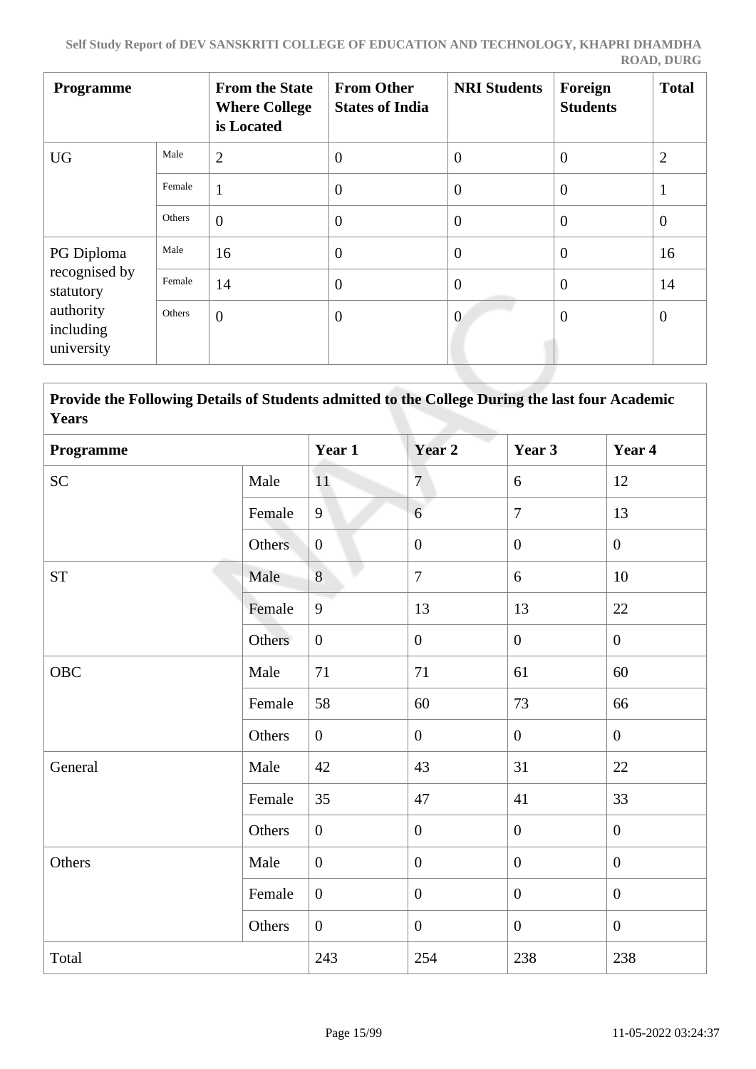| Programme | | From the State Where College is Located | From Other States of India | NRI Students | Foreign Students | Total |
|---|---|---|---|---|---|---|
| UG | Male | 2 | 0 | 0 | 0 | 2 |
| | Female | 1 | 0 | 0 | 0 | 1 |
| | Others | 0 | 0 | 0 | 0 | 0 |
| PG Diploma recognised by statutory authority including university | Male | 16 | 0 | 0 | 0 | 16 |
| | Female | 14 | 0 | 0 | 0 | 14 |
| | Others | 0 | 0 | 0 | 0 | 0 |

| Provide the Following Details of Students admitted to the College During the last four Academic Years | | | | | |
|---|---|---|---|---|---|
| **Programme** | | **Year 1** | **Year 2** | **Year 3** | **Year 4** |
| SC | Male | 11 | 7 | 6 | 12 |
| | Female | 9 | 6 | 7 | 13 |
| | Others | 0 | 0 | 0 | 0 |
| ST | Male | 8 | 7 | 6 | 10 |
| | Female | 9 | 13 | 13 | 22 |
| | Others | 0 | 0 | 0 | 0 |
| OBC | Male | 71 | 71 | 61 | 60 |
| | Female | 58 | 60 | 73 | 66 |
| | Others | 0 | 0 | 0 | 0 |
| General | Male | 42 | 43 | 31 | 22 |
| | Female | 35 | 47 | 41 | 33 |
| | Others | 0 | 0 | 0 | 0 |
| Others | Male | 0 | 0 | 0 | 0 |
| | Female | 0 | 0 | 0 | 0 |
| | Others | 0 | 0 | 0 | 0 |
| Total | | 243 | 254 | 238 | 238 |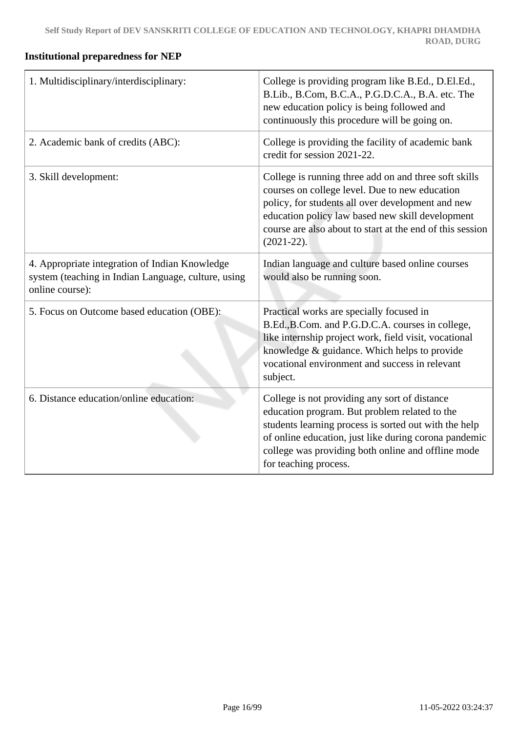**Institutional preparedness for NEP**

| | |
|---|---|
| 1. Multidisciplinary/interdisciplinary: | College is providing program like B.Ed., D.El.Ed., B.Lib., B.Com, B.C.A., P.G.D.C.A., B.A. etc. The new education policy is being followed and continuously this procedure will be going on. |
| 2. Academic bank of credits (ABC): | College is providing the facility of academic bank credit for session 2021-22. |
| 3. Skill development: | College is running three add on and three soft skills courses on college level. Due to new education policy, for students all over development and new education policy law based new skill development course are also about to start at the end of this session (2021-22). |
| 4. Appropriate integration of Indian Knowledge system (teaching in Indian Language, culture, using online course): | Indian language and culture based online courses would also be running soon. |
| 5. Focus on Outcome based education (OBE): | Practical works are specially focused in B.Ed.,B.Com. and P.G.D.C.A. courses in college, like internship project work, field visit, vocational knowledge & guidance. Which helps to provide vocational environment and success in relevant subject. |
| 6. Distance education/online education: | College is not providing any sort of distance education program. But problem related to the students learning process is sorted out with the help of online education, just like during corona pandemic college was providing both online and offline mode for teaching process. |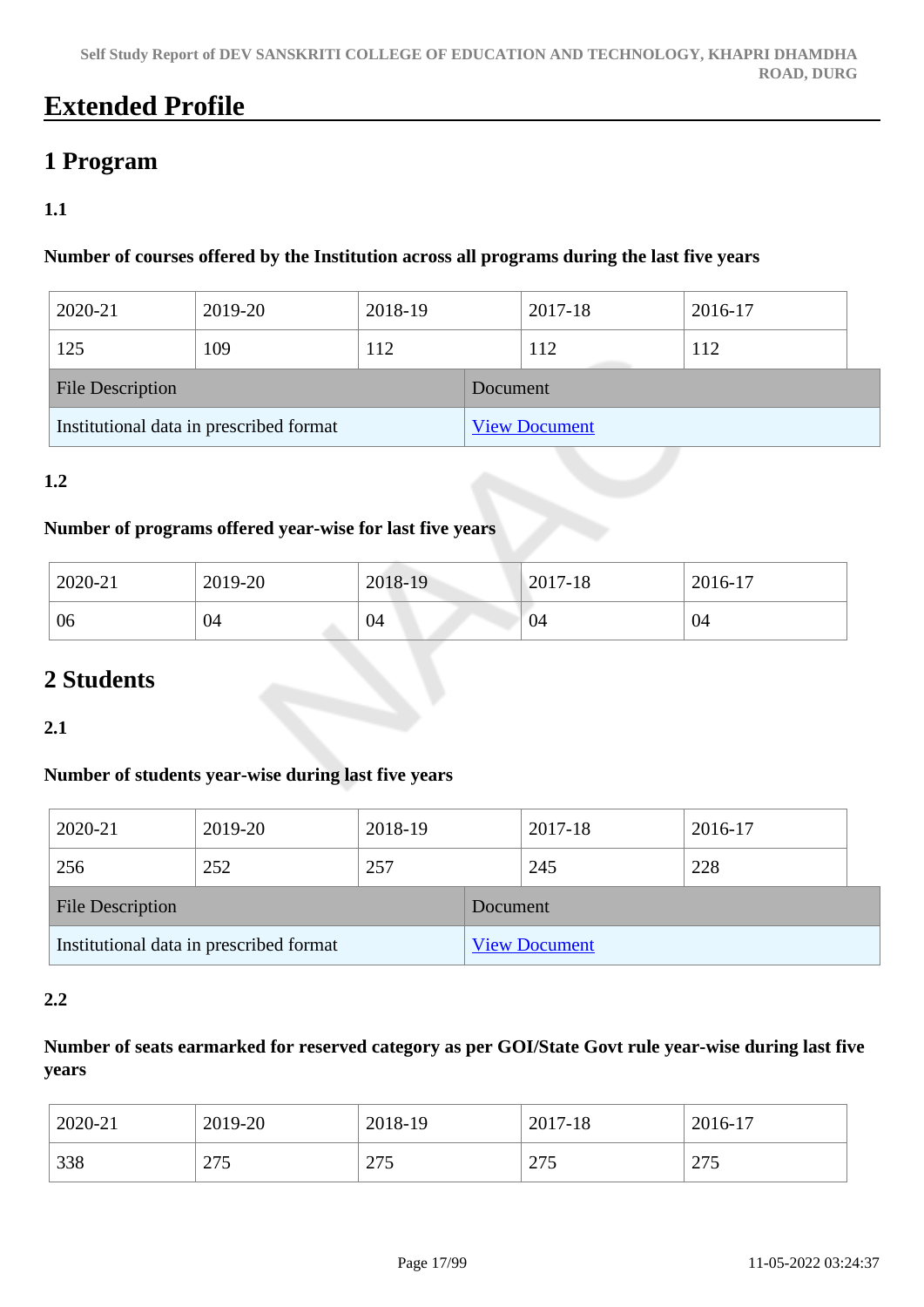# Extended Profile

## 1 Program

### 1.1

**Number of courses offered by the Institution across all programs during the last five years**

| 2020-21 | 2019-20 | 2018-19 | 2017-18 | 2016-17 |
|---|---|---|---|---|
| 125 | 109 | 112 | 112 | 112 |

| File Description | Document |
|---|---|
| Institutional data in prescribed format | View Document |

### 1.2

**Number of programs offered year-wise for last five years**

| 2020-21 | 2019-20 | 2018-19 | 2017-18 | 2016-17 |
|---|---|---|---|---|
| 06 | 04 | 04 | 04 | 04 |

## 2 Students

### 2.1

**Number of students year-wise during last five years**

| 2020-21 | 2019-20 | 2018-19 | 2017-18 | 2016-17 |
|---|---|---|---|---|
| 256 | 252 | 257 | 245 | 228 |

| File Description | Document |
|---|---|
| Institutional data in prescribed format | View Document |

### 2.2

**Number of seats earmarked for reserved category as per GOI/State Govt rule year-wise during last five years**

| 2020-21 | 2019-20 | 2018-19 | 2017-18 | 2016-17 |
|---|---|---|---|---|
| 338 | 275 | 275 | 275 | 275 |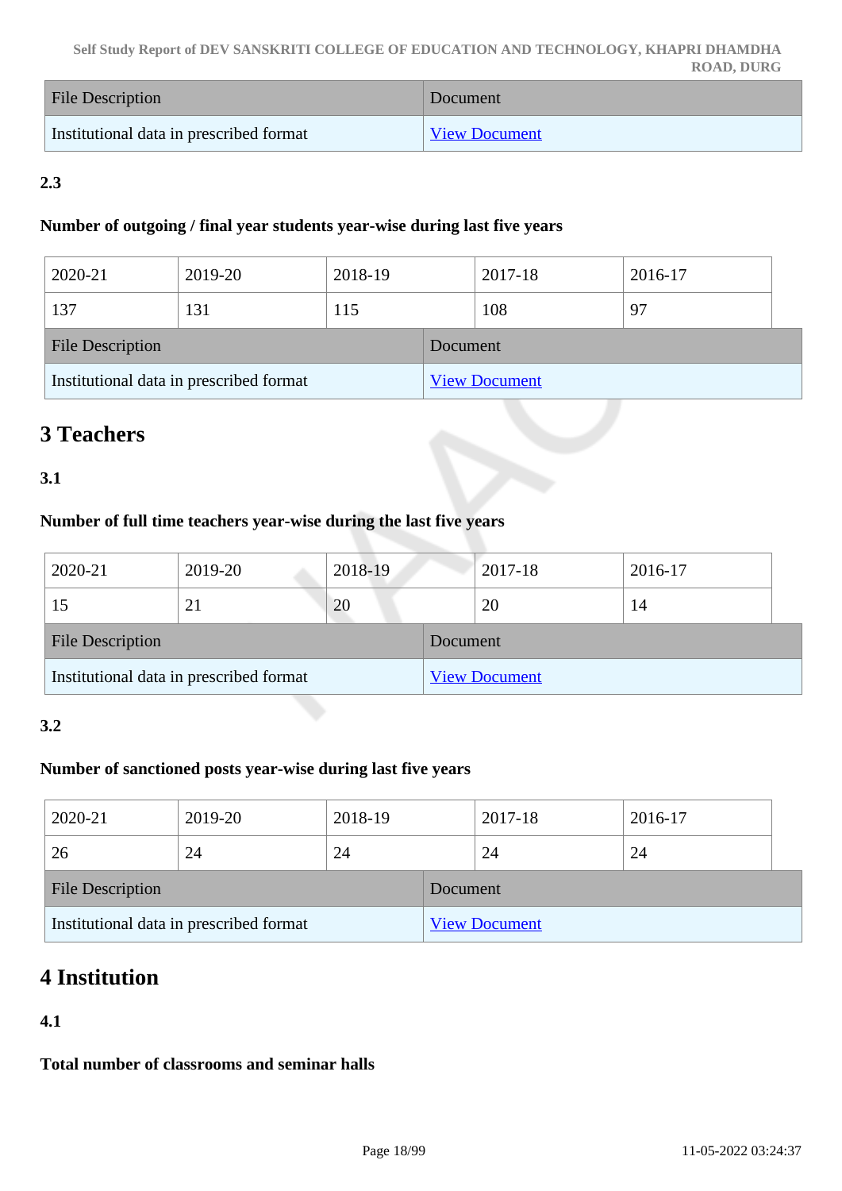| File Description | Document |
|---|---|
| Institutional data in prescribed format | View Document |

**2.3**

**Number of outgoing / final year students year-wise during last five years**

| 2020-21 | 2019-20 | 2018-19 | 2017-18 | 2016-17 |
|---|---|---|---|---|
| 137 | 131 | 115 | 108 | 97 |

| File Description | Document |
|---|---|
| Institutional data in prescribed format | View Document |

## 3 Teachers

**3.1**

**Number of full time teachers year-wise during the last five years**

| 2020-21 | 2019-20 | 2018-19 | 2017-18 | 2016-17 |
|---|---|---|---|---|
| 15 | 21 | 20 | 20 | 14 |

| File Description | Document |
|---|---|
| Institutional data in prescribed format | View Document |

**3.2**

**Number of sanctioned posts year-wise during last five years**

| 2020-21 | 2019-20 | 2018-19 | 2017-18 | 2016-17 |
|---|---|---|---|---|
| 26 | 24 | 24 | 24 | 24 |

| File Description | Document |
|---|---|
| Institutional data in prescribed format | View Document |

## 4 Institution

**4.1**

**Total number of classrooms and seminar halls**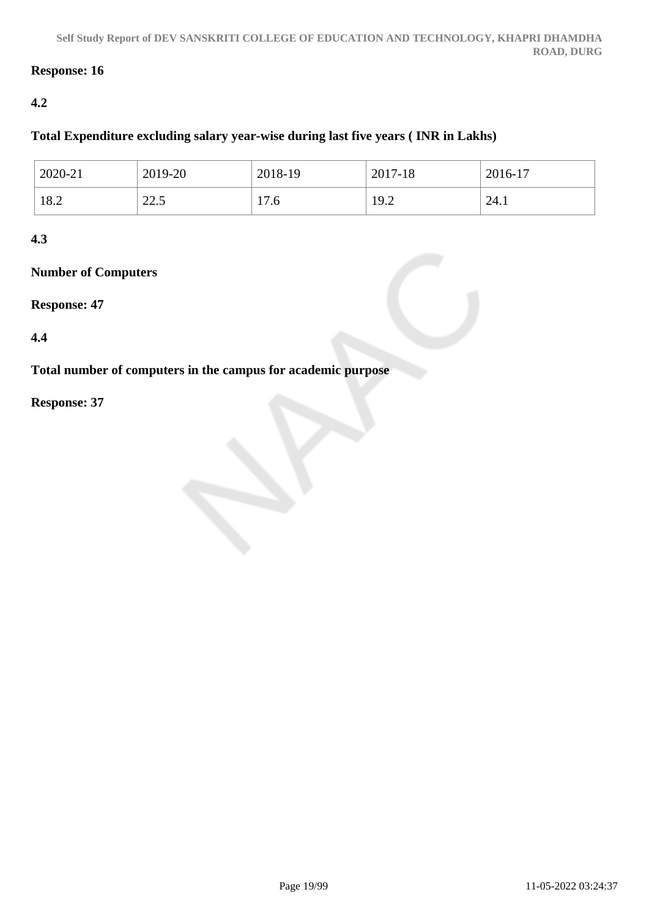**Response: 16**

**4.2**

**Total Expenditure excluding salary year-wise during last five years ( INR in Lakhs)**

| 2020-21 | 2019-20 | 2018-19 | 2017-18 | 2016-17 |
|---|---|---|---|---|
| 18.2 | 22.5 | 17.6 | 19.2 | 24.1 |

**4.3**

**Number of Computers**

**Response: 47**

**4.4**

**Total number of computers in the campus for academic purpose**

**Response: 37**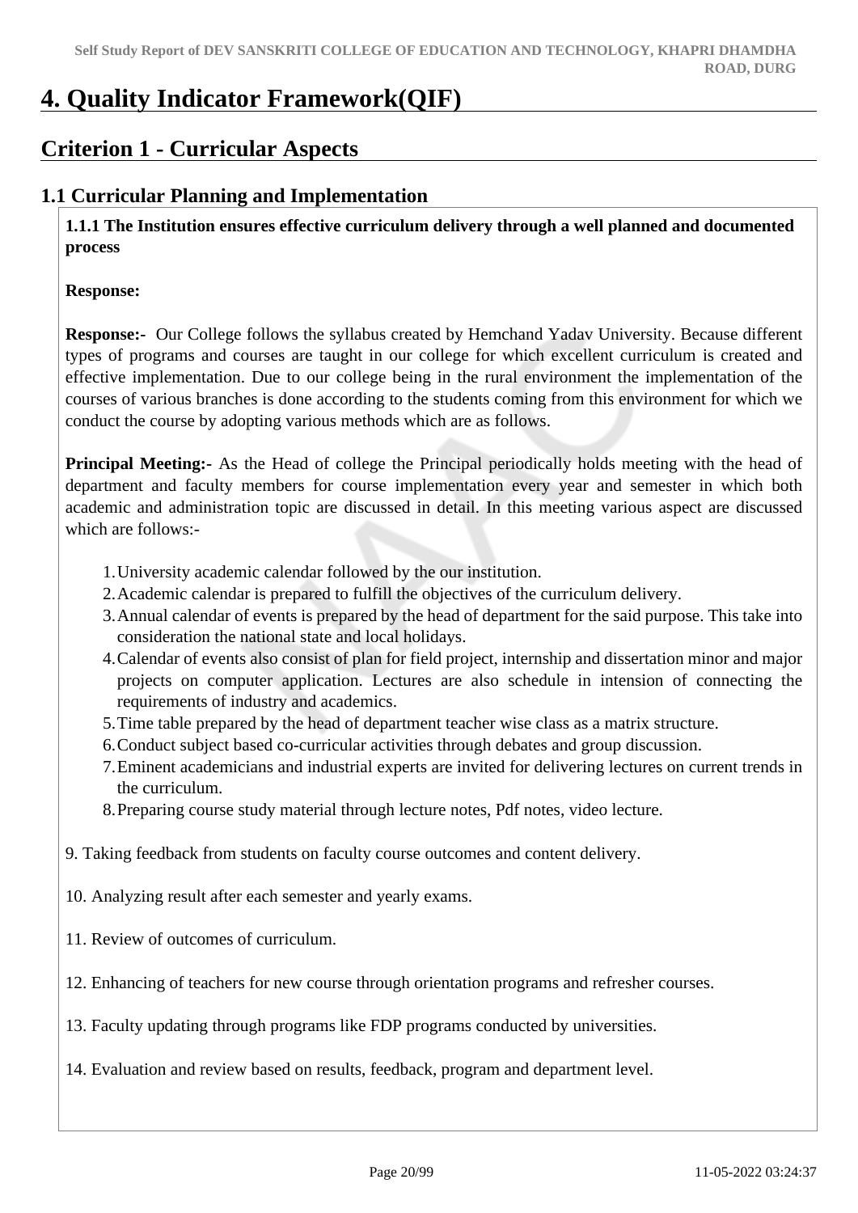# 4. Quality Indicator Framework(QIF)

## Criterion 1 - Curricular Aspects

### 1.1 Curricular Planning and Implementation

**1.1.1 The Institution ensures effective curriculum delivery through a well planned and documented process**

**Response:**

**Response:-** Our College follows the syllabus created by Hemchand Yadav University. Because different types of programs and courses are taught in our college for which excellent curriculum is created and effective implementation. Due to our college being in the rural environment the implementation of the courses of various branches is done according to the students coming from this environment for which we conduct the course by adopting various methods which are as follows.

**Principal Meeting:-** As the Head of college the Principal periodically holds meeting with the head of department and faculty members for course implementation every year and semester in which both academic and administration topic are discussed in detail. In this meeting various aspect are discussed which are follows:-

1. University academic calendar followed by the our institution.
2. Academic calendar is prepared to fulfill the objectives of the curriculum delivery.
3. Annual calendar of events is prepared by the head of department for the said purpose. This take into consideration the national state and local holidays.
4. Calendar of events also consist of plan for field project, internship and dissertation minor and major projects on computer application. Lectures are also schedule in intension of connecting the requirements of industry and academics.
5. Time table prepared by the head of department teacher wise class as a matrix structure.
6. Conduct subject based co-curricular activities through debates and group discussion.
7. Eminent academicians and industrial experts are invited for delivering lectures on current trends in the curriculum.
8. Preparing course study material through lecture notes, Pdf notes, video lecture.

9. Taking feedback from students on faculty course outcomes and content delivery.

10. Analyzing result after each semester and yearly exams.

11. Review of outcomes of curriculum.

12. Enhancing of teachers for new course through orientation programs and refresher courses.

13. Faculty updating through programs like FDP programs conducted by universities.

14. Evaluation and review based on results, feedback, program and department level.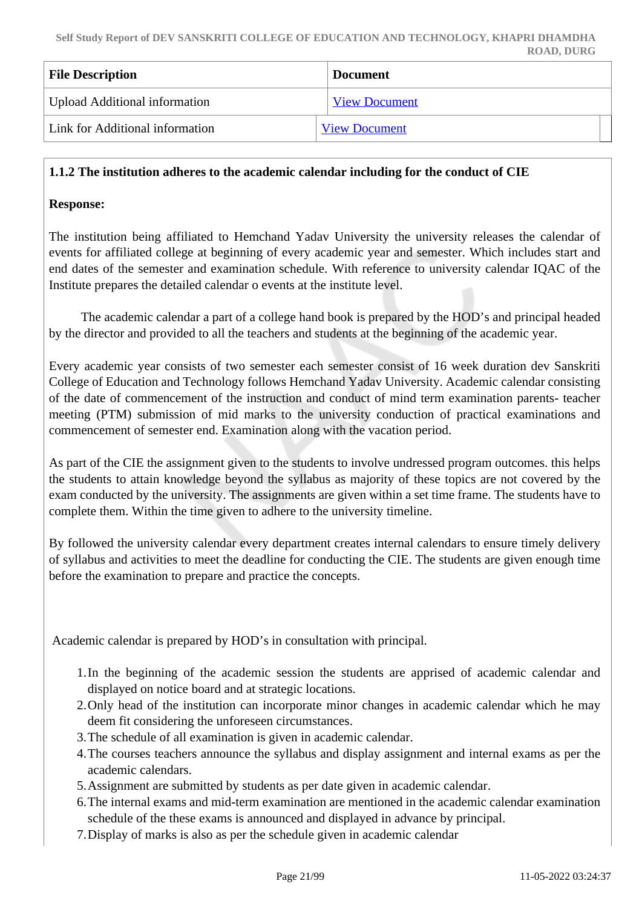| File Description | Document |
|---|---|
| Upload Additional information | View Document |
| Link for Additional information | View Document |

**1.1.2 The institution adheres to the academic calendar including for the conduct of CIE**

**Response:**

The institution being affiliated to Hemchand Yadav University the university releases the calendar of events for affiliated college at beginning of every academic year and semester. Which includes start and end dates of the semester and examination schedule. With reference to university calendar IQAC of the Institute prepares the detailed calendar o events at the institute level.

The academic calendar a part of a college hand book is prepared by the HOD's and principal headed by the director and provided to all the teachers and students at the beginning of the academic year.

Every academic year consists of two semester each semester consist of 16 week duration dev Sanskriti College of Education and Technology follows Hemchand Yadav University. Academic calendar consisting of the date of commencement of the instruction and conduct of mind term examination parents- teacher meeting (PTM) submission of mid marks to the university conduction of practical examinations and commencement of semester end. Examination along with the vacation period.

As part of the CIE the assignment given to the students to involve undressed program outcomes. this helps the students to attain knowledge beyond the syllabus as majority of these topics are not covered by the exam conducted by the university. The assignments are given within a set time frame. The students have to complete them. Within the time given to adhere to the university timeline.

By followed the university calendar every department creates internal calendars to ensure timely delivery of syllabus and activities to meet the deadline for conducting the CIE. The students are given enough time before the examination to prepare and practice the concepts.

Academic calendar is prepared by HOD's in consultation with principal.

1. In the beginning of the academic session the students are apprised of academic calendar and displayed on notice board and at strategic locations.
2. Only head of the institution can incorporate minor changes in academic calendar which he may deem fit considering the unforeseen circumstances.
3. The schedule of all examination is given in academic calendar.
4. The courses teachers announce the syllabus and display assignment and internal exams as per the academic calendars.
5. Assignment are submitted by students as per date given in academic calendar.
6. The internal exams and mid-term examination are mentioned in the academic calendar examination schedule of the these exams is announced and displayed in advance by principal.
7. Display of marks is also as per the schedule given in academic calendar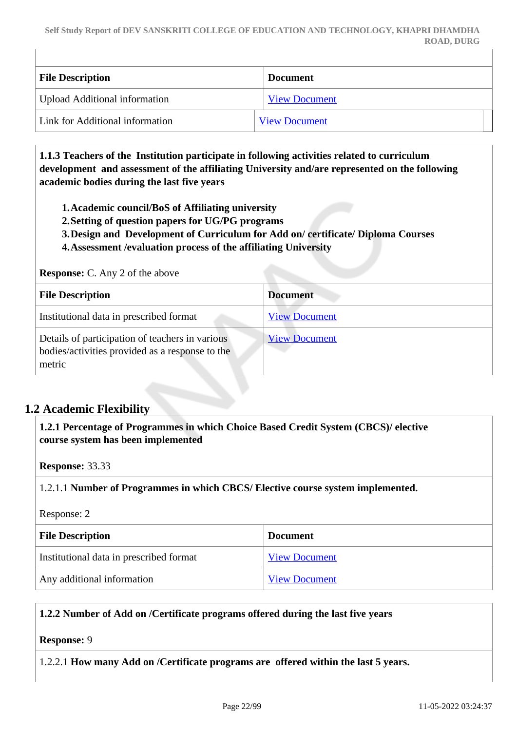| File Description | Document |
| --- | --- |
| Upload Additional information | View Document |
| Link for Additional information | View Document |

**1.1.3 Teachers of the Institution participate in following activities related to curriculum development and assessment of the affiliating University and/are represented on the following academic bodies during the last five years**

1. **Academic council/BoS of Affiliating university**
2. **Setting of question papers for UG/PG programs**
3. **Design and Development of Curriculum for Add on/ certificate/ Diploma Courses**
4. **Assessment /evaluation process of the affiliating University**

**Response:** C. Any 2 of the above

| File Description | Document |
| --- | --- |
| Institutional data in prescribed format | View Document |
| Details of participation of teachers in various bodies/activities provided as a response to the metric | View Document |

## 1.2 Academic Flexibility

**1.2.1 Percentage of Programmes in which Choice Based Credit System (CBCS)/ elective course system has been implemented**

**Response:** 33.33

1.2.1.1 **Number of Programmes in which CBCS/ Elective course system implemented.**

Response: 2

| File Description | Document |
| --- | --- |
| Institutional data in prescribed format | View Document |
| Any additional information | View Document |

**1.2.2 Number of Add on /Certificate programs offered during the last five years**

**Response:** 9

1.2.2.1 **How many Add on /Certificate programs are offered within the last 5 years.**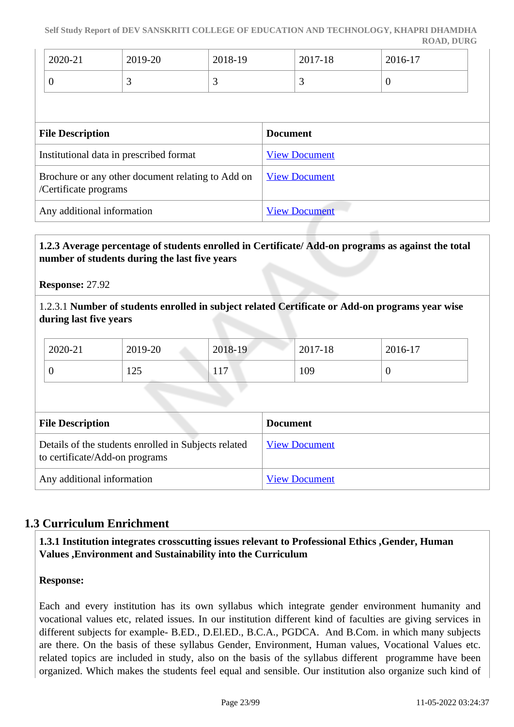| 2020-21 | 2019-20 | 2018-19 | 2017-18 | 2016-17 |
|---|---|---|---|---|
| 0 | 3 | 3 | 3 | 0 |

| File Description | Document |
|---|---|
| Institutional data in prescribed format | View Document |
| Brochure or any other document relating to Add on /Certificate programs | View Document |
| Any additional information | View Document |

**1.2.3 Average percentage of students enrolled in Certificate/ Add-on programs as against the total number of students during the last five years**

**Response:** 27.92

1.2.3.1 **Number of students enrolled in subject related Certificate or Add-on programs year wise during last five years**

| 2020-21 | 2019-20 | 2018-19 | 2017-18 | 2016-17 |
|---|---|---|---|---|
| 0 | 125 | 117 | 109 | 0 |

| File Description | Document |
|---|---|
| Details of the students enrolled in Subjects related to certificate/Add-on programs | View Document |
| Any additional information | View Document |

## 1.3 Curriculum Enrichment

**1.3.1 Institution integrates crosscutting issues relevant to Professional Ethics ,Gender, Human Values ,Environment and Sustainability into the Curriculum**

**Response:**

Each and every institution has its own syllabus which integrate gender environment humanity and vocational values etc, related issues. In our institution different kind of faculties are giving services in different subjects for example- B.ED., D.El.ED., B.C.A., PGDCA. And B.Com. in which many subjects are there. On the basis of these syllabus Gender, Environment, Human values, Vocational Values etc. related topics are included in study, also on the basis of the syllabus different programme have been organized. Which makes the students feel equal and sensible. Our institution also organize such kind of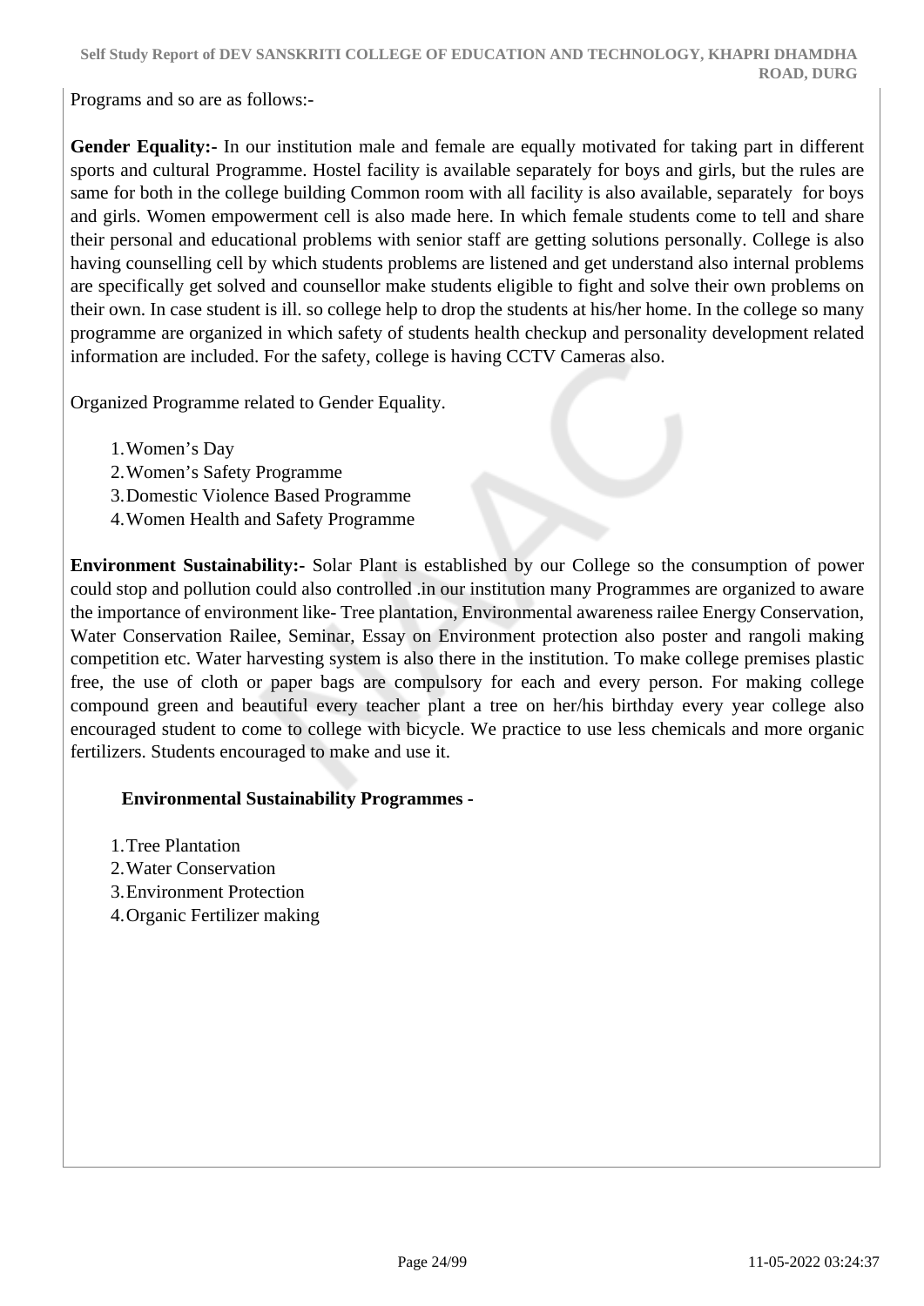Programs and so are as follows:-

**Gender Equality:-** In our institution male and female are equally motivated for taking part in different sports and cultural Programme. Hostel facility is available separately for boys and girls, but the rules are same for both in the college building Common room with all facility is also available, separately for boys and girls. Women empowerment cell is also made here. In which female students come to tell and share their personal and educational problems with senior staff are getting solutions personally. College is also having counselling cell by which students problems are listened and get understand also internal problems are specifically get solved and counsellor make students eligible to fight and solve their own problems on their own. In case student is ill. so college help to drop the students at his/her home. In the college so many programme are organized in which safety of students health checkup and personality development related information are included. For the safety, college is having CCTV Cameras also.

Organized Programme related to Gender Equality.

1. Women's Day
2. Women's Safety Programme
3. Domestic Violence Based Programme
4. Women Health and Safety Programme

**Environment Sustainability:-** Solar Plant is established by our College so the consumption of power could stop and pollution could also controlled .in our institution many Programmes are organized to aware the importance of environment like- Tree plantation, Environmental awareness railee Energy Conservation, Water Conservation Railee, Seminar, Essay on Environment protection also poster and rangoli making competition etc. Water harvesting system is also there in the institution. To make college premises plastic free, the use of cloth or paper bags are compulsory for each and every person. For making college compound green and beautiful every teacher plant a tree on her/his birthday every year college also encouraged student to come to college with bicycle. We practice to use less chemicals and more organic fertilizers. Students encouraged to make and use it.

**Environmental Sustainability Programmes -**

1. Tree Plantation
2. Water Conservation
3. Environment Protection
4. Organic Fertilizer making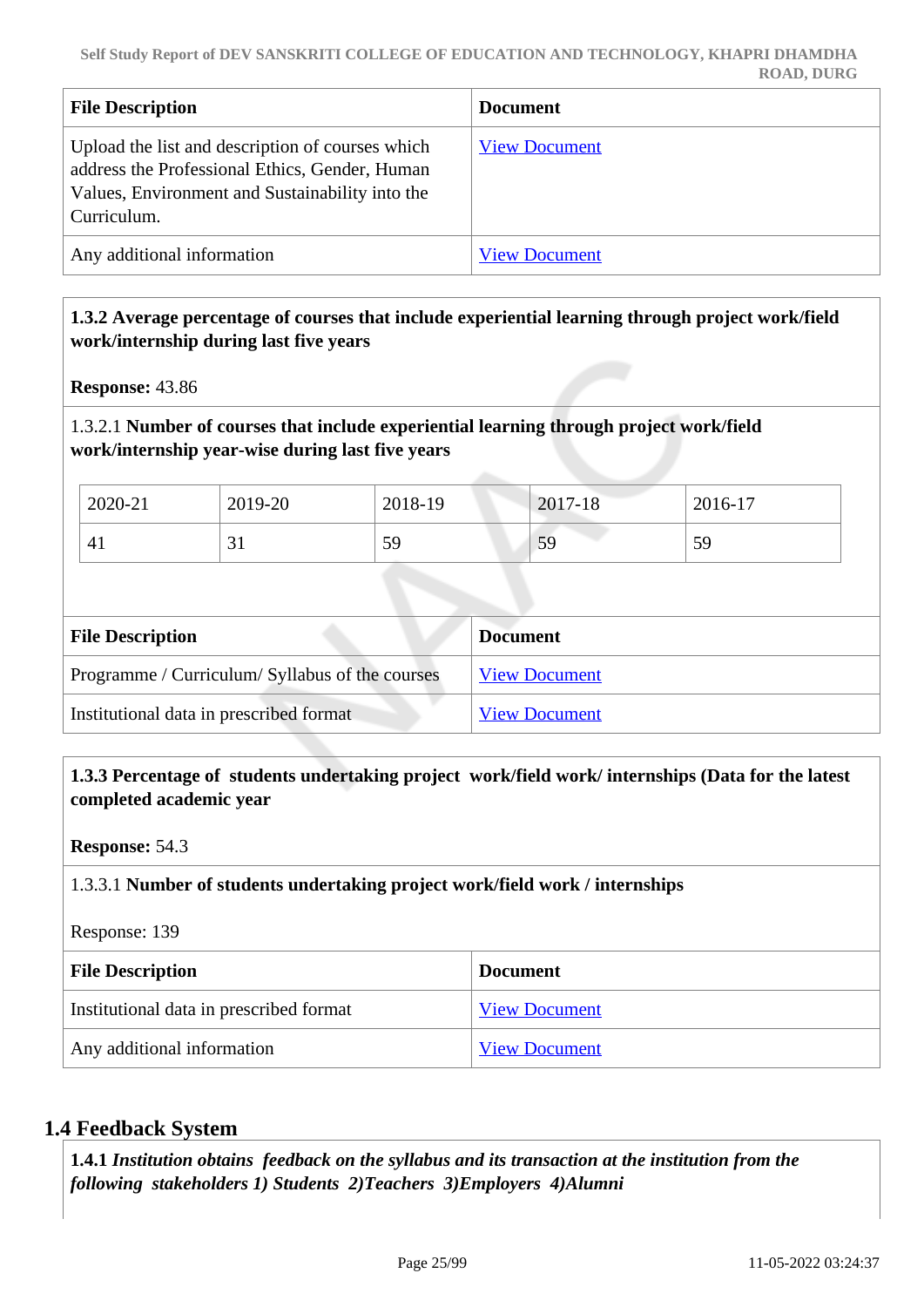| File Description | Document |
|---|---|
| Upload the list and description of courses which address the Professional Ethics, Gender, Human Values, Environment and Sustainability into the Curriculum. | View Document |
| Any additional information | View Document |

**1.3.2 Average percentage of courses that include experiential learning through project work/field work/internship during last five years**

**Response:** 43.86

1.3.2.1 **Number of courses that include experiential learning through project work/field work/internship year-wise during last five years**

| 2020-21 | 2019-20 | 2018-19 | 2017-18 | 2016-17 |
|---|---|---|---|---|
| 41 | 31 | 59 | 59 | 59 |

| File Description | Document |
|---|---|
| Programme / Curriculum/ Syllabus of the courses | View Document |
| Institutional data in prescribed format | View Document |

**1.3.3 Percentage of students undertaking project work/field work/ internships (Data for the latest completed academic year**

**Response:** 54.3

1.3.3.1 **Number of students undertaking project work/field work / internships**

Response: 139

| File Description | Document |
|---|---|
| Institutional data in prescribed format | View Document |
| Any additional information | View Document |

## 1.4 Feedback System

**1.4.1** ***Institution obtains feedback on the syllabus and its transaction at the institution from the following stakeholders 1) Students 2)Teachers 3)Employers 4)Alumni***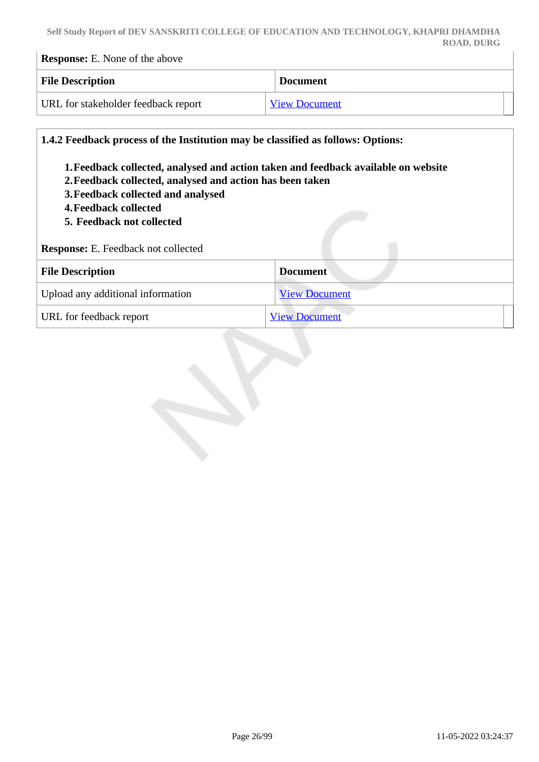**Response:** E. None of the above

| File Description | Document |
|---|---|
| URL for stakeholder feedback report | View Document |

**1.4.2 Feedback process of the Institution may be classified as follows: Options:**

1. **Feedback collected, analysed and action taken and feedback available on website**
2. **Feedback collected, analysed and action has been taken**
3. **Feedback collected and analysed**
4. **Feedback collected**
5. **Feedback not collected**

**Response:** E. Feedback not collected

| File Description | Document |
|---|---|
| Upload any additional information | View Document |
| URL for feedback report | View Document |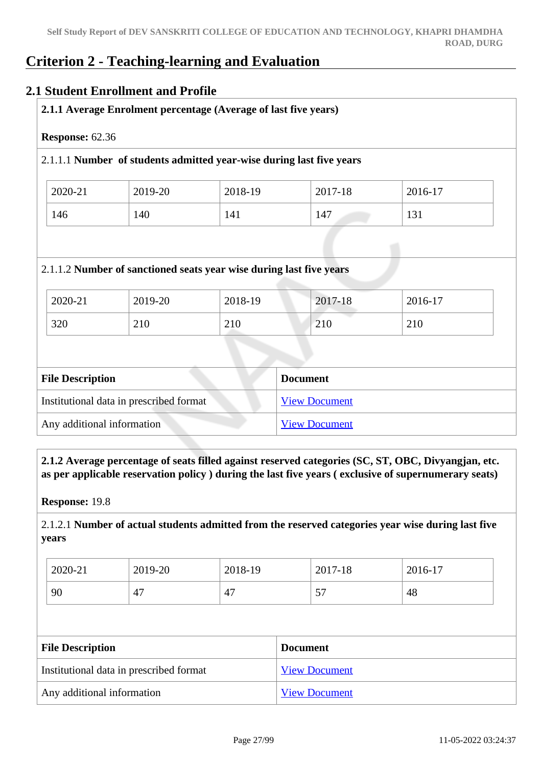# Criterion 2 - Teaching-learning and Evaluation

## 2.1 Student Enrollment and Profile

**2.1.1 Average Enrolment percentage (Average of last five years)**

**Response:** 62.36

2.1.1.1 **Number of students admitted year-wise during last five years**

| 2020-21 | 2019-20 | 2018-19 | 2017-18 | 2016-17 |
|---|---|---|---|---|
| 146 | 140 | 141 | 147 | 131 |

2.1.1.2 **Number of sanctioned seats year wise during last five years**

| 2020-21 | 2019-20 | 2018-19 | 2017-18 | 2016-17 |
|---|---|---|---|---|
| 320 | 210 | 210 | 210 | 210 |

| File Description | Document |
|---|---|
| Institutional data in prescribed format | View Document |
| Any additional information | View Document |

**2.1.2 Average percentage of seats filled against reserved categories (SC, ST, OBC, Divyangjan, etc. as per applicable reservation policy ) during the last five years ( exclusive of supernumerary seats)**

**Response:** 19.8

2.1.2.1 **Number of actual students admitted from the reserved categories year wise during last five years**

| 2020-21 | 2019-20 | 2018-19 | 2017-18 | 2016-17 |
|---|---|---|---|---|
| 90 | 47 | 47 | 57 | 48 |

| File Description | Document |
|---|---|
| Institutional data in prescribed format | View Document |
| Any additional information | View Document |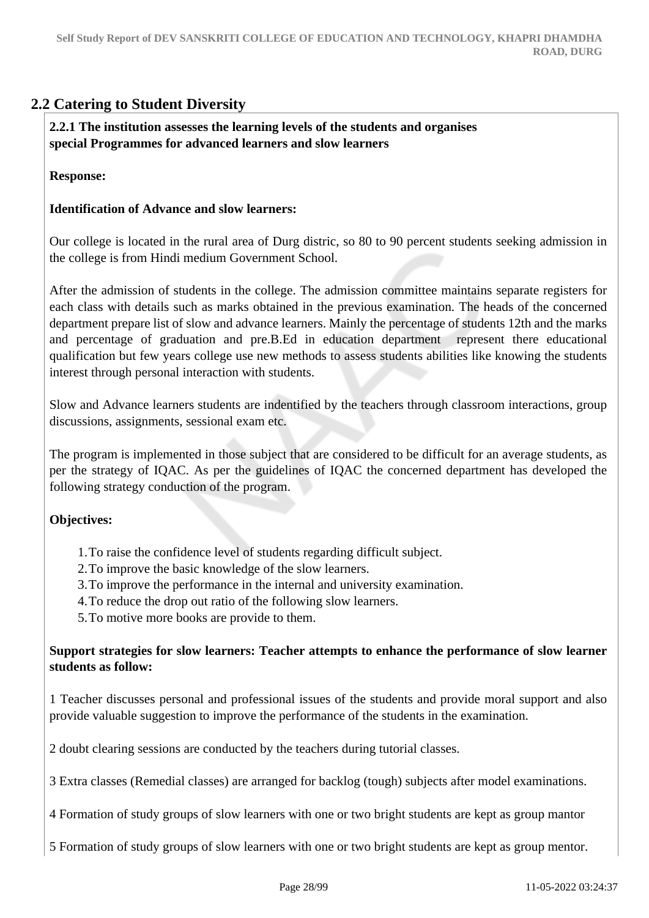## 2.2 Catering to Student Diversity

**2.2.1 The institution assesses the learning levels of the students and organises special Programmes for advanced learners and slow learners**

**Response:**

**Identification of Advance and slow learners:**

Our college is located in the rural area of Durg distric, so 80 to 90 percent students seeking admission in the college is from Hindi medium Government School.

After the admission of students in the college. The admission committee maintains separate registers for each class with details such as marks obtained in the previous examination. The heads of the concerned department prepare list of slow and advance learners. Mainly the percentage of students 12th and the marks and percentage of graduation and pre.B.Ed in education department represent there educational qualification but few years college use new methods to assess students abilities like knowing the students interest through personal interaction with students.

Slow and Advance learners students are indentified by the teachers through classroom interactions, group discussions, assignments, sessional exam etc.

The program is implemented in those subject that are considered to be difficult for an average students, as per the strategy of IQAC. As per the guidelines of IQAC the concerned department has developed the following strategy conduction of the program.

**Objectives:**

1. To raise the confidence level of students regarding difficult subject.
2. To improve the basic knowledge of the slow learners.
3. To improve the performance in the internal and university examination.
4. To reduce the drop out ratio of the following slow learners.
5. To motive more books are provide to them.

**Support strategies for slow learners: Teacher attempts to enhance the performance of slow learner students as follow:**

1 Teacher discusses personal and professional issues of the students and provide moral support and also provide valuable suggestion to improve the performance of the students in the examination.

2 doubt clearing sessions are conducted by the teachers during tutorial classes.

3 Extra classes (Remedial classes) are arranged for backlog (tough) subjects after model examinations.

4 Formation of study groups of slow learners with one or two bright students are kept as group mantor

5 Formation of study groups of slow learners with one or two bright students are kept as group mentor.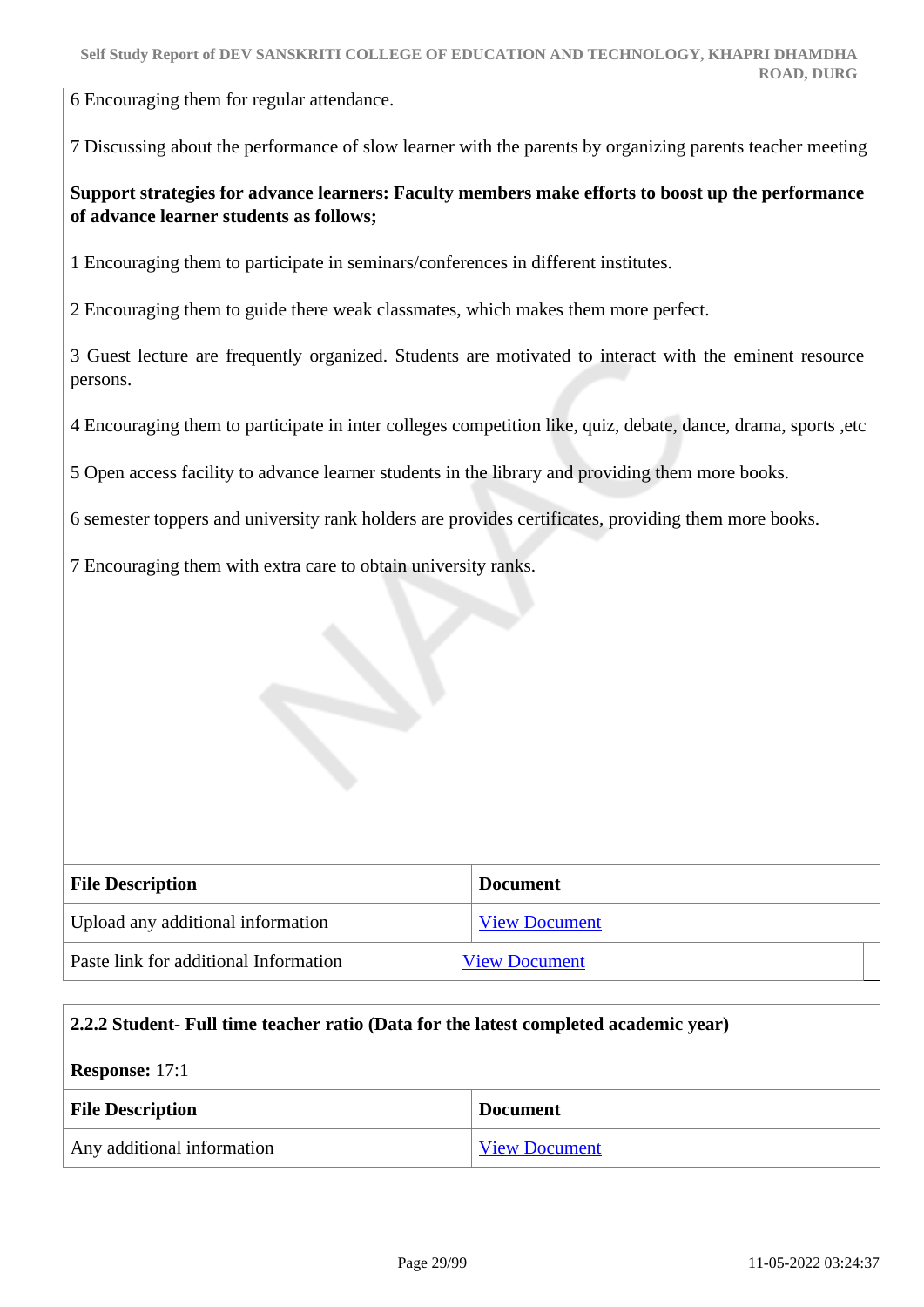6 Encouraging them for regular attendance.

7 Discussing about the performance of slow learner with the parents by organizing parents teacher meeting

**Support strategies for advance learners: Faculty members make efforts to boost up the performance of advance learner students as follows;**

1 Encouraging them to participate in seminars/conferences in different institutes.

2 Encouraging them to guide there weak classmates, which makes them more perfect.

3 Guest lecture are frequently organized. Students are motivated to interact with the eminent resource persons.

4 Encouraging them to participate in inter colleges competition like, quiz, debate, dance, drama, sports ,etc

5 Open access facility to advance learner students in the library and providing them more books.

6 semester toppers and university rank holders are provides certificates, providing them more books.

7 Encouraging them with extra care to obtain university ranks.

| File Description | Document |
|---|---|
| Upload any additional information | View Document |
| Paste link for additional Information | View Document |

**2.2.2 Student- Full time teacher ratio (Data for the latest completed academic year)**

**Response:** 17:1

| File Description | Document |
|---|---|
| Any additional information | View Document |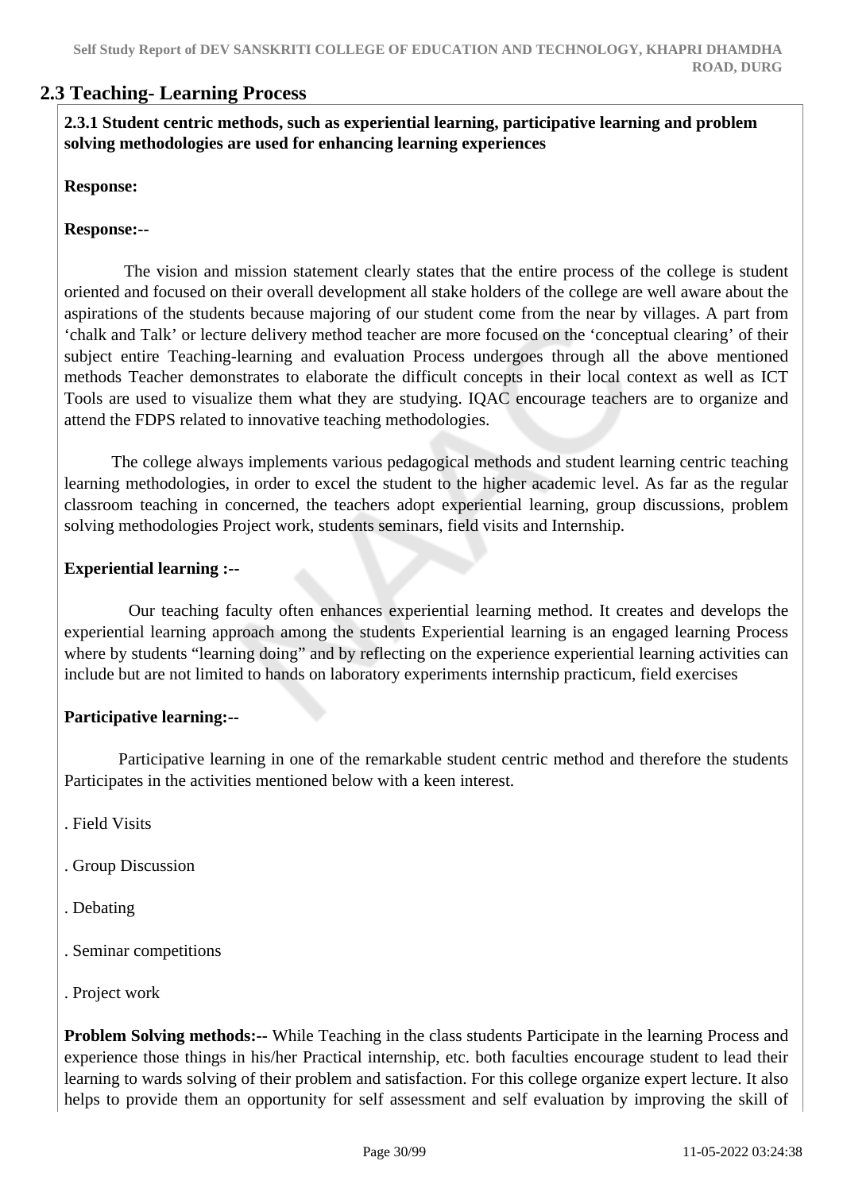## 2.3 Teaching- Learning Process

**2.3.1 Student centric methods, such as experiential learning, participative learning and problem solving methodologies are used for enhancing learning experiences**

**Response:**

**Response:--**

The vision and mission statement clearly states that the entire process of the college is student oriented and focused on their overall development all stake holders of the college are well aware about the aspirations of the students because majoring of our student come from the near by villages. A part from 'chalk and Talk' or lecture delivery method teacher are more focused on the 'conceptual clearing' of their subject entire Teaching-learning and evaluation Process undergoes through all the above mentioned methods Teacher demonstrates to elaborate the difficult concepts in their local context as well as ICT Tools are used to visualize them what they are studying. IQAC encourage teachers are to organize and attend the FDPS related to innovative teaching methodologies.

The college always implements various pedagogical methods and student learning centric teaching learning methodologies, in order to excel the student to the higher academic level. As far as the regular classroom teaching in concerned, the teachers adopt experiential learning, group discussions, problem solving methodologies Project work, students seminars, field visits and Internship.

**Experiential learning :--**

Our teaching faculty often enhances experiential learning method. It creates and develops the experiential learning approach among the students Experiential learning is an engaged learning Process where by students "learning doing" and by reflecting on the experience experiential learning activities can include but are not limited to hands on laboratory experiments internship practicum, field exercises

**Participative learning:--**

Participative learning in one of the remarkable student centric method and therefore the students Participates in the activities mentioned below with a keen interest.

. Field Visits

. Group Discussion

. Debating

. Seminar competitions

. Project work

**Problem Solving methods:--** While Teaching in the class students Participate in the learning Process and experience those things in his/her Practical internship, etc. both faculties encourage student to lead their learning to wards solving of their problem and satisfaction. For this college organize expert lecture. It also helps to provide them an opportunity for self assessment and self evaluation by improving the skill of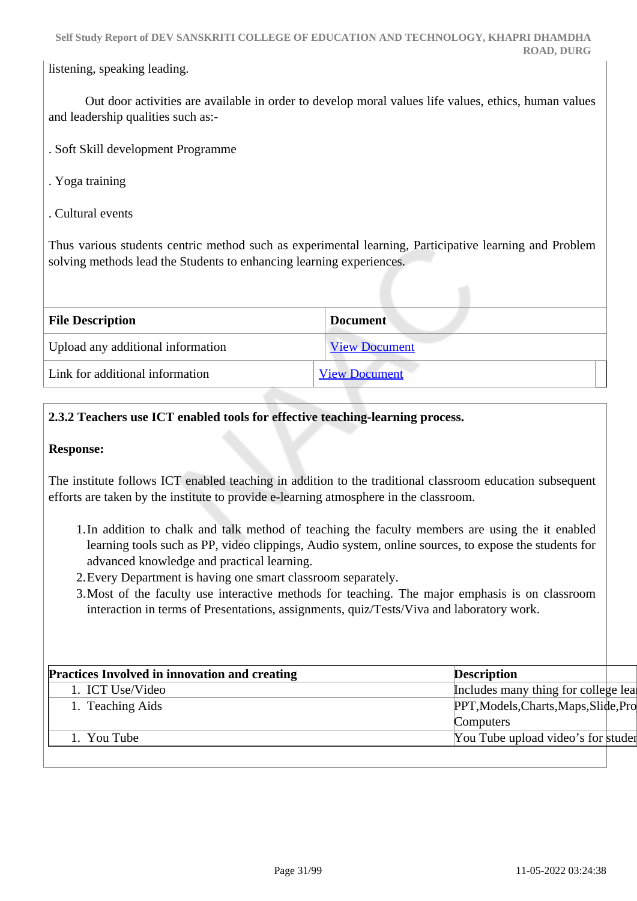listening, speaking leading.

Out door activities are available in order to develop moral values life values, ethics, human values and leadership qualities such as:-

. Soft Skill development Programme

. Yoga training

. Cultural events

Thus various students centric method such as experimental learning, Participative learning and Problem solving methods lead the Students to enhancing learning experiences.

| File Description | Document |
|---|---|
| Upload any additional information | View Document |
| Link for additional information | View Document |

**2.3.2 Teachers use ICT enabled tools for effective teaching-learning process.**

**Response:**

The institute follows ICT enabled teaching in addition to the traditional classroom education subsequent efforts are taken by the institute to provide e-learning atmosphere in the classroom.

1. In addition to chalk and talk method of teaching the faculty members are using the it enabled learning tools such as PP, video clippings, Audio system, online sources, to expose the students for advanced knowledge and practical learning.
2. Every Department is having one smart classroom separately.
3. Most of the faculty use interactive methods for teaching. The major emphasis is on classroom interaction in terms of Presentations, assignments, quiz/Tests/Viva and laboratory work.

| Practices Involved in innovation and creating | Description |
|---|---|
| 1. ICT Use/Video | Includes many thing for college lea |
| 1. Teaching Aids | PPT,Models,Charts,Maps,Slide,Pro Computers |
| 1. You Tube | You Tube upload video's for studen |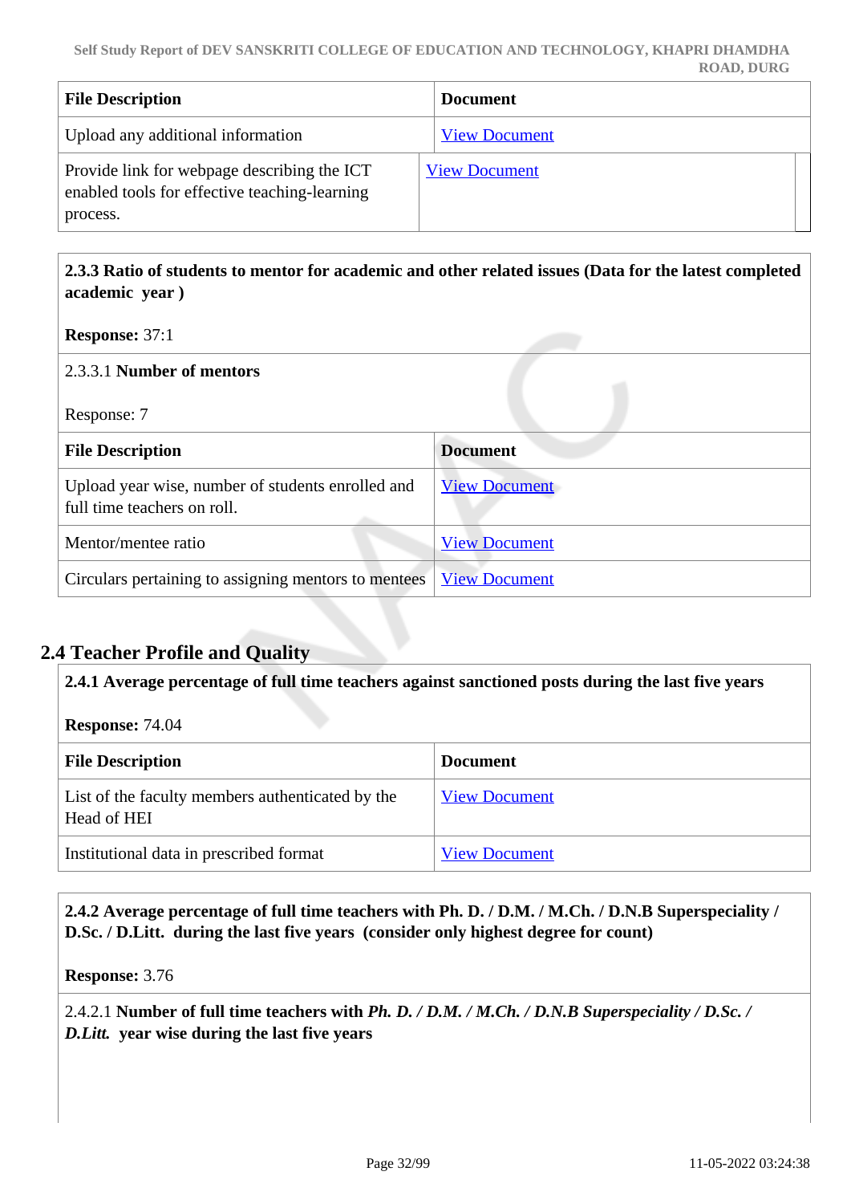| File Description | Document |
| --- | --- |
| Upload any additional information | View Document |
| Provide link for webpage describing the ICT enabled tools for effective teaching-learning process. | View Document |

**2.3.3 Ratio of students to mentor for academic and other related issues (Data for the latest completed academic year )**

**Response:** 37:1

2.3.3.1 **Number of mentors**

Response: 7

| File Description | Document |
| --- | --- |
| Upload year wise, number of students enrolled and full time teachers on roll. | View Document |
| Mentor/mentee ratio | View Document |
| Circulars pertaining to assigning mentors to mentees | View Document |

## 2.4 Teacher Profile and Quality

**2.4.1 Average percentage of full time teachers against sanctioned posts during the last five years**

**Response:** 74.04

| File Description | Document |
| --- | --- |
| List of the faculty members authenticated by the Head of HEI | View Document |
| Institutional data in prescribed format | View Document |

**2.4.2 Average percentage of full time teachers with Ph. D. / D.M. / M.Ch. / D.N.B Superspeciality / D.Sc. / D.Litt. during the last five years (consider only highest degree for count)**

**Response:** 3.76

2.4.2.1 **Number of full time teachers with *Ph. D. / D.M. / M.Ch. / D.N.B Superspeciality / D.Sc. / D.Litt.* year wise during the last five years**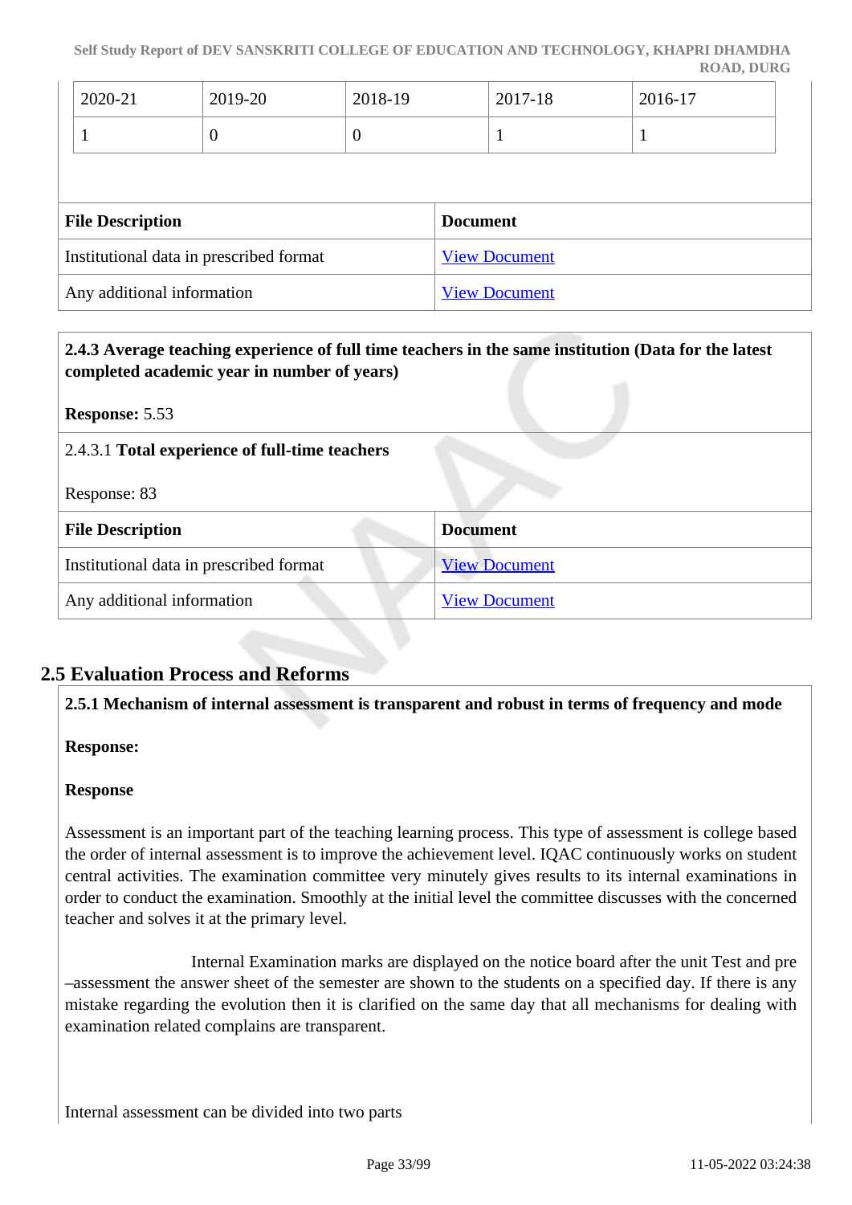| 2020-21 | 2019-20 | 2018-19 | 2017-18 | 2016-17 |
|---|---|---|---|---|
| 1 | 0 | 0 | 1 | 1 |

| File Description | Document |
|---|---|
| Institutional data in prescribed format | View Document |
| Any additional information | View Document |

**2.4.3 Average teaching experience of full time teachers in the same institution (Data for the latest completed academic year in number of years)**

**Response:** 5.53

2.4.3.1 **Total experience of full-time teachers**

Response: 83

| File Description | Document |
|---|---|
| Institutional data in prescribed format | View Document |
| Any additional information | View Document |

## 2.5 Evaluation Process and Reforms

**2.5.1 Mechanism of internal assessment is transparent and robust in terms of frequency and mode**

**Response:**

**Response**

Assessment is an important part of the teaching learning process. This type of assessment is college based the order of internal assessment is to improve the achievement level. IQAC continuously works on student central activities. The examination committee very minutely gives results to its internal examinations in order to conduct the examination. Smoothly at the initial level the committee discusses with the concerned teacher and solves it at the primary level.

Internal Examination marks are displayed on the notice board after the unit Test and pre –assessment the answer sheet of the semester are shown to the students on a specified day. If there is any mistake regarding the evolution then it is clarified on the same day that all mechanisms for dealing with examination related complains are transparent.

Internal assessment can be divided into two parts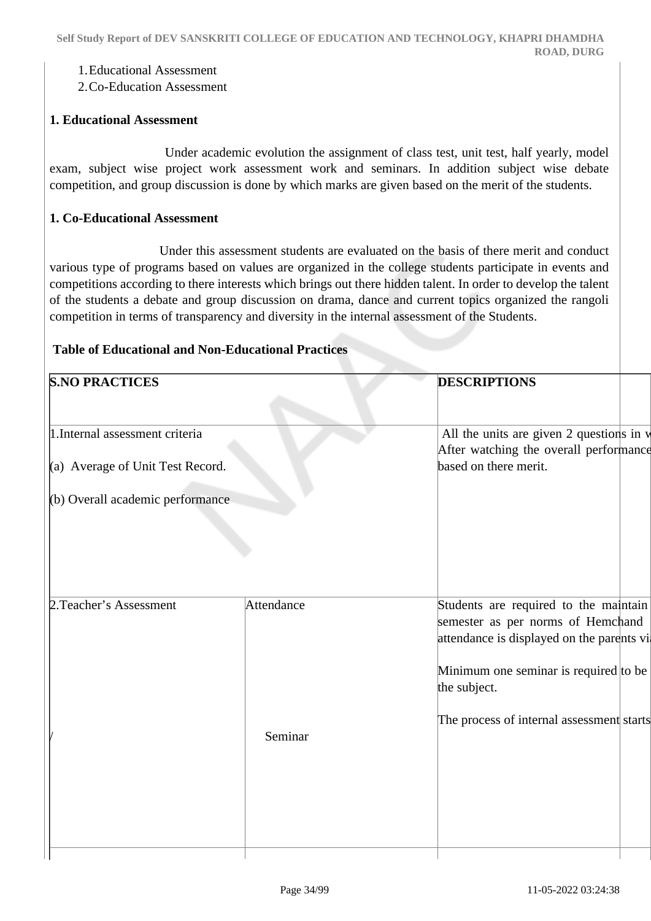1. Educational Assessment
2. Co-Education Assessment

**1. Educational Assessment**

Under academic evolution the assignment of class test, unit test, half yearly, model exam, subject wise project work assessment work and seminars. In addition subject wise debate competition, and group discussion is done by which marks are given based on the merit of the students.

**1. Co-Educational Assessment**

Under this assessment students are evaluated on the basis of there merit and conduct various type of programs based on values are organized in the college students participate in events and competitions according to there interests which brings out there hidden talent. In order to develop the talent of the students a debate and group discussion on drama, dance and current topics organized the rangoli competition in terms of transparency and diversity in the internal assessment of the Students.

**Table of Educational and Non-Educational Practices**

| S.NO PRACTICES | | DESCRIPTIONS |
|---|---|---|
| 1.Internal assessment criteria<br><br>(a) Average of Unit Test Record.<br><br>(b) Overall academic performance | | All the units are given 2 questions in w<br>After watching the overall performance<br>based on there merit. |
| 2.Teacher's Assessment<br><br>/ | Attendance<br><br>Seminar | Students are required to the maintain semester as per norms of Hemchand attendance is displayed on the parents vi<br><br>Minimum one seminar is required to be the subject.<br><br>The process of internal assessment starts |
| | | |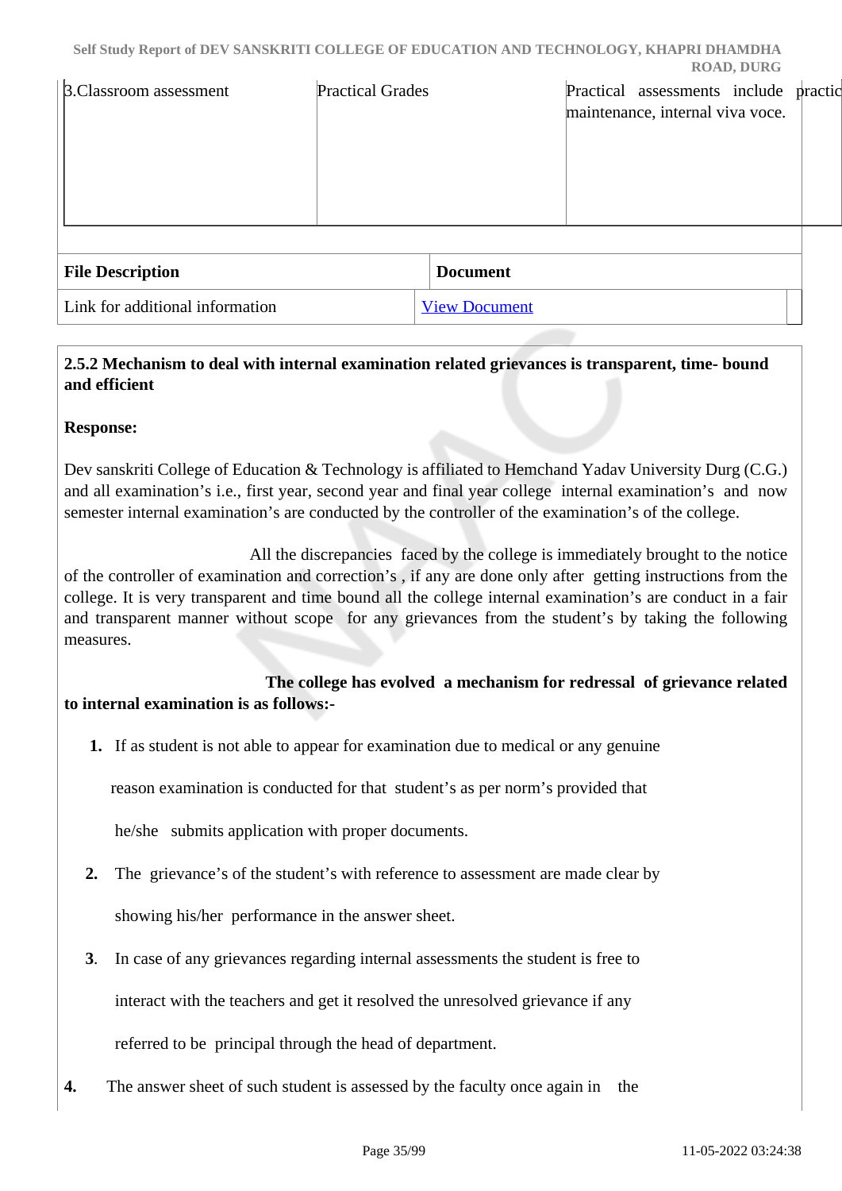| 3.Classroom assessment | Practical Grades | Practical assessments include practic maintenance, internal viva voce. |
|---|---|---|

| File Description | Document |
|---|---|
| Link for additional information | View Document |

**2.5.2 Mechanism to deal with internal examination related grievances is transparent, time- bound and efficient**

**Response:**

Dev sanskriti College of Education & Technology is affiliated to Hemchand Yadav University Durg (C.G.) and all examination's i.e., first year, second year and final year college internal examination's and now semester internal examination's are conducted by the controller of the examination's of the college.

All the discrepancies faced by the college is immediately brought to the notice of the controller of examination and correction's , if any are done only after getting instructions from the college. It is very transparent and time bound all the college internal examination's are conduct in a fair and transparent manner without scope for any grievances from the student's by taking the following measures.

**The college has evolved a mechanism for redressal of grievance related to internal examination is as follows:-**

1. If as student is not able to appear for examination due to medical or any genuine reason examination is conducted for that student's as per norm's provided that he/she submits application with proper documents.
2. The grievance's of the student's with reference to assessment are made clear by showing his/her performance in the answer sheet.
3. In case of any grievances regarding internal assessments the student is free to interact with the teachers and get it resolved the unresolved grievance if any referred to be principal through the head of department.
4. The answer sheet of such student is assessed by the faculty once again in the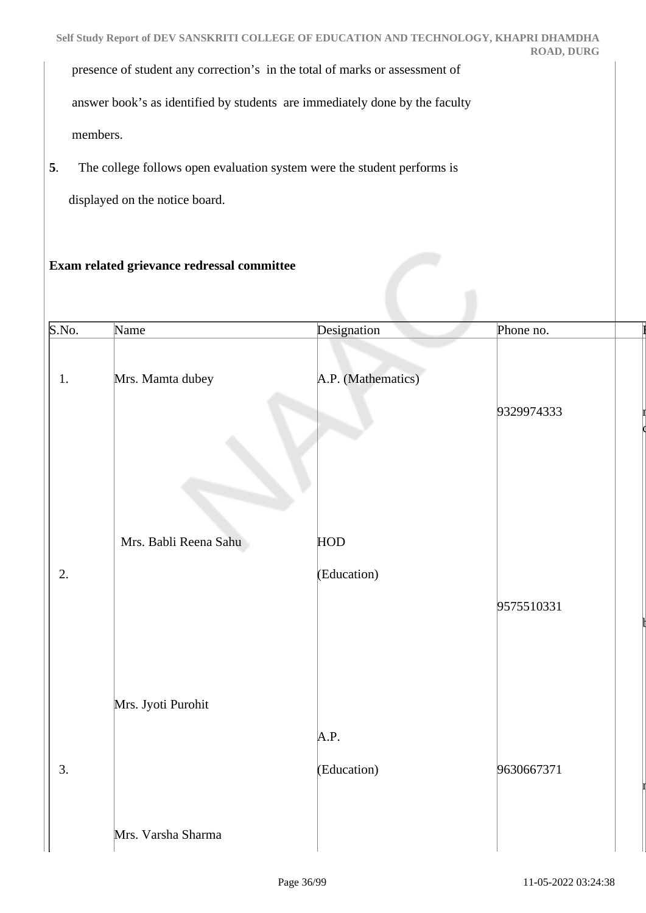presence of student any correction's in the total of marks or assessment of answer book's as identified by students are immediately done by the faculty members.

**5**. The college follows open evaluation system were the student performs is displayed on the notice board.

**Exam related grievance redressal committee**

| S.No. | Name | Designation | Phone no. | |
|---|---|---|---|---|
| 1. | Mrs. Mamta dubey | A.P. (Mathematics) | 9329974333 | |
| 2. | Mrs. Babli Reena Sahu | HOD (Education) | 9575510331 | |
| 3. | Mrs. Jyoti Purohit | A.P. (Education) | 9630667371 | |
| | Mrs. Varsha Sharma | | | |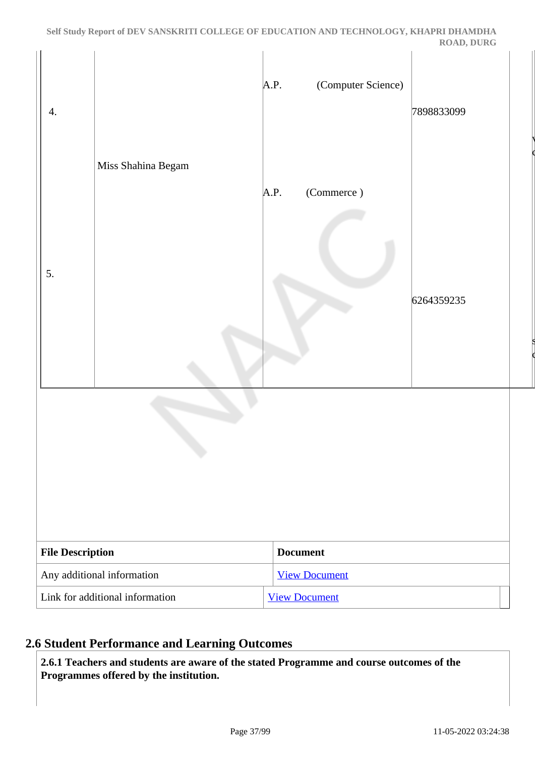| | | | | |
|---|---|---|---|---|
| 4. | Miss Shahina Begam | A.P. (Computer Science)<br><br>A.P. (Commerce ) | 7898833099 | |
| 5. | | | 6264359235 | |

| File Description | Document |
|---|---|
| Any additional information | View Document |
| Link for additional information | View Document |

## 2.6 Student Performance and Learning Outcomes

**2.6.1 Teachers and students are aware of the stated Programme and course outcomes of the Programmes offered by the institution.**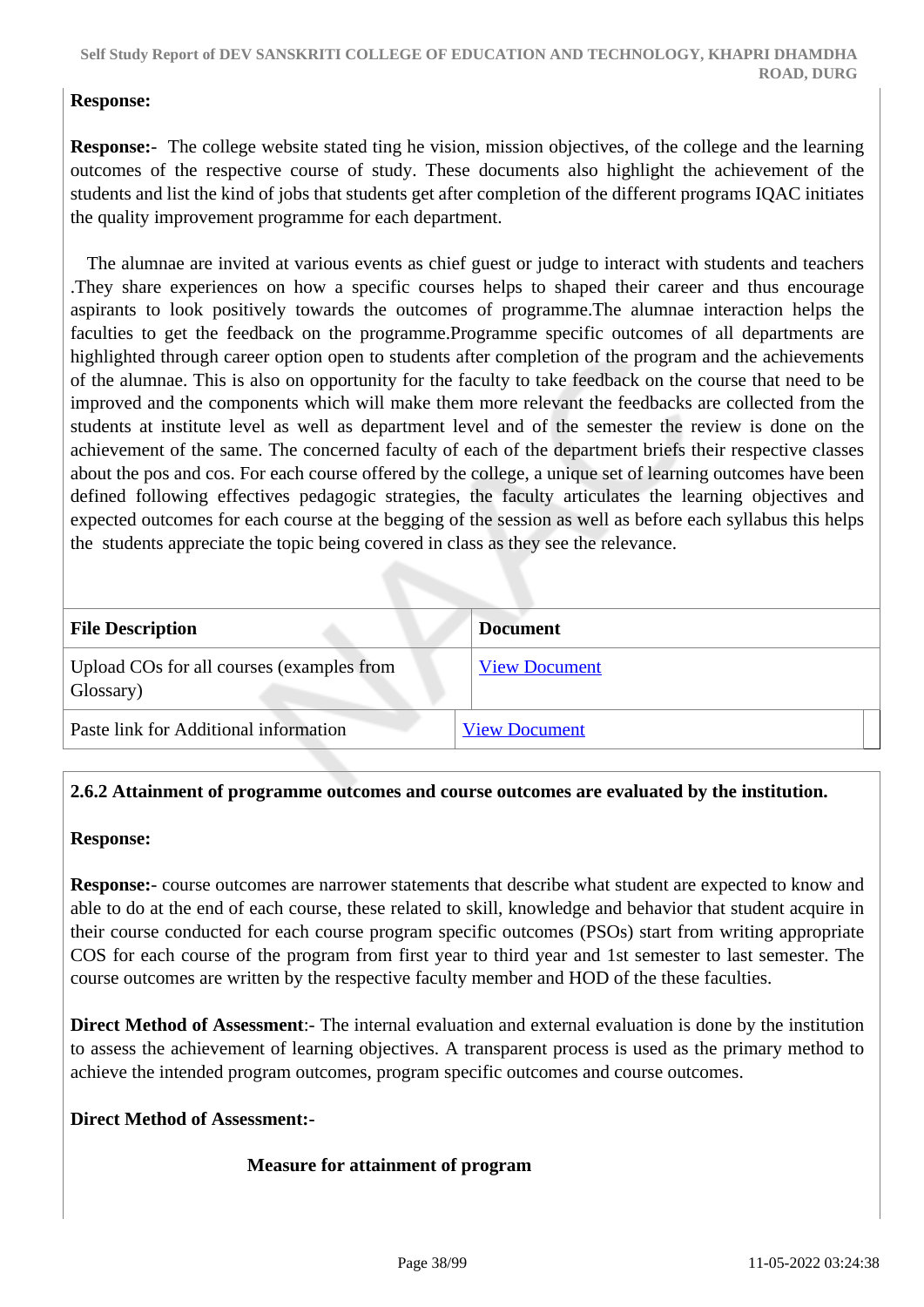**Response:**

**Response:-** The college website stated ting he vision, mission objectives, of the college and the learning outcomes of the respective course of study. These documents also highlight the achievement of the students and list the kind of jobs that students get after completion of the different programs IQAC initiates the quality improvement programme for each department.

The alumnae are invited at various events as chief guest or judge to interact with students and teachers .They share experiences on how a specific courses helps to shaped their career and thus encourage aspirants to look positively towards the outcomes of programme.The alumnae interaction helps the faculties to get the feedback on the programme.Programme specific outcomes of all departments are highlighted through career option open to students after completion of the program and the achievements of the alumnae. This is also on opportunity for the faculty to take feedback on the course that need to be improved and the components which will make them more relevant the feedbacks are collected from the students at institute level as well as department level and of the semester the review is done on the achievement of the same. The concerned faculty of each of the department briefs their respective classes about the pos and cos. For each course offered by the college, a unique set of learning outcomes have been defined following effectives pedagogic strategies, the faculty articulates the learning objectives and expected outcomes for each course at the begging of the session as well as before each syllabus this helps the students appreciate the topic being covered in class as they see the relevance.

| File Description | Document |
|---|---|
| Upload COs for all courses (examples from Glossary) | View Document |
| Paste link for Additional information | View Document |

**2.6.2 Attainment of programme outcomes and course outcomes are evaluated by the institution.**

**Response:**

**Response:-** course outcomes are narrower statements that describe what student are expected to know and able to do at the end of each course, these related to skill, knowledge and behavior that student acquire in their course conducted for each course program specific outcomes (PSOs) start from writing appropriate COS for each course of the program from first year to third year and 1st semester to last semester. The course outcomes are written by the respective faculty member and HOD of the these faculties.

**Direct Method of Assessment**:- The internal evaluation and external evaluation is done by the institution to assess the achievement of learning objectives. A transparent process is used as the primary method to achieve the intended program outcomes, program specific outcomes and course outcomes.

**Direct Method of Assessment:-**

**Measure for attainment of program**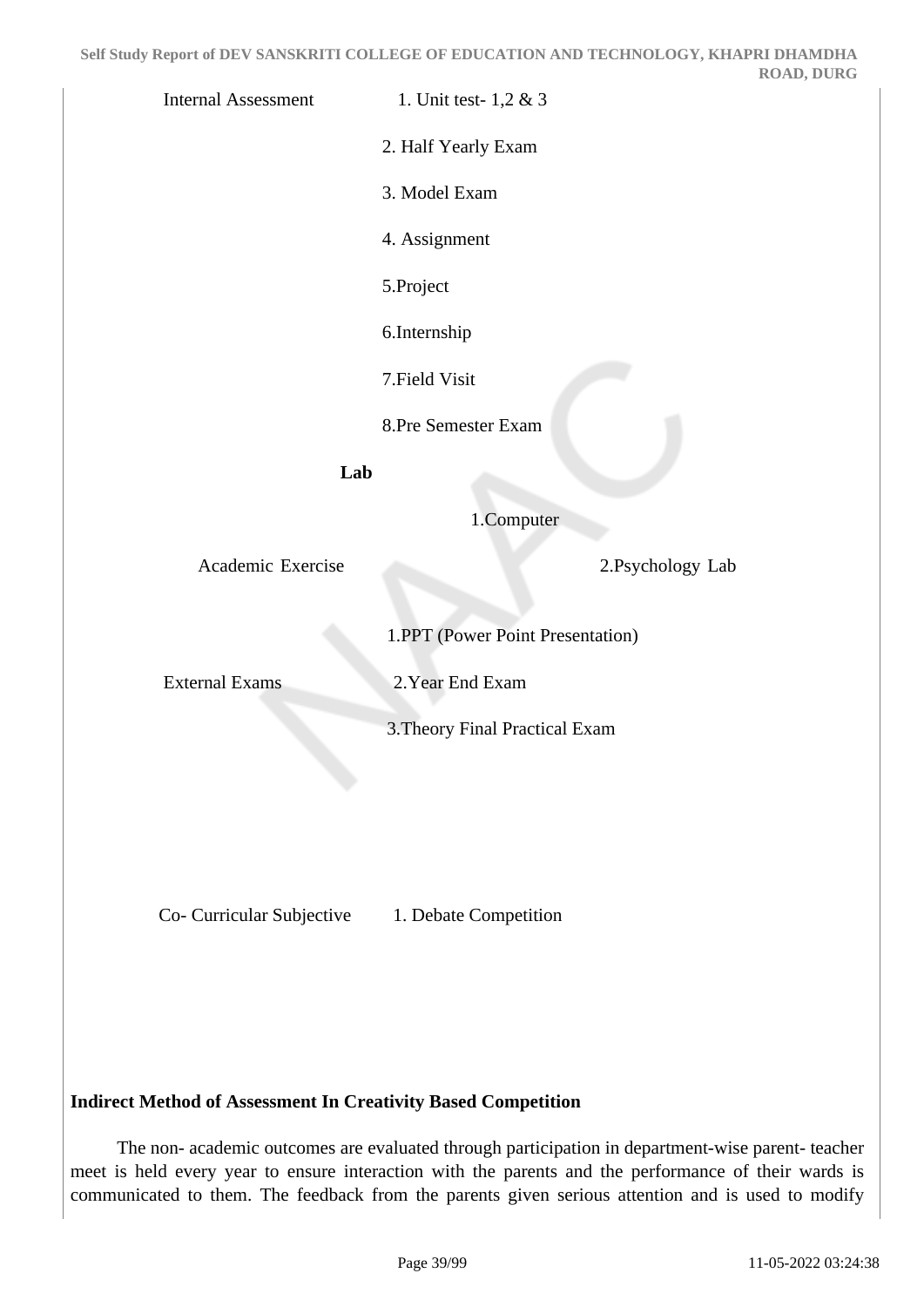| | |
| --- | --- |
| Internal Assessment | 1. Unit test- 1,2 & 3 |
| | 2. Half Yearly Exam |
| | 3. Model Exam |
| | 4. Assignment |
| | 5.Project |
| | 6.Internship |
| | 7.Field Visit |
| | 8.Pre Semester Exam |
| **Lab** | |
| | 1.Computer |
| Academic Exercise | 2.Psychology Lab |
| | 1.PPT (Power Point Presentation) |
| External Exams | 2.Year End Exam |
| | 3.Theory Final Practical Exam |
| Co- Curricular Subjective | 1. Debate Competition |

**Indirect Method of Assessment In Creativity Based Competition**

The non- academic outcomes are evaluated through participation in department-wise parent- teacher meet is held every year to ensure interaction with the parents and the performance of their wards is communicated to them. The feedback from the parents given serious attention and is used to modify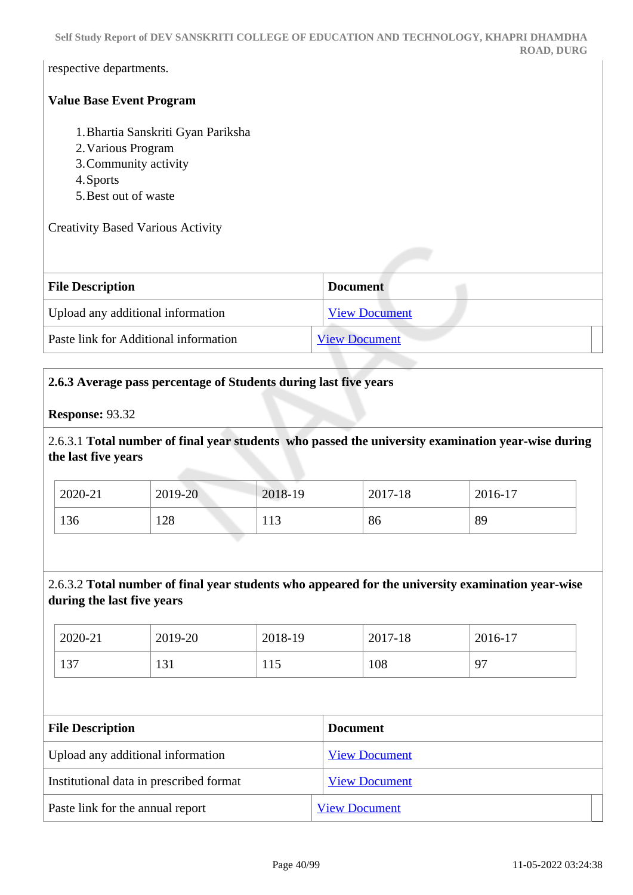respective departments.

**Value Base Event Program**

1. Bhartia Sanskriti Gyan Pariksha
2. Various Program
3. Community activity
4. Sports
5. Best out of waste

Creativity Based Various Activity

| File Description | Document |
|---|---|
| Upload any additional information | View Document |
| Paste link for Additional information | View Document |

**2.6.3 Average pass percentage of Students during last five years**

**Response:** 93.32

2.6.3.1 **Total number of final year students who passed the university examination year-wise during the last five years**

| 2020-21 | 2019-20 | 2018-19 | 2017-18 | 2016-17 |
|---|---|---|---|---|
| 136 | 128 | 113 | 86 | 89 |

2.6.3.2 **Total number of final year students who appeared for the university examination year-wise during the last five years**

| 2020-21 | 2019-20 | 2018-19 | 2017-18 | 2016-17 |
|---|---|---|---|---|
| 137 | 131 | 115 | 108 | 97 |

| File Description | Document |
|---|---|
| Upload any additional information | View Document |
| Institutional data in prescribed format | View Document |
| Paste link for the annual report | View Document |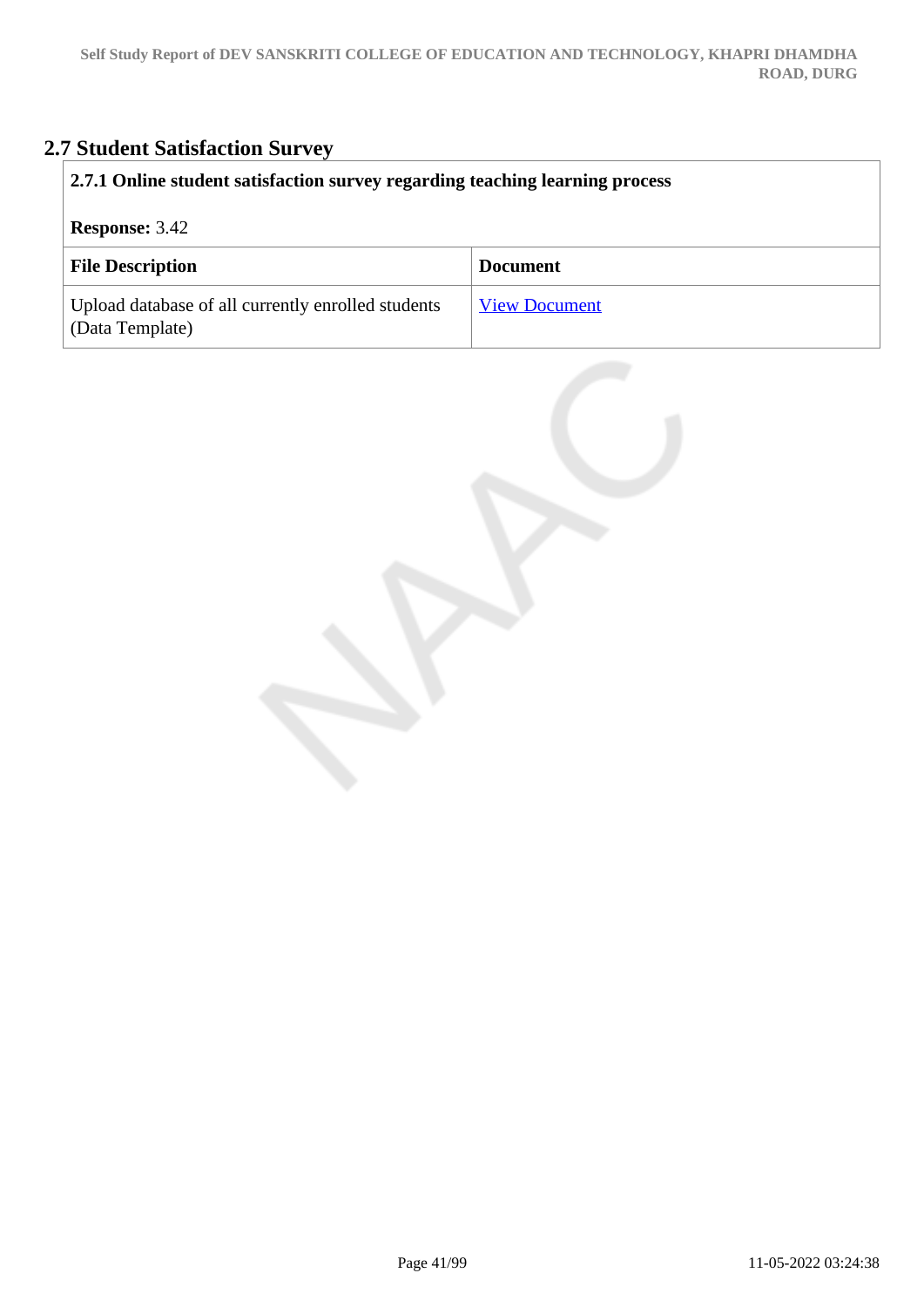## 2.7 Student Satisfaction Survey

**2.7.1 Online student satisfaction survey regarding teaching learning process**

**Response:** 3.42

| File Description | Document |
|---|---|
| Upload database of all currently enrolled students (Data Template) | View Document |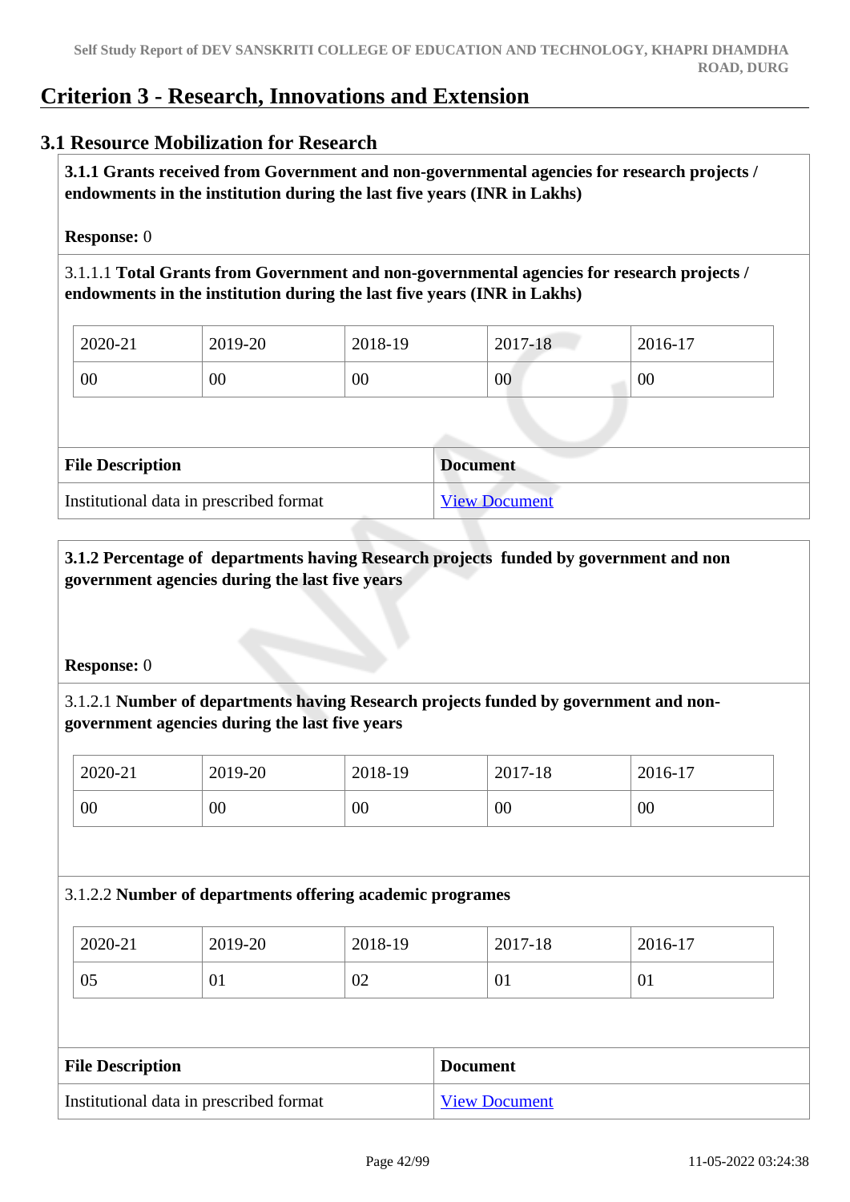# Criterion 3 - Research, Innovations and Extension

## 3.1 Resource Mobilization for Research

**3.1.1 Grants received from Government and non-governmental agencies for research projects / endowments in the institution during the last five years (INR in Lakhs)**

**Response:** 0

3.1.1.1 **Total Grants from Government and non-governmental agencies for research projects / endowments in the institution during the last five years (INR in Lakhs)**

| 2020-21 | 2019-20 | 2018-19 | 2017-18 | 2016-17 |
|---|---|---|---|---|
| 00 | 00 | 00 | 00 | 00 |

| File Description | Document |
|---|---|
| Institutional data in prescribed format | View Document |

**3.1.2 Percentage of departments having Research projects funded by government and non government agencies during the last five years**

**Response:** 0

3.1.2.1 **Number of departments having Research projects funded by government and non-government agencies during the last five years**

| 2020-21 | 2019-20 | 2018-19 | 2017-18 | 2016-17 |
|---|---|---|---|---|
| 00 | 00 | 00 | 00 | 00 |

3.1.2.2 **Number of departments offering academic programes**

| 2020-21 | 2019-20 | 2018-19 | 2017-18 | 2016-17 |
|---|---|---|---|---|
| 05 | 01 | 02 | 01 | 01 |

| File Description | Document |
|---|---|
| Institutional data in prescribed format | View Document |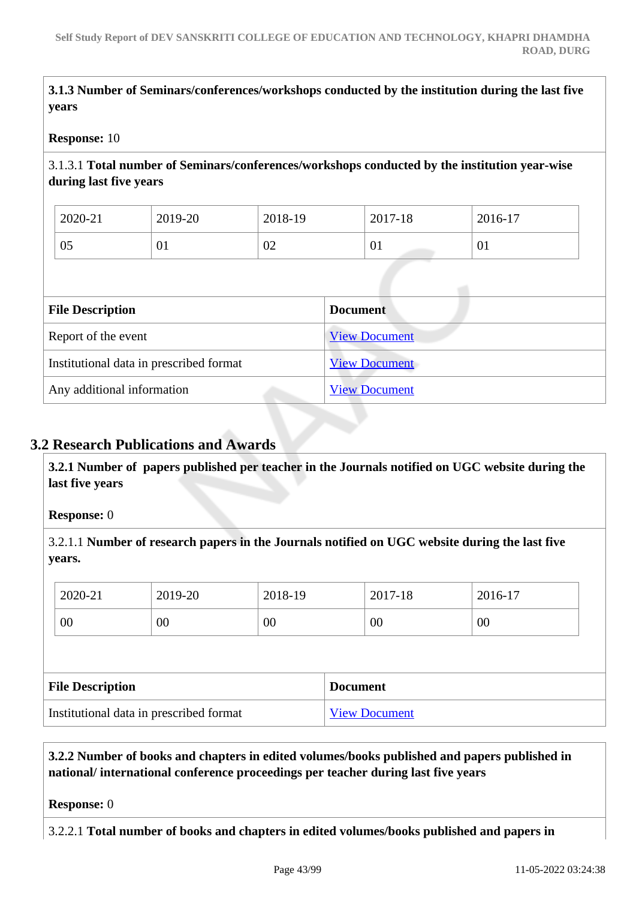**3.1.3 Number of Seminars/conferences/workshops conducted by the institution during the last five years**

**Response:** 10

3.1.3.1 **Total number of Seminars/conferences/workshops conducted by the institution year-wise during last five years**

| 2020-21 | 2019-20 | 2018-19 | 2017-18 | 2016-17 |
|---|---|---|---|---|
| 05 | 01 | 02 | 01 | 01 |

| File Description | Document |
|---|---|
| Report of the event | View Document |
| Institutional data in prescribed format | View Document |
| Any additional information | View Document |

## 3.2 Research Publications and Awards

**3.2.1 Number of papers published per teacher in the Journals notified on UGC website during the last five years**

**Response:** 0

3.2.1.1 **Number of research papers in the Journals notified on UGC website during the last five years.**

| 2020-21 | 2019-20 | 2018-19 | 2017-18 | 2016-17 |
|---|---|---|---|---|
| 00 | 00 | 00 | 00 | 00 |

| File Description | Document |
|---|---|
| Institutional data in prescribed format | View Document |

**3.2.2 Number of books and chapters in edited volumes/books published and papers published in national/ international conference proceedings per teacher during last five years**

**Response:** 0

3.2.2.1 **Total number of books and chapters in edited volumes/books published and papers in**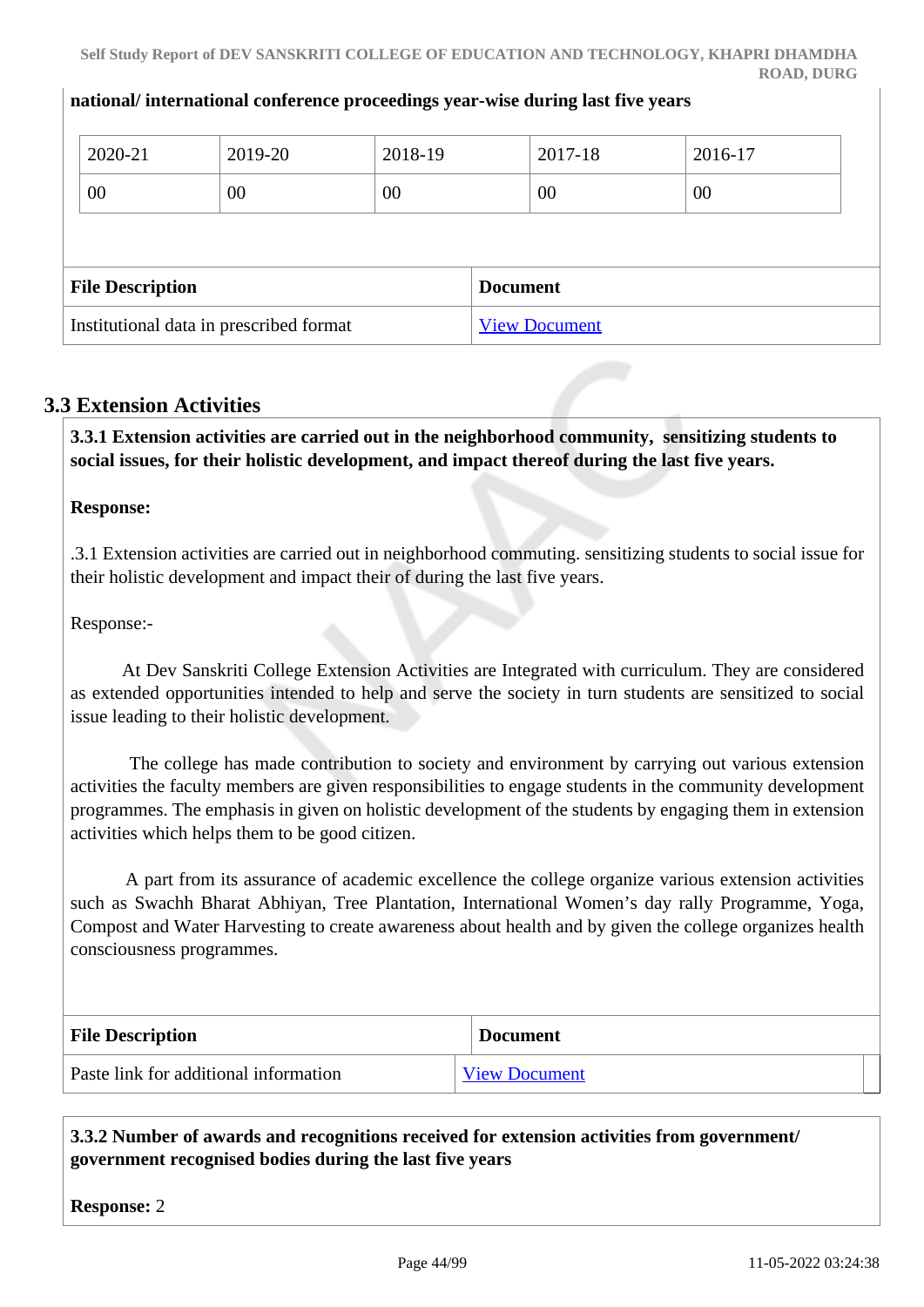**national/ international conference proceedings year-wise during last five years**

| 2020-21 | 2019-20 | 2018-19 | 2017-18 | 2016-17 |
|---|---|---|---|---|
| 00 | 00 | 00 | 00 | 00 |

| File Description | Document |
|---|---|
| Institutional data in prescribed format | View Document |

## 3.3 Extension Activities

**3.3.1 Extension activities are carried out in the neighborhood community, sensitizing students to social issues, for their holistic development, and impact thereof during the last five years.**

**Response:**

.3.1 Extension activities are carried out in neighborhood commuting. sensitizing students to social issue for their holistic development and impact their of during the last five years.

Response:-

At Dev Sanskriti College Extension Activities are Integrated with curriculum. They are considered as extended opportunities intended to help and serve the society in turn students are sensitized to social issue leading to their holistic development.

The college has made contribution to society and environment by carrying out various extension activities the faculty members are given responsibilities to engage students in the community development programmes. The emphasis in given on holistic development of the students by engaging them in extension activities which helps them to be good citizen.

A part from its assurance of academic excellence the college organize various extension activities such as Swachh Bharat Abhiyan, Tree Plantation, International Women's day rally Programme, Yoga, Compost and Water Harvesting to create awareness about health and by given the college organizes health consciousness programmes.

| File Description | Document |
|---|---|
| Paste link for additional information | View Document |

**3.3.2 Number of awards and recognitions received for extension activities from government/ government recognised bodies during the last five years**

**Response:** 2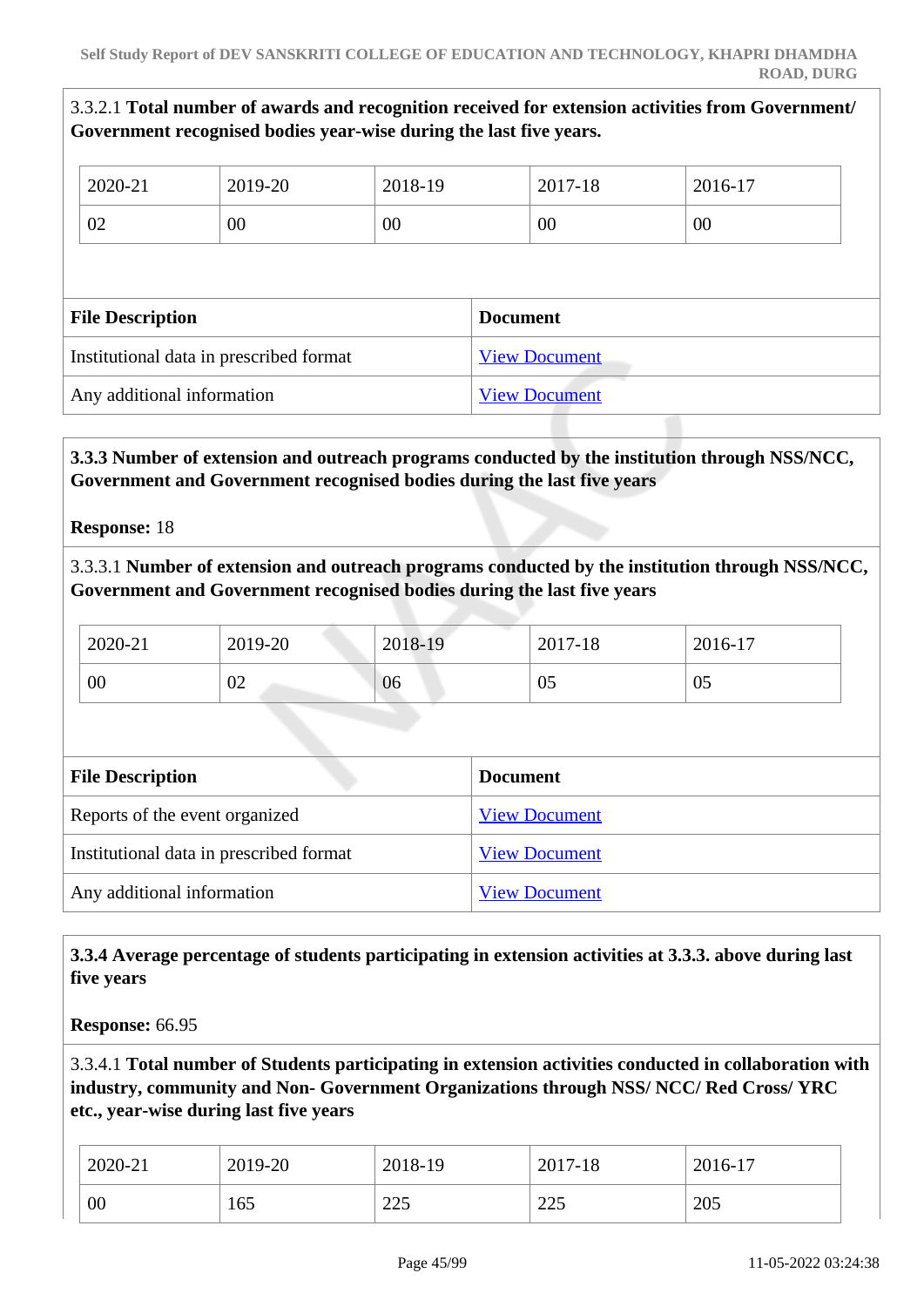3.3.2.1 **Total number of awards and recognition received for extension activities from Government/ Government recognised bodies year-wise during the last five years.**

| 2020-21 | 2019-20 | 2018-19 | 2017-18 | 2016-17 |
|---|---|---|---|---|
| 02 | 00 | 00 | 00 | 00 |

| File Description | Document |
|---|---|
| Institutional data in prescribed format | View Document |
| Any additional information | View Document |

**3.3.3 Number of extension and outreach programs conducted by the institution through NSS/NCC, Government and Government recognised bodies during the last five years**

**Response:** 18

3.3.3.1 **Number of extension and outreach programs conducted by the institution through NSS/NCC, Government and Government recognised bodies during the last five years**

| 2020-21 | 2019-20 | 2018-19 | 2017-18 | 2016-17 |
|---|---|---|---|---|
| 00 | 02 | 06 | 05 | 05 |

| File Description | Document |
|---|---|
| Reports of the event organized | View Document |
| Institutional data in prescribed format | View Document |
| Any additional information | View Document |

**3.3.4 Average percentage of students participating in extension activities at 3.3.3. above during last five years**

**Response:** 66.95

3.3.4.1 **Total number of Students participating in extension activities conducted in collaboration with industry, community and Non- Government Organizations through NSS/ NCC/ Red Cross/ YRC etc., year-wise during last five years**

| 2020-21 | 2019-20 | 2018-19 | 2017-18 | 2016-17 |
|---|---|---|---|---|
| 00 | 165 | 225 | 225 | 205 |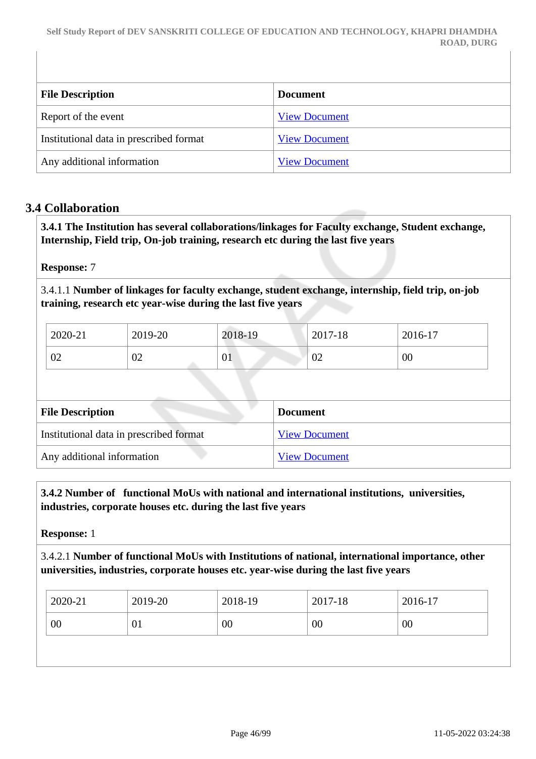| File Description | Document |
|---|---|
| Report of the event | View Document |
| Institutional data in prescribed format | View Document |
| Any additional information | View Document |

## 3.4 Collaboration

**3.4.1 The Institution has several collaborations/linkages for Faculty exchange, Student exchange, Internship, Field trip, On-job training, research etc during the last five years**

**Response:** 7

3.4.1.1 **Number of linkages for faculty exchange, student exchange, internship, field trip, on-job training, research etc year-wise during the last five years**

| 2020-21 | 2019-20 | 2018-19 | 2017-18 | 2016-17 |
|---|---|---|---|---|
| 02 | 02 | 01 | 02 | 00 |

| File Description | Document |
|---|---|
| Institutional data in prescribed format | View Document |
| Any additional information | View Document |

**3.4.2 Number of functional MoUs with national and international institutions, universities, industries, corporate houses etc. during the last five years**

**Response:** 1

3.4.2.1 **Number of functional MoUs with Institutions of national, international importance, other universities, industries, corporate houses etc. year-wise during the last five years**

| 2020-21 | 2019-20 | 2018-19 | 2017-18 | 2016-17 |
|---|---|---|---|---|
| 00 | 01 | 00 | 00 | 00 |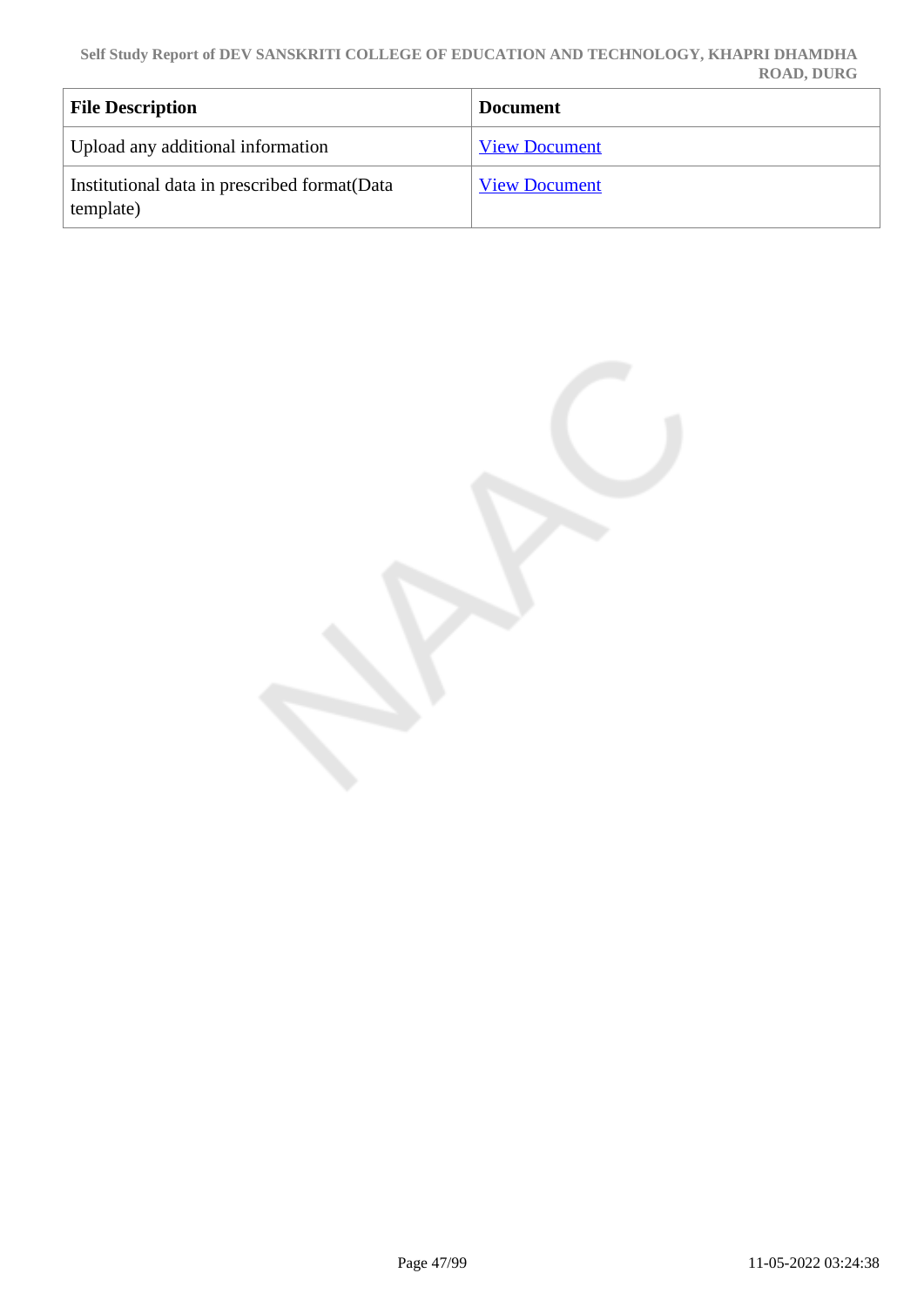| File Description | Document |
| --- | --- |
| Upload any additional information | View Document |
| Institutional data in prescribed format(Data template) | View Document |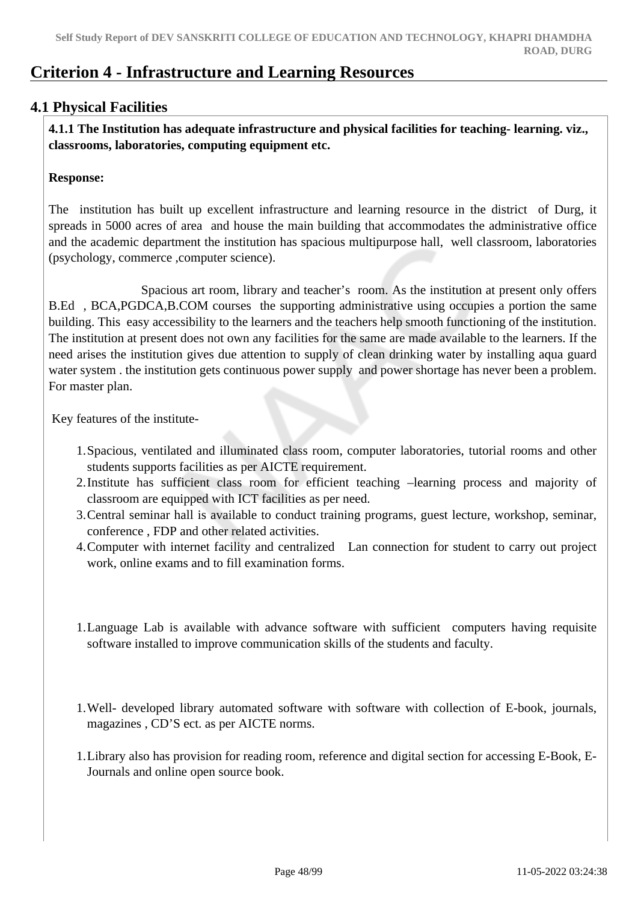# Criterion 4 - Infrastructure and Learning Resources

## 4.1 Physical Facilities

**4.1.1 The Institution has adequate infrastructure and physical facilities for teaching- learning. viz., classrooms, laboratories, computing equipment etc.**

**Response:**

The institution has built up excellent infrastructure and learning resource in the district of Durg, it spreads in 5000 acres of area and house the main building that accommodates the administrative office and the academic department the institution has spacious multipurpose hall, well classroom, laboratories (psychology, commerce ,computer science).

Spacious art room, library and teacher's room. As the institution at present only offers B.Ed , BCA,PGDCA,B.COM courses the supporting administrative using occupies a portion the same building. This easy accessibility to the learners and the teachers help smooth functioning of the institution. The institution at present does not own any facilities for the same are made available to the learners. If the need arises the institution gives due attention to supply of clean drinking water by installing aqua guard water system . the institution gets continuous power supply and power shortage has never been a problem. For master plan.

Key features of the institute-

1. Spacious, ventilated and illuminated class room, computer laboratories, tutorial rooms and other students supports facilities as per AICTE requirement.
2. Institute has sufficient class room for efficient teaching –learning process and majority of classroom are equipped with ICT facilities as per need.
3. Central seminar hall is available to conduct training programs, guest lecture, workshop, seminar, conference , FDP and other related activities.
4. Computer with internet facility and centralized Lan connection for student to carry out project work, online exams and to fill examination forms.

1. Language Lab is available with advance software with sufficient computers having requisite software installed to improve communication skills of the students and faculty.

1. Well- developed library automated software with software with collection of E-book, journals, magazines , CD'S ect. as per AICTE norms.

1. Library also has provision for reading room, reference and digital section for accessing E-Book, E-Journals and online open source book.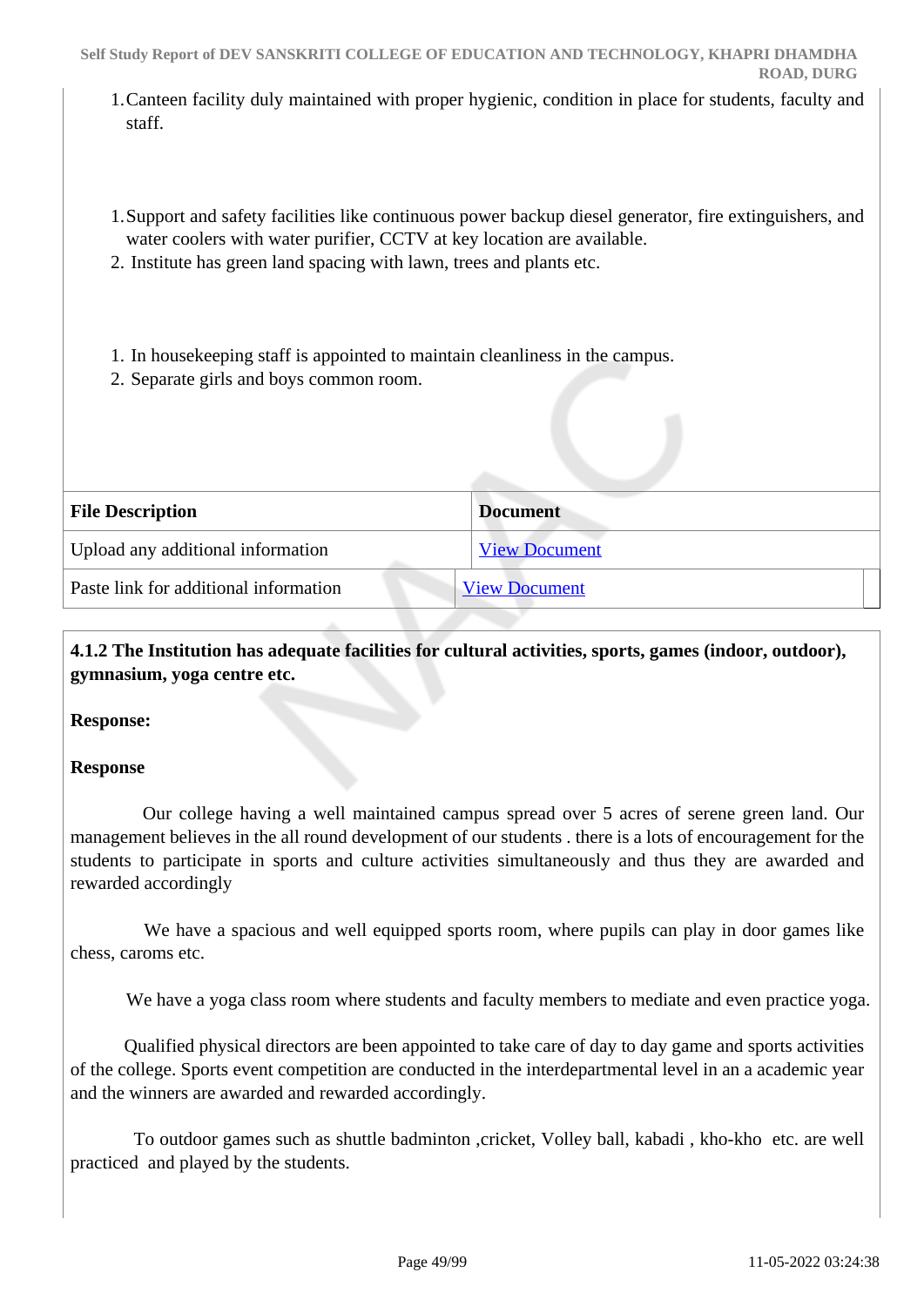1. Canteen facility duly maintained with proper hygienic, condition in place for students, faculty and staff.

1. Support and safety facilities like continuous power backup diesel generator, fire extinguishers, and water coolers with water purifier, CCTV at key location are available.
2. Institute has green land spacing with lawn, trees and plants etc.

1. In housekeeping staff is appointed to maintain cleanliness in the campus.
2. Separate girls and boys common room.

| File Description | Document |
|---|---|
| Upload any additional information | [View Document]() |
| Paste link for additional information | [View Document]() |

**4.1.2 The Institution has adequate facilities for cultural activities, sports, games (indoor, outdoor), gymnasium, yoga centre etc.**

**Response:**

**Response**

Our college having a well maintained campus spread over 5 acres of serene green land. Our management believes in the all round development of our students . there is a lots of encouragement for the students to participate in sports and culture activities simultaneously and thus they are awarded and rewarded accordingly

We have a spacious and well equipped sports room, where pupils can play in door games like chess, caroms etc.

We have a yoga class room where students and faculty members to mediate and even practice yoga.

Qualified physical directors are been appointed to take care of day to day game and sports activities of the college. Sports event competition are conducted in the interdepartmental level in an a academic year and the winners are awarded and rewarded accordingly.

To outdoor games such as shuttle badminton ,cricket, Volley ball, kabadi , kho-kho  etc. are well practiced  and played by the students.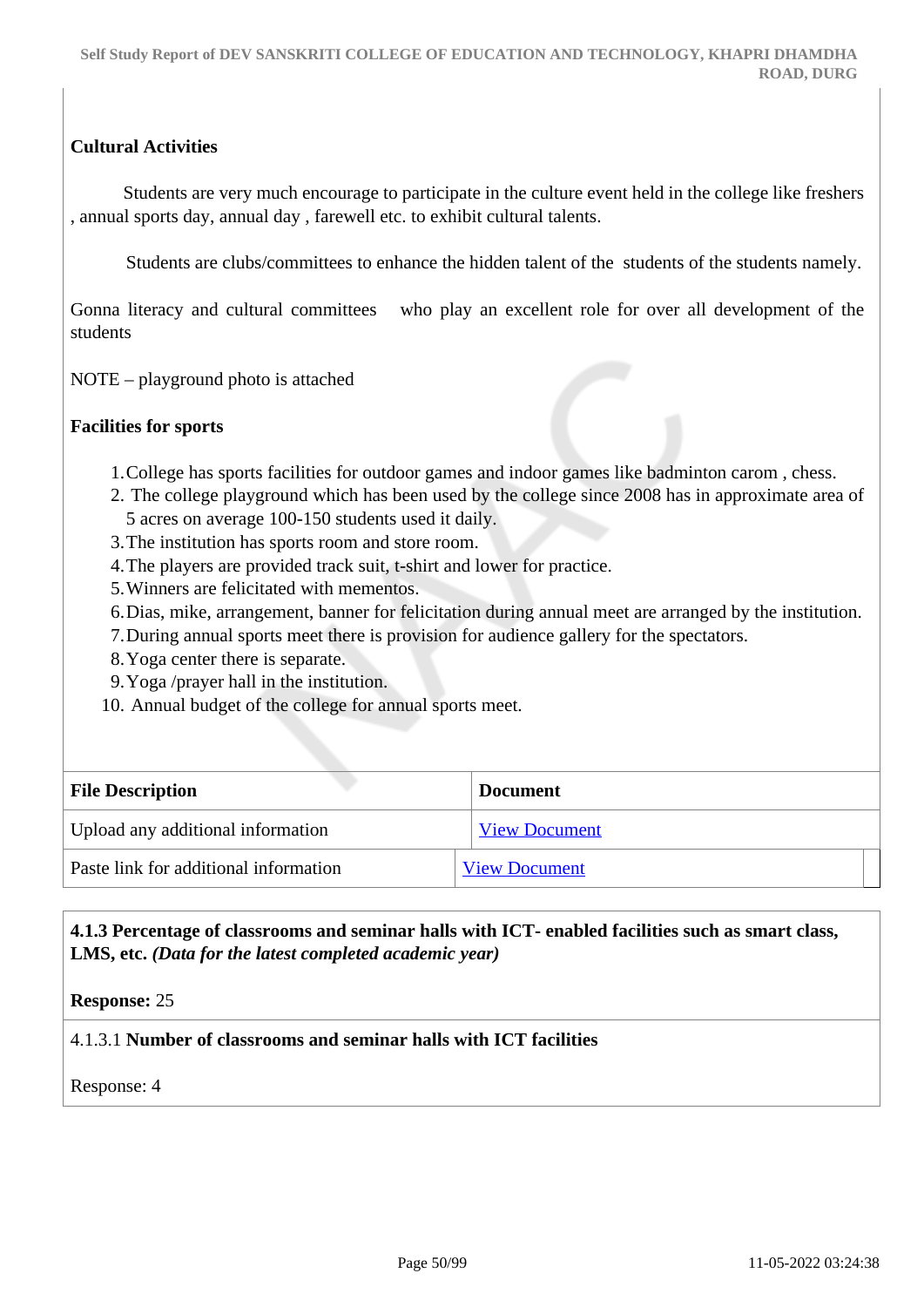**Cultural Activities**

Students are very much encourage to participate in the culture event held in the college like freshers , annual sports day, annual day , farewell etc. to exhibit cultural talents.

Students are clubs/committees to enhance the hidden talent of the students of the students namely.

Gonna literacy and cultural committees who play an excellent role for over all development of the students

NOTE – playground photo is attached

**Facilities for sports**

1. College has sports facilities for outdoor games and indoor games like badminton carom , chess.
2. The college playground which has been used by the college since 2008 has in approximate area of 5 acres on average 100-150 students used it daily.
3. The institution has sports room and store room.
4. The players are provided track suit, t-shirt and lower for practice.
5. Winners are felicitated with mementos.
6. Dias, mike, arrangement, banner for felicitation during annual meet are arranged by the institution.
7. During annual sports meet there is provision for audience gallery for the spectators.
8. Yoga center there is separate.
9. Yoga /prayer hall in the institution.
10. Annual budget of the college for annual sports meet.

| File Description | Document |
|---|---|
| Upload any additional information | View Document |
| Paste link for additional information | View Document |

**4.1.3 Percentage of classrooms and seminar halls with ICT- enabled facilities such as smart class, LMS, etc.** ***(Data for the latest completed academic year)***

**Response:** 25

4.1.3.1 **Number of classrooms and seminar halls with ICT facilities**

Response: 4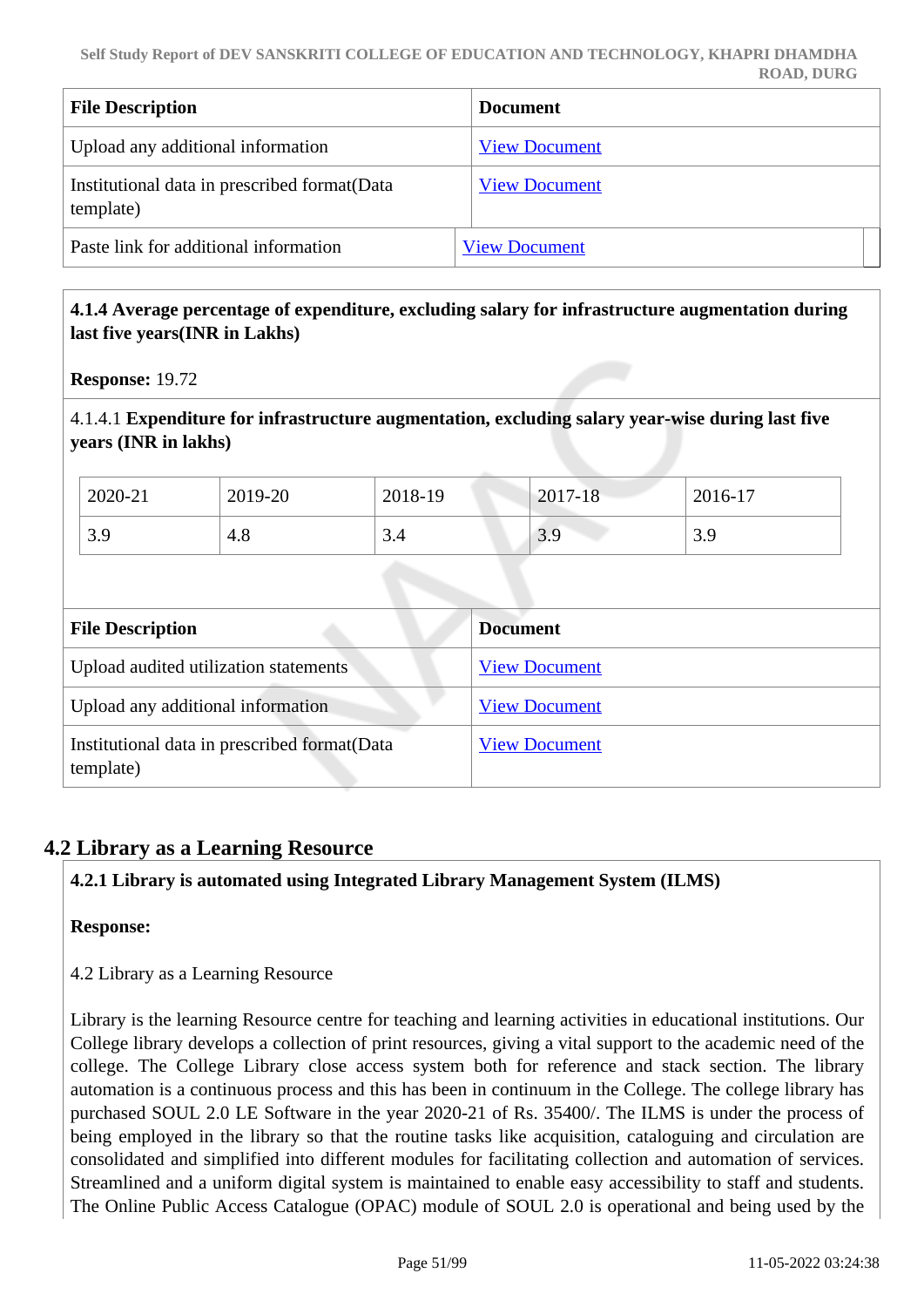| File Description | Document |
|---|---|
| Upload any additional information | View Document |
| Institutional data in prescribed format(Data template) | View Document |
| Paste link for additional information | View Document |

**4.1.4 Average percentage of expenditure, excluding salary for infrastructure augmentation during last five years(INR in Lakhs)**

**Response:** 19.72

4.1.4.1 **Expenditure for infrastructure augmentation, excluding salary year-wise during last five years (INR in lakhs)**

| 2020-21 | 2019-20 | 2018-19 | 2017-18 | 2016-17 |
|---|---|---|---|---|
| 3.9 | 4.8 | 3.4 | 3.9 | 3.9 |

| File Description | Document |
|---|---|
| Upload audited utilization statements | View Document |
| Upload any additional information | View Document |
| Institutional data in prescribed format(Data template) | View Document |

## 4.2 Library as a Learning Resource

**4.2.1 Library is automated using Integrated Library Management System (ILMS)**

**Response:**

4.2 Library as a Learning Resource

Library is the learning Resource centre for teaching and learning activities in educational institutions. Our College library develops a collection of print resources, giving a vital support to the academic need of the college. The College Library close access system both for reference and stack section. The library automation is a continuous process and this has been in continuum in the College. The college library has purchased SOUL 2.0 LE Software in the year 2020-21 of Rs. 35400/. The ILMS is under the process of being employed in the library so that the routine tasks like acquisition, cataloguing and circulation are consolidated and simplified into different modules for facilitating collection and automation of services. Streamlined and a uniform digital system is maintained to enable easy accessibility to staff and students. The Online Public Access Catalogue (OPAC) module of SOUL 2.0 is operational and being used by the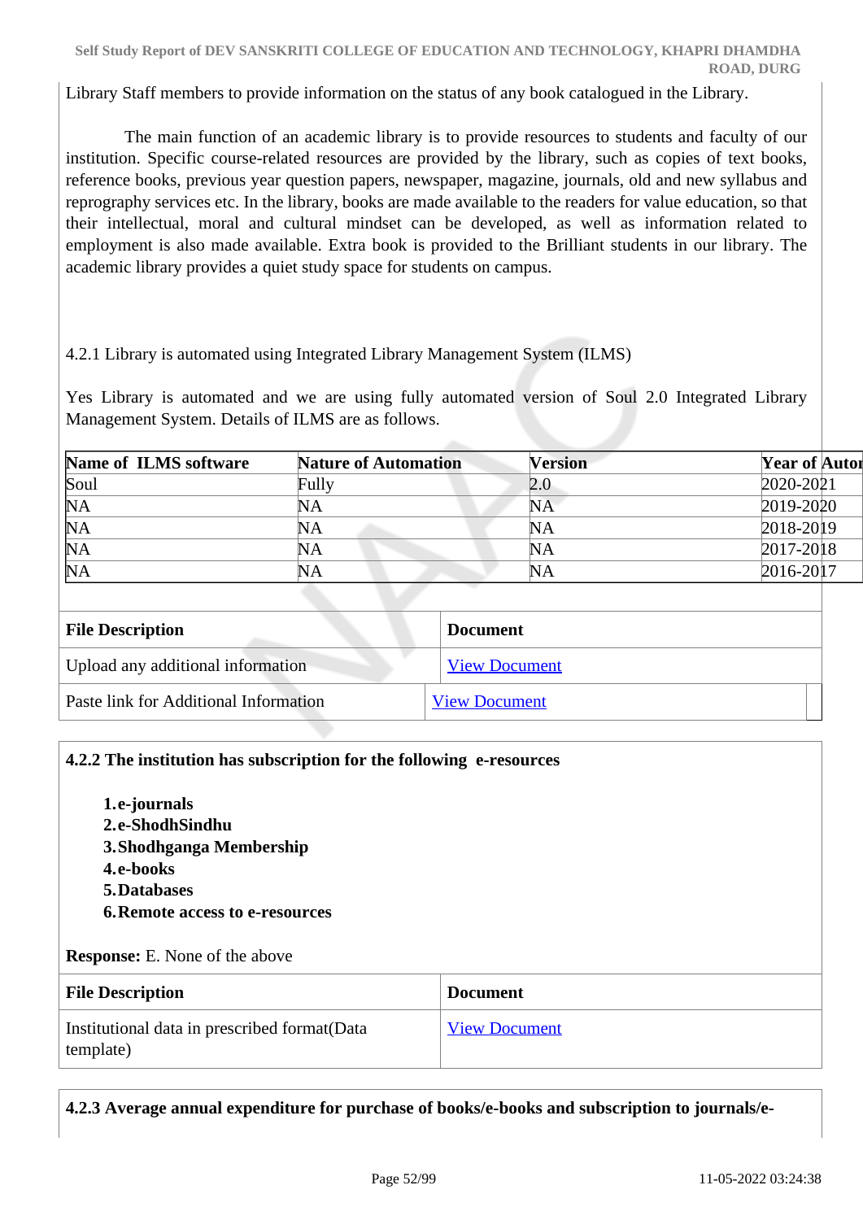Library Staff members to provide information on the status of any book catalogued in the Library.

The main function of an academic library is to provide resources to students and faculty of our institution. Specific course-related resources are provided by the library, such as copies of text books, reference books, previous year question papers, newspaper, magazine, journals, old and new syllabus and reprography services etc. In the library, books are made available to the readers for value education, so that their intellectual, moral and cultural mindset can be developed, as well as information related to employment is also made available. Extra book is provided to the Brilliant students in our library. The academic library provides a quiet study space for students on campus.

4.2.1 Library is automated using Integrated Library Management System (ILMS)

Yes Library is automated and we are using fully automated version of Soul 2.0 Integrated Library Management System. Details of ILMS are as follows.

| Name of ILMS software | Nature of Automation | Version | Year of Autor |
|---|---|---|---|
| Soul | Fully | 2.0 | 2020-2021 |
| NA | NA | NA | 2019-2020 |
| NA | NA | NA | 2018-2019 |
| NA | NA | NA | 2017-2018 |
| NA | NA | NA | 2016-2017 |

| File Description | Document |
|---|---|
| Upload any additional information | View Document |
| Paste link for Additional Information | View Document |

**4.2.2 The institution has subscription for the following e-resources**

1. **e-journals**
2. **e-ShodhSindhu**
3. **Shodhganga Membership**
4. **e-books**
5. **Databases**
6. **Remote access to e-resources**

**Response:** E. None of the above

| File Description | Document |
|---|---|
| Institutional data in prescribed format(Data template) | View Document |

**4.2.3 Average annual expenditure for purchase of books/e-books and subscription to journals/e-**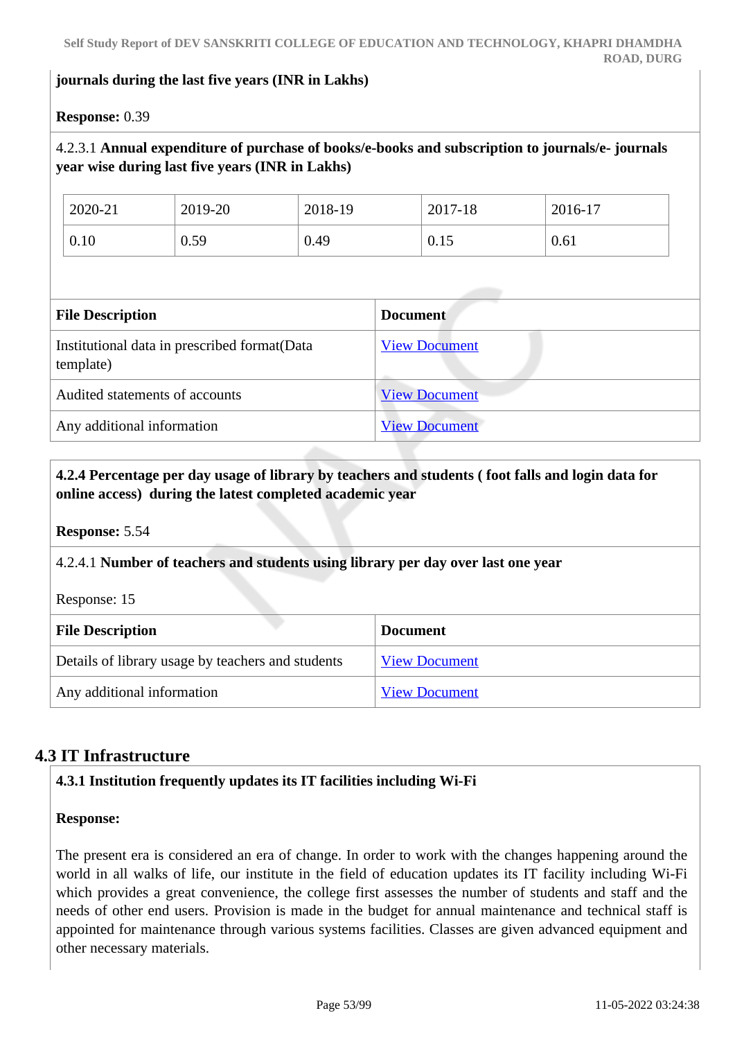**journals during the last five years (INR in Lakhs)**

**Response:** 0.39

4.2.3.1 **Annual expenditure of purchase of books/e-books and subscription to journals/e- journals year wise during last five years (INR in Lakhs)**

| 2020-21 | 2019-20 | 2018-19 | 2017-18 | 2016-17 |
|---|---|---|---|---|
| 0.10 | 0.59 | 0.49 | 0.15 | 0.61 |

| File Description | Document |
|---|---|
| Institutional data in prescribed format(Data template) | View Document |
| Audited statements of accounts | View Document |
| Any additional information | View Document |

**4.2.4 Percentage per day usage of library by teachers and students ( foot falls and login data for online access) during the latest completed academic year**

**Response:** 5.54

4.2.4.1 **Number of teachers and students using library per day over last one year**

Response: 15

| File Description | Document |
|---|---|
| Details of library usage by teachers and students | View Document |
| Any additional information | View Document |

## 4.3 IT Infrastructure

**4.3.1 Institution frequently updates its IT facilities including Wi-Fi**

**Response:**

The present era is considered an era of change. In order to work with the changes happening around the world in all walks of life, our institute in the field of education updates its IT facility including Wi-Fi which provides a great convenience, the college first assesses the number of students and staff and the needs of other end users. Provision is made in the budget for annual maintenance and technical staff is appointed for maintenance through various systems facilities. Classes are given advanced equipment and other necessary materials.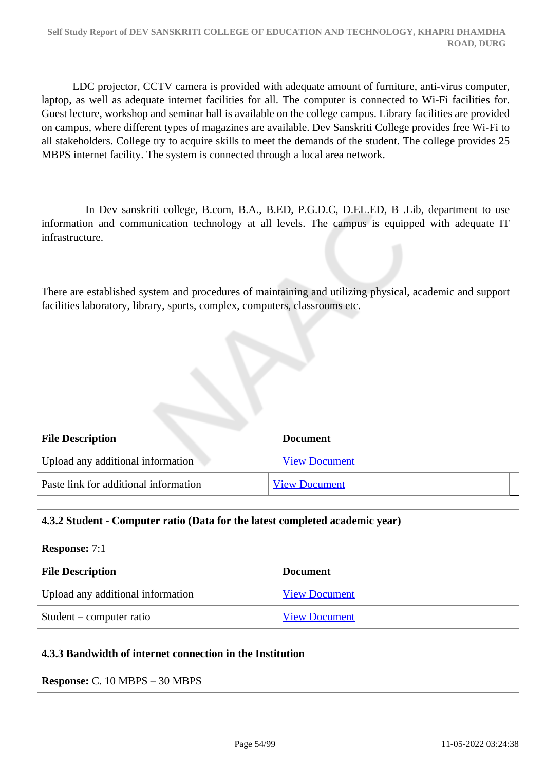LDC projector, CCTV camera is provided with adequate amount of furniture, anti-virus computer, laptop, as well as adequate internet facilities for all. The computer is connected to Wi-Fi facilities for. Guest lecture, workshop and seminar hall is available on the college campus. Library facilities are provided on campus, where different types of magazines are available. Dev Sanskriti College provides free Wi-Fi to all stakeholders. College try to acquire skills to meet the demands of the student. The college provides 25 MBPS internet facility. The system is connected through a local area network.

In Dev sanskriti college, B.com, B.A., B.ED, P.G.D.C, D.EL.ED, B .Lib, department to use information and communication technology at all levels. The campus is equipped with adequate IT infrastructure.

There are established system and procedures of maintaining and utilizing physical, academic and support facilities laboratory, library, sports, complex, computers, classrooms etc.

| File Description | Document |
|---|---|
| Upload any additional information | View Document |
| Paste link for additional information | View Document |

**4.3.2 Student - Computer ratio (Data for the latest completed academic year)**

**Response:** 7:1

| File Description | Document |
|---|---|
| Upload any additional information | View Document |
| Student – computer ratio | View Document |

**4.3.3 Bandwidth of internet connection in the Institution**

**Response:** C. 10 MBPS – 30 MBPS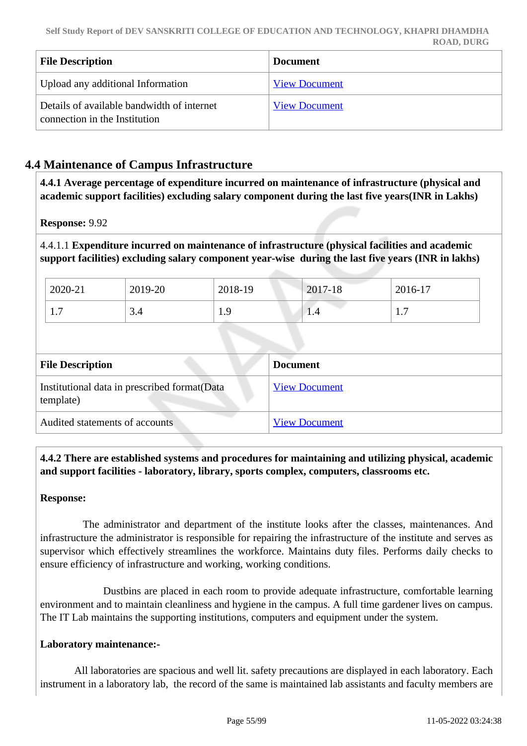| File Description | Document |
| --- | --- |
| Upload any additional Information | View Document |
| Details of available bandwidth of internet connection in the Institution | View Document |

## 4.4 Maintenance of Campus Infrastructure

**4.4.1 Average percentage of expenditure incurred on maintenance of infrastructure (physical and academic support facilities) excluding salary component during the last five years(INR in Lakhs)**

**Response:** 9.92

4.4.1.1 **Expenditure incurred on maintenance of infrastructure (physical facilities and academic support facilities) excluding salary component year-wise during the last five years (INR in lakhs)**

| 2020-21 | 2019-20 | 2018-19 | 2017-18 | 2016-17 |
| --- | --- | --- | --- | --- |
| 1.7 | 3.4 | 1.9 | 1.4 | 1.7 |

| File Description | Document |
| --- | --- |
| Institutional data in prescribed format(Data template) | View Document |
| Audited statements of accounts | View Document |

**4.4.2 There are established systems and procedures for maintaining and utilizing physical, academic and support facilities - laboratory, library, sports complex, computers, classrooms etc.**

**Response:**

The administrator and department of the institute looks after the classes, maintenances. And infrastructure the administrator is responsible for repairing the infrastructure of the institute and serves as supervisor which effectively streamlines the workforce. Maintains duty files. Performs daily checks to ensure efficiency of infrastructure and working, working conditions.

Dustbins are placed in each room to provide adequate infrastructure, comfortable learning environment and to maintain cleanliness and hygiene in the campus. A full time gardener lives on campus. The IT Lab maintains the supporting institutions, computers and equipment under the system.

**Laboratory maintenance:-**

All laboratories are spacious and well lit. safety precautions are displayed in each laboratory. Each instrument in a laboratory lab, the record of the same is maintained lab assistants and faculty members are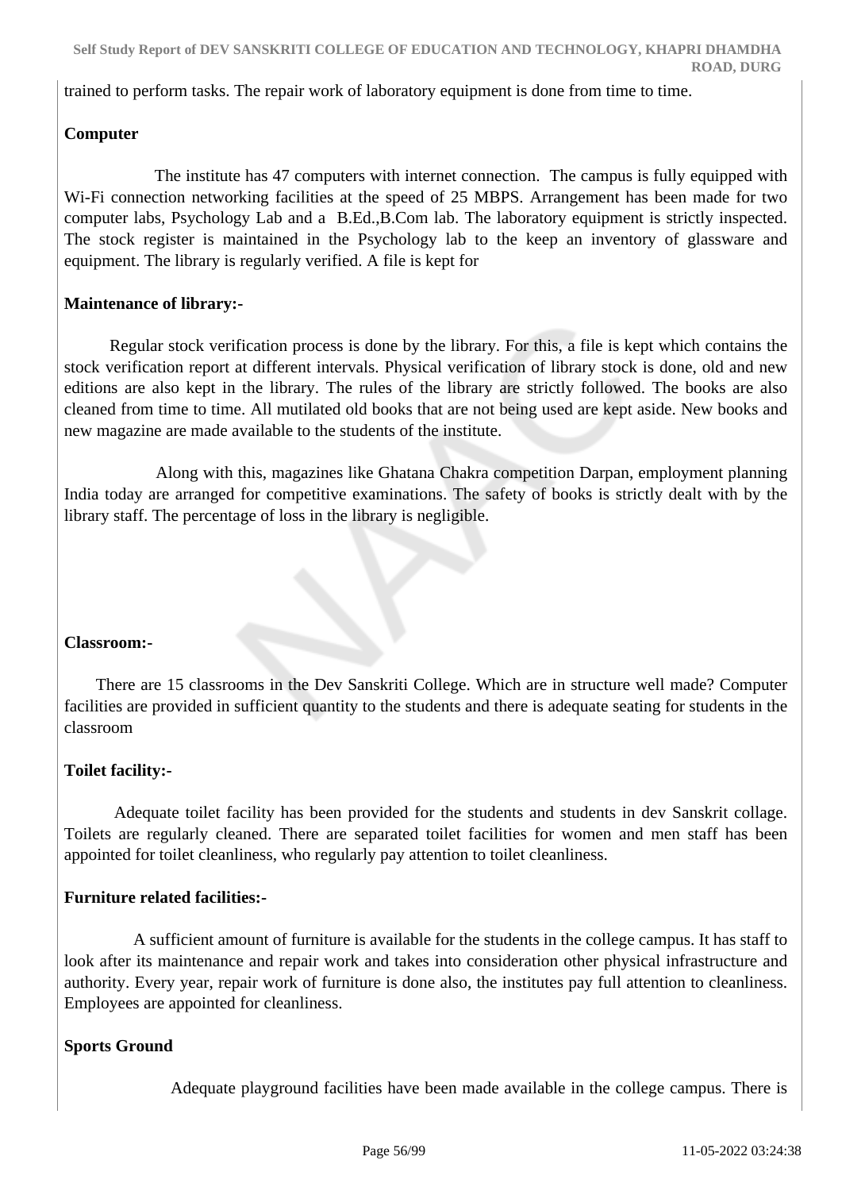trained to perform tasks. The repair work of laboratory equipment is done from time to time.

**Computer**

The institute has 47 computers with internet connection. The campus is fully equipped with Wi-Fi connection networking facilities at the speed of 25 MBPS. Arrangement has been made for two computer labs, Psychology Lab and a B.Ed.,B.Com lab. The laboratory equipment is strictly inspected. The stock register is maintained in the Psychology lab to the keep an inventory of glassware and equipment. The library is regularly verified. A file is kept for

**Maintenance of library:-**

Regular stock verification process is done by the library. For this, a file is kept which contains the stock verification report at different intervals. Physical verification of library stock is done, old and new editions are also kept in the library. The rules of the library are strictly followed. The books are also cleaned from time to time. All mutilated old books that are not being used are kept aside. New books and new magazine are made available to the students of the institute.

Along with this, magazines like Ghatana Chakra competition Darpan, employment planning India today are arranged for competitive examinations. The safety of books is strictly dealt with by the library staff. The percentage of loss in the library is negligible.

**Classroom:-**

There are 15 classrooms in the Dev Sanskriti College. Which are in structure well made? Computer facilities are provided in sufficient quantity to the students and there is adequate seating for students in the classroom

**Toilet facility:-**

Adequate toilet facility has been provided for the students and students in dev Sanskrit collage. Toilets are regularly cleaned. There are separated toilet facilities for women and men staff has been appointed for toilet cleanliness, who regularly pay attention to toilet cleanliness.

**Furniture related facilities:-**

A sufficient amount of furniture is available for the students in the college campus. It has staff to look after its maintenance and repair work and takes into consideration other physical infrastructure and authority. Every year, repair work of furniture is done also, the institutes pay full attention to cleanliness. Employees are appointed for cleanliness.

**Sports Ground**

Adequate playground facilities have been made available in the college campus. There is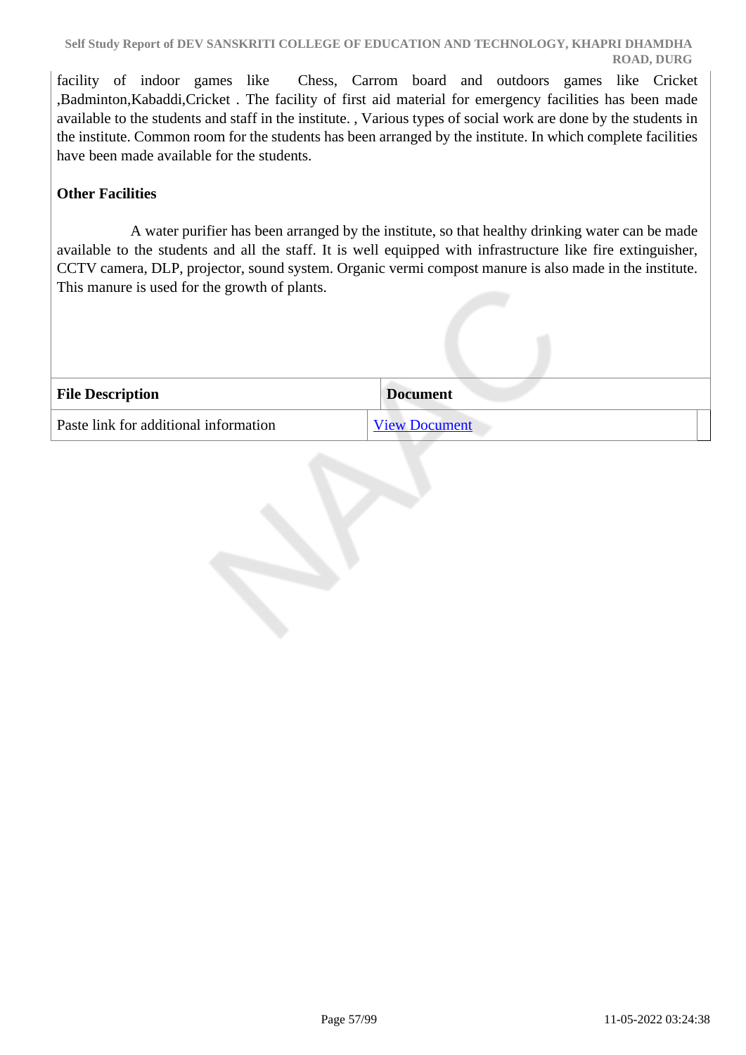facility of indoor games like Chess, Carrom board and outdoors games like Cricket ,Badminton,Kabaddi,Cricket . The facility of first aid material for emergency facilities has been made available to the students and staff in the institute. , Various types of social work are done by the students in the institute. Common room for the students has been arranged by the institute. In which complete facilities have been made available for the students.

**Other Facilities**

A water purifier has been arranged by the institute, so that healthy drinking water can be made available to the students and all the staff. It is well equipped with infrastructure like fire extinguisher, CCTV camera, DLP, projector, sound system. Organic vermi compost manure is also made in the institute. This manure is used for the growth of plants.

| File Description | Document |
| --- | --- |
| Paste link for additional information | View Document |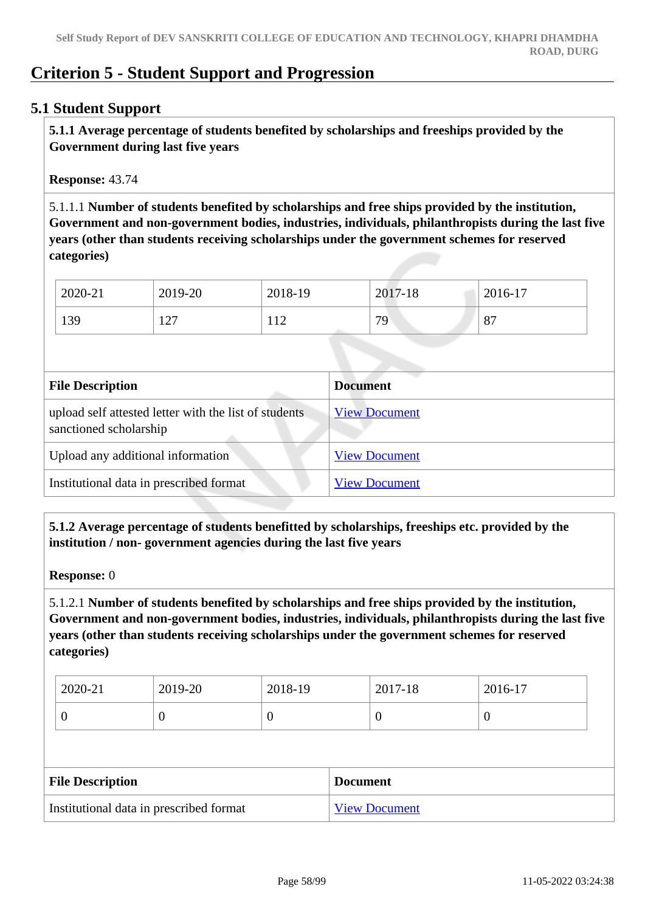# Criterion 5 - Student Support and Progression

## 5.1 Student Support

**5.1.1 Average percentage of students benefited by scholarships and freeships provided by the Government during last five years**

**Response:** 43.74

5.1.1.1 **Number of students benefited by scholarships and free ships provided by the institution, Government and non-government bodies, industries, individuals, philanthropists during the last five years (other than students receiving scholarships under the government schemes for reserved categories)**

| 2020-21 | 2019-20 | 2018-19 | 2017-18 | 2016-17 |
|---|---|---|---|---|
| 139 | 127 | 112 | 79 | 87 |

| File Description | Document |
|---|---|
| upload self attested letter with the list of students sanctioned scholarship | View Document |
| Upload any additional information | View Document |
| Institutional data in prescribed format | View Document |

**5.1.2 Average percentage of students benefitted by scholarships, freeships etc. provided by the institution / non- government agencies during the last five years**

**Response:** 0

5.1.2.1 **Number of students benefited by scholarships and free ships provided by the institution, Government and non-government bodies, industries, individuals, philanthropists during the last five years (other than students receiving scholarships under the government schemes for reserved categories)**

| 2020-21 | 2019-20 | 2018-19 | 2017-18 | 2016-17 |
|---|---|---|---|---|
| 0 | 0 | 0 | 0 | 0 |

| File Description | Document |
|---|---|
| Institutional data in prescribed format | View Document |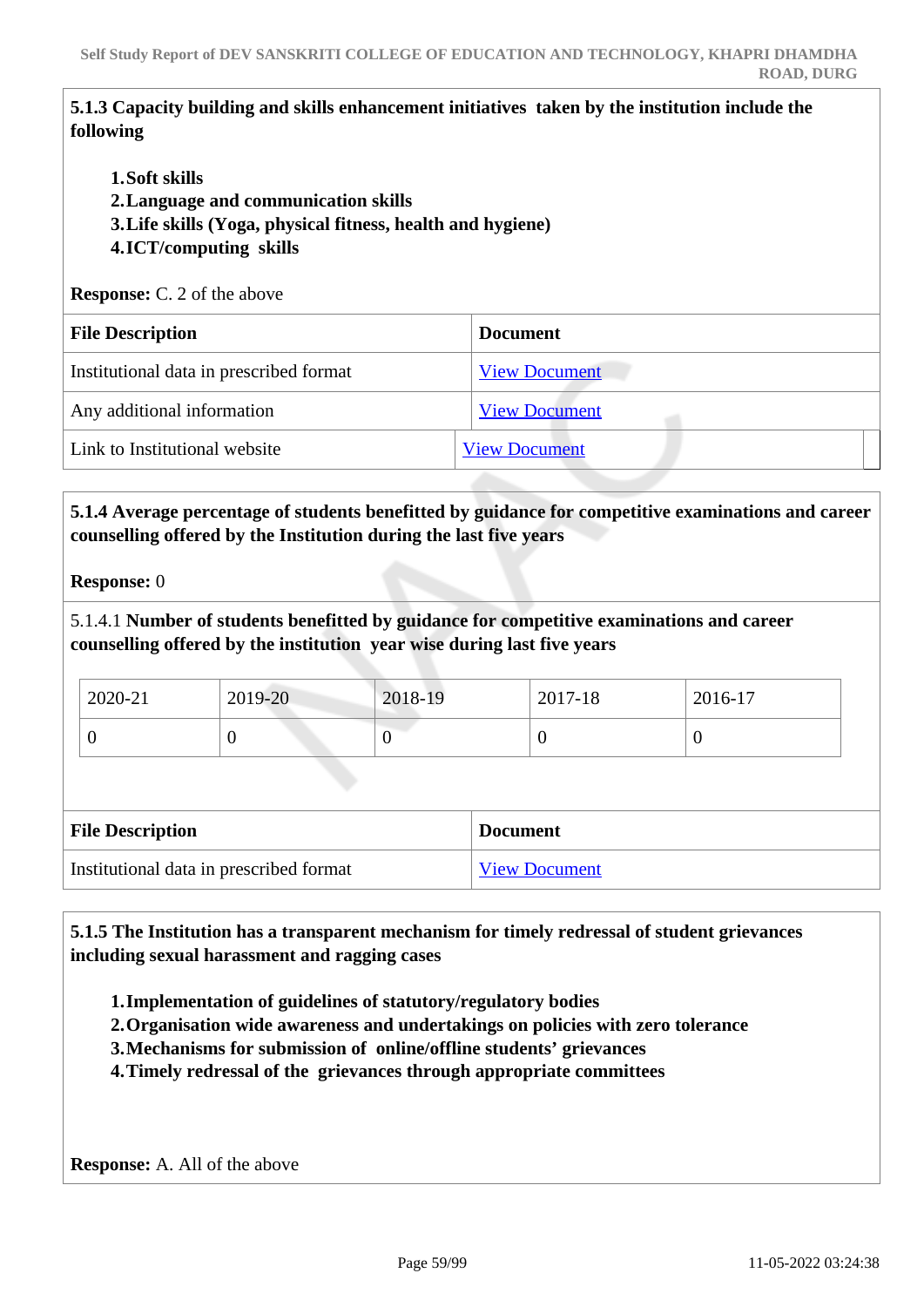**5.1.3 Capacity building and skills enhancement initiatives taken by the institution include the following**

1. **Soft skills**
2. **Language and communication skills**
3. **Life skills (Yoga, physical fitness, health and hygiene)**
4. **ICT/computing skills**

**Response:** C. 2 of the above

| File Description | Document |
|---|---|
| Institutional data in prescribed format | View Document |
| Any additional information | View Document |
| Link to Institutional website | View Document |

**5.1.4 Average percentage of students benefitted by guidance for competitive examinations and career counselling offered by the Institution during the last five years**

**Response:** 0

5.1.4.1 **Number of students benefitted by guidance for competitive examinations and career counselling offered by the institution year wise during last five years**

| 2020-21 | 2019-20 | 2018-19 | 2017-18 | 2016-17 |
|---|---|---|---|---|
| 0 | 0 | 0 | 0 | 0 |

| File Description | Document |
|---|---|
| Institutional data in prescribed format | View Document |

**5.1.5 The Institution has a transparent mechanism for timely redressal of student grievances including sexual harassment and ragging cases**

1. **Implementation of guidelines of statutory/regulatory bodies**
2. **Organisation wide awareness and undertakings on policies with zero tolerance**
3. **Mechanisms for submission of online/offline students' grievances**
4. **Timely redressal of the grievances through appropriate committees**

**Response:** A. All of the above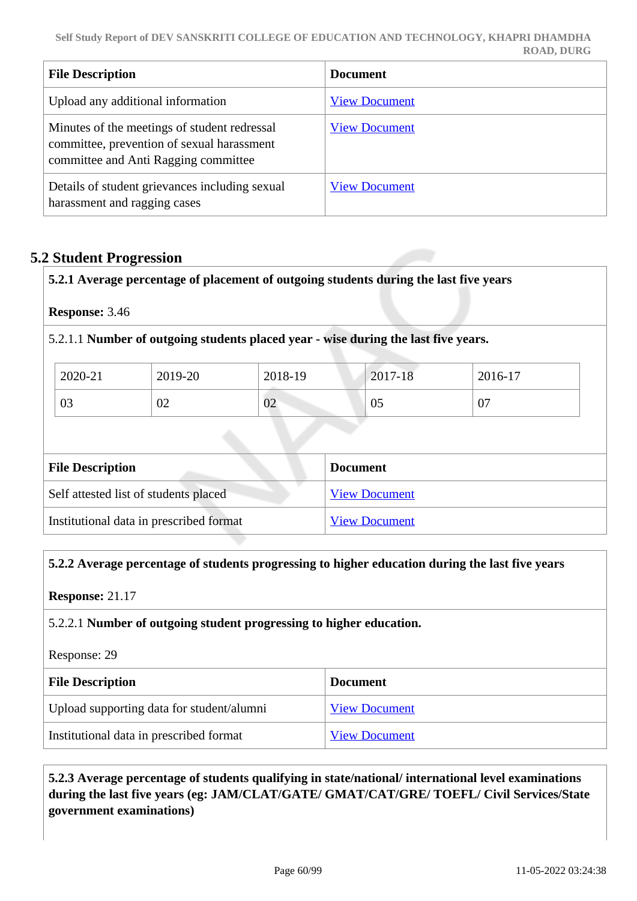| File Description | Document |
|---|---|
| Upload any additional information | View Document |
| Minutes of the meetings of student redressal committee, prevention of sexual harassment committee and Anti Ragging committee | View Document |
| Details of student grievances including sexual harassment and ragging cases | View Document |

## 5.2 Student Progression

**5.2.1 Average percentage of placement of outgoing students during the last five years**

**Response:** 3.46

5.2.1.1 **Number of outgoing students placed year - wise during the last five years.**

| 2020-21 | 2019-20 | 2018-19 | 2017-18 | 2016-17 |
|---|---|---|---|---|
| 03 | 02 | 02 | 05 | 07 |

| File Description | Document |
|---|---|
| Self attested list of students placed | View Document |
| Institutional data in prescribed format | View Document |

**5.2.2 Average percentage of students progressing to higher education during the last five years**

**Response:** 21.17

5.2.2.1 **Number of outgoing student progressing to higher education.**

Response: 29

| File Description | Document |
|---|---|
| Upload supporting data for student/alumni | View Document |
| Institutional data in prescribed format | View Document |

**5.2.3 Average percentage of students qualifying in state/national/ international level examinations during the last five years (eg: JAM/CLAT/GATE/ GMAT/CAT/GRE/ TOEFL/ Civil Services/State government examinations)**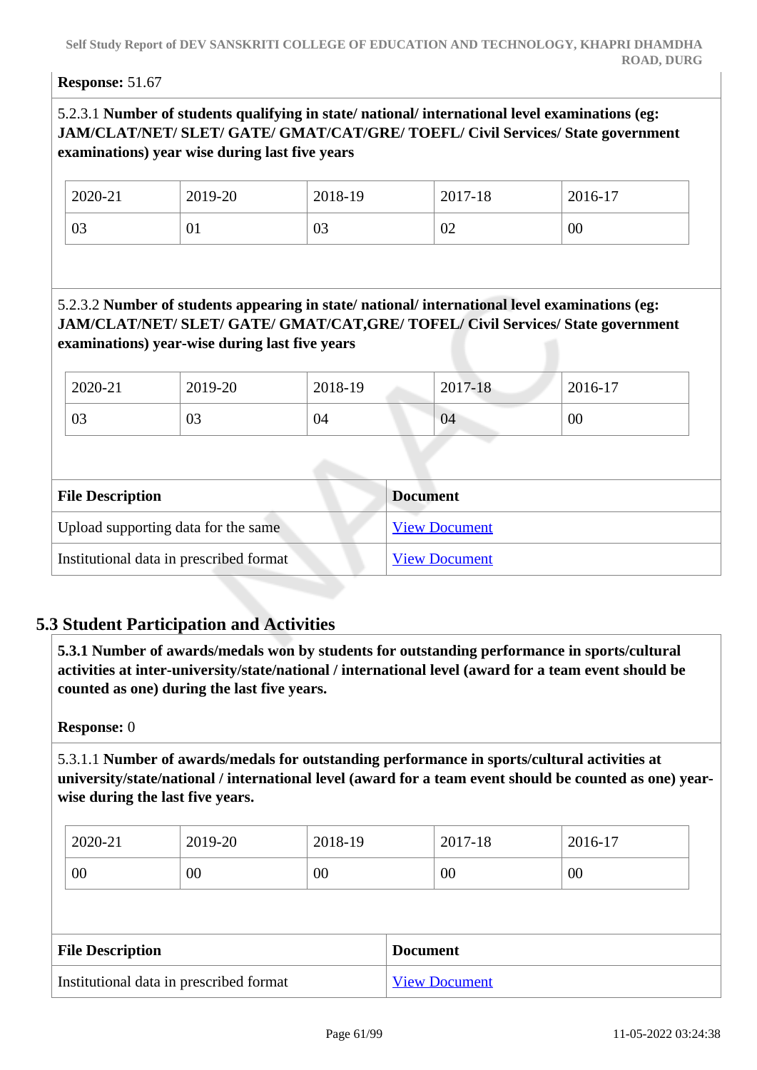**Response:** 51.67

5.2.3.1 **Number of students qualifying in state/ national/ international level examinations (eg: JAM/CLAT/NET/ SLET/ GATE/ GMAT/CAT/GRE/ TOEFL/ Civil Services/ State government examinations) year wise during last five years**

| 2020-21 | 2019-20 | 2018-19 | 2017-18 | 2016-17 |
|---|---|---|---|---|
| 03 | 01 | 03 | 02 | 00 |

5.2.3.2 **Number of students appearing in state/ national/ international level examinations (eg: JAM/CLAT/NET/ SLET/ GATE/ GMAT/CAT,GRE/ TOFEL/ Civil Services/ State government examinations) year-wise during last five years**

| 2020-21 | 2019-20 | 2018-19 | 2017-18 | 2016-17 |
|---|---|---|---|---|
| 03 | 03 | 04 | 04 | 00 |

| File Description | Document |
|---|---|
| Upload supporting data for the same | View Document |
| Institutional data in prescribed format | View Document |

## 5.3 Student Participation and Activities

**5.3.1 Number of awards/medals won by students for outstanding performance in sports/cultural activities at inter-university/state/national / international level (award for a team event should be counted as one) during the last five years.**

**Response:** 0

5.3.1.1 **Number of awards/medals for outstanding performance in sports/cultural activities at university/state/national / international level (award for a team event should be counted as one) year-wise during the last five years.**

| 2020-21 | 2019-20 | 2018-19 | 2017-18 | 2016-17 |
|---|---|---|---|---|
| 00 | 00 | 00 | 00 | 00 |

| File Description | Document |
|---|---|
| Institutional data in prescribed format | View Document |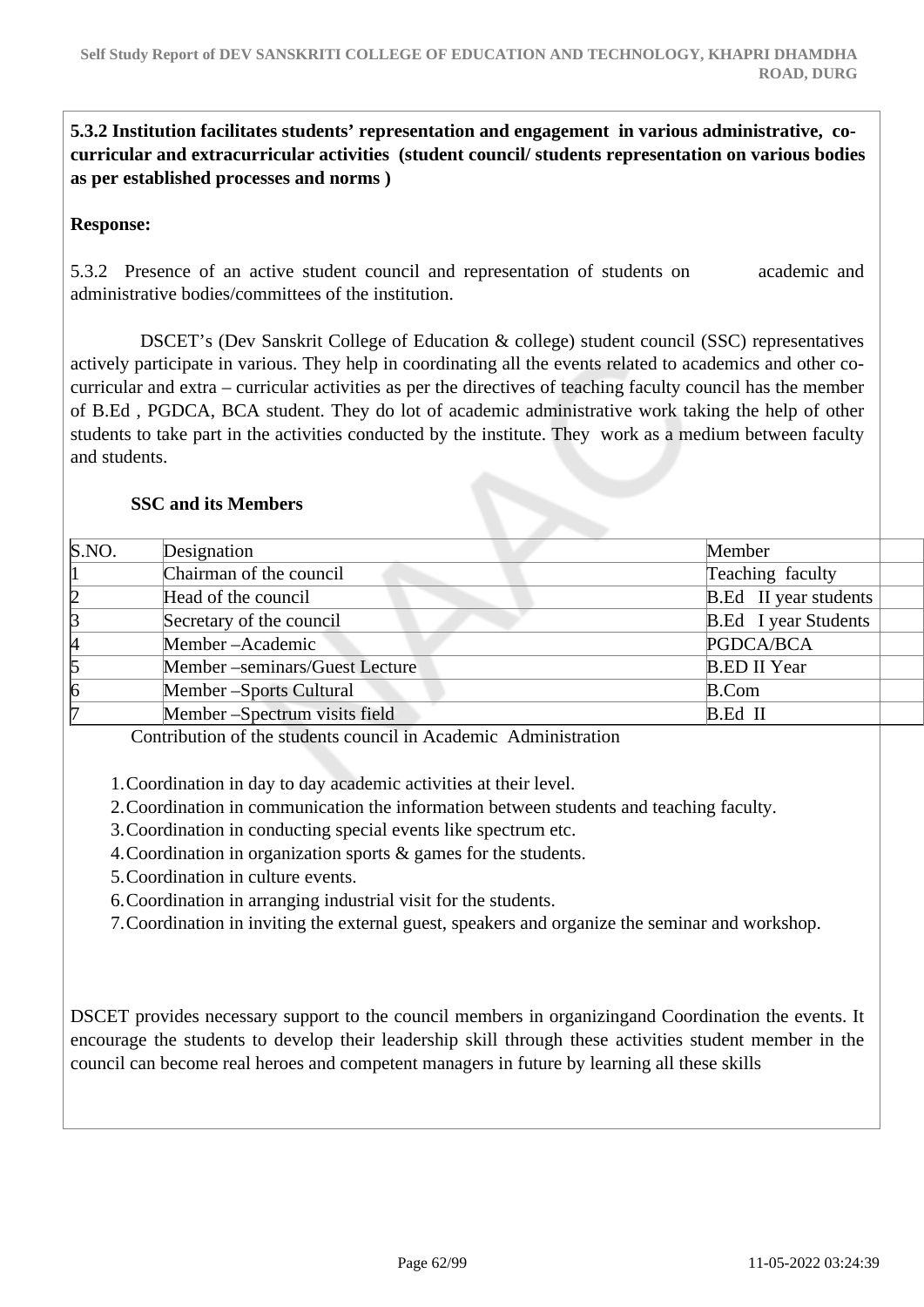**5.3.2 Institution facilitates students' representation and engagement in various administrative, co-curricular and extracurricular activities (student council/ students representation on various bodies as per established processes and norms )**

**Response:**

5.3.2 Presence of an active student council and representation of students on academic and administrative bodies/committees of the institution.

DSCET's (Dev Sanskrit College of Education & college) student council (SSC) representatives actively participate in various. They help in coordinating all the events related to academics and other co-curricular and extra – curricular activities as per the directives of teaching faculty council has the member of B.Ed , PGDCA, BCA student. They do lot of academic administrative work taking the help of other students to take part in the activities conducted by the institute. They work as a medium between faculty and students.

**SSC and its Members**

| S.NO. | Designation | Member | |
|---|---|---|---|
| 1 | Chairman of the council | Teaching faculty | |
| 2 | Head of the council | B.Ed II year students | |
| 3 | Secretary of the council | B.Ed I year Students | |
| 4 | Member –Academic | PGDCA/BCA | |
| 5 | Member –seminars/Guest Lecture | B.ED II Year | |
| 6 | Member –Sports Cultural | B.Com | |
| 7 | Member –Spectrum visits field | B.Ed II | |

Contribution of the students council in Academic Administration

1. Coordination in day to day academic activities at their level.
2. Coordination in communication the information between students and teaching faculty.
3. Coordination in conducting special events like spectrum etc.
4. Coordination in organization sports & games for the students.
5. Coordination in culture events.
6. Coordination in arranging industrial visit for the students.
7. Coordination in inviting the external guest, speakers and organize the seminar and workshop.

DSCET provides necessary support to the council members in organizingand Coordination the events. It encourage the students to develop their leadership skill through these activities student member in the council can become real heroes and competent managers in future by learning all these skills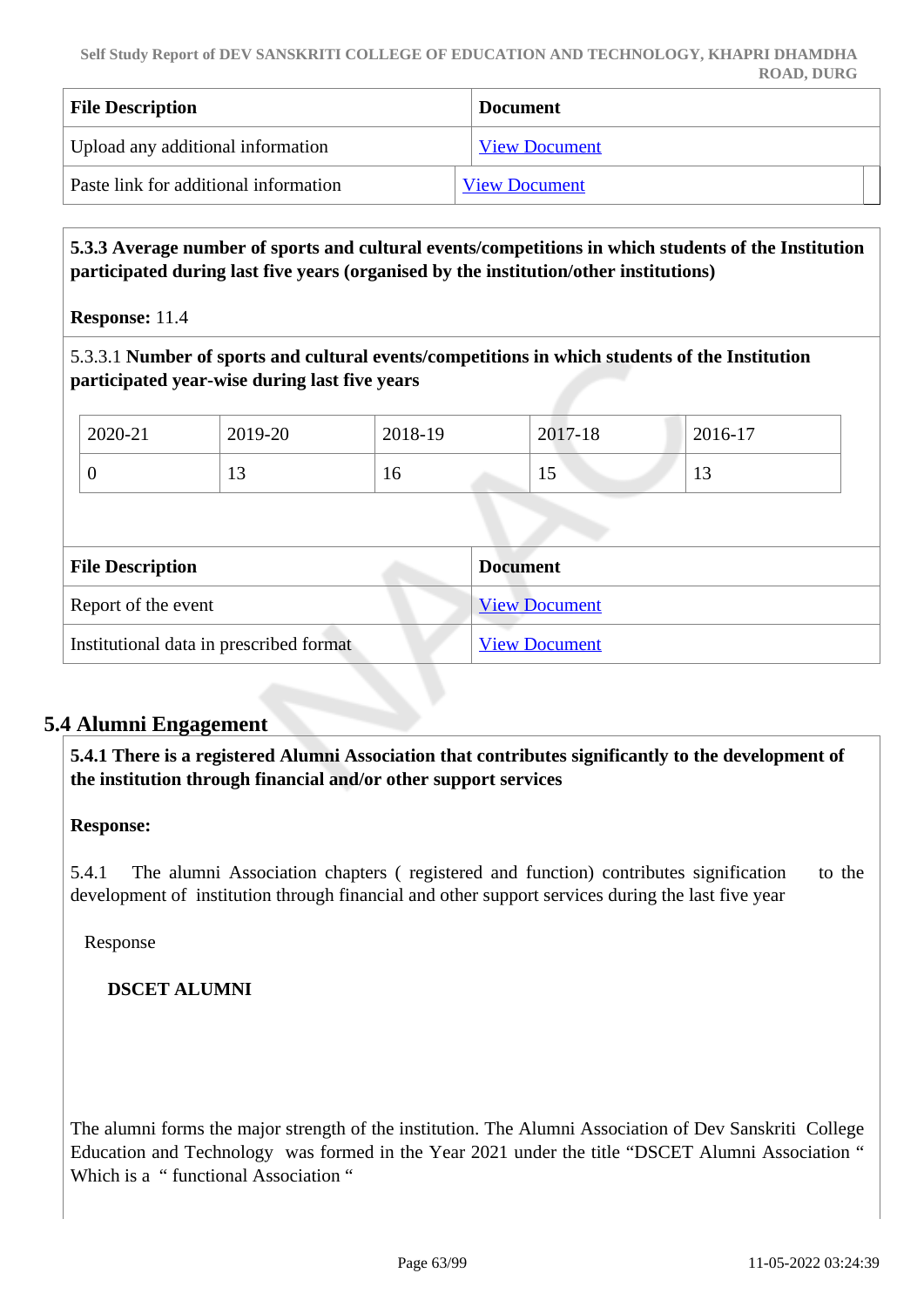| File Description | Document |
|---|---|
| Upload any additional information | View Document |
| Paste link for additional information | View Document |

**5.3.3 Average number of sports and cultural events/competitions in which students of the Institution participated during last five years (organised by the institution/other institutions)**

**Response:** 11.4

5.3.3.1 **Number of sports and cultural events/competitions in which students of the Institution participated year-wise during last five years**

| 2020-21 | 2019-20 | 2018-19 | 2017-18 | 2016-17 |
|---|---|---|---|---|
| 0 | 13 | 16 | 15 | 13 |

| File Description | Document |
|---|---|
| Report of the event | View Document |
| Institutional data in prescribed format | View Document |

## 5.4 Alumni Engagement

**5.4.1 There is a registered Alumni Association that contributes significantly to the development of the institution through financial and/or other support services**

**Response:**

5.4.1 The alumni Association chapters ( registered and function) contributes signification to the development of institution through financial and other support services during the last five year

Response

**DSCET ALUMNI**

The alumni forms the major strength of the institution. The Alumni Association of Dev Sanskriti College Education and Technology was formed in the Year 2021 under the title "DSCET Alumni Association " Which is a " functional Association "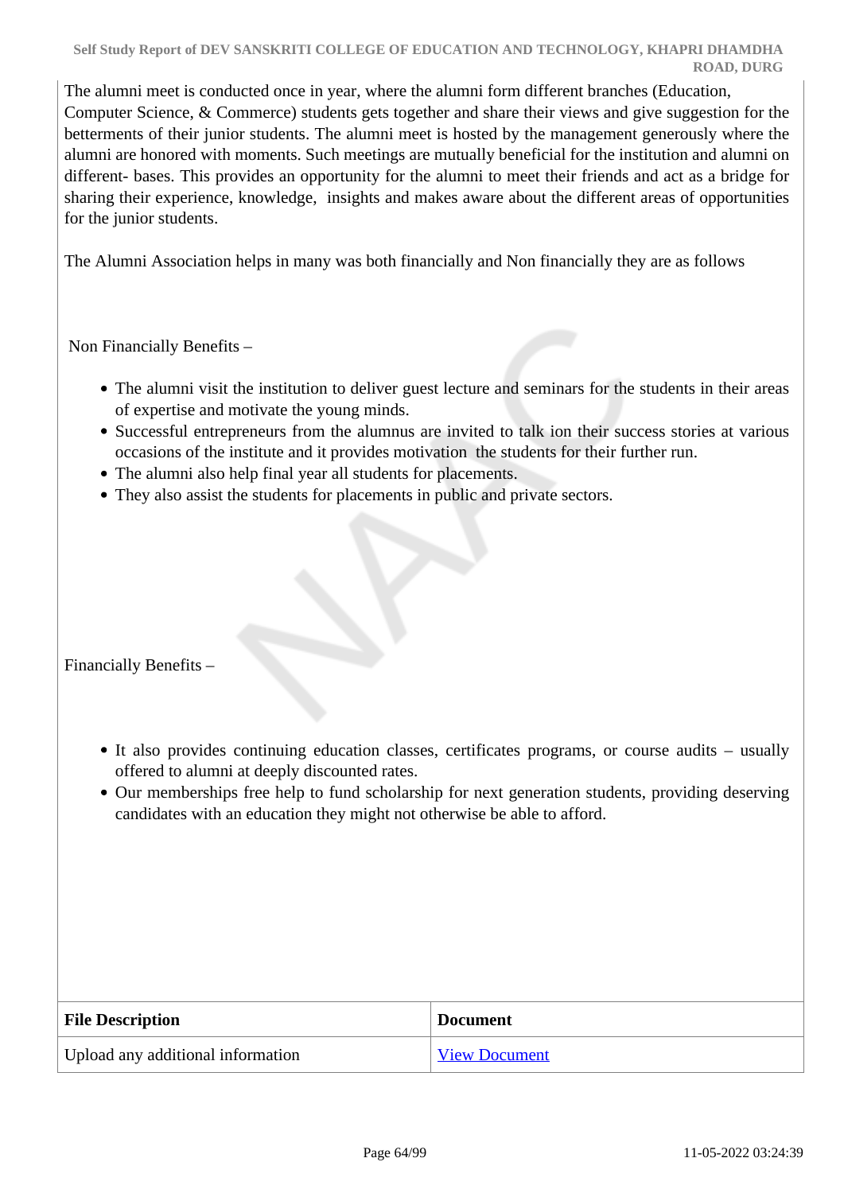The alumni meet is conducted once in year, where the alumni form different branches (Education, Computer Science, & Commerce) students gets together and share their views and give suggestion for the betterments of their junior students. The alumni meet is hosted by the management generously where the alumni are honored with moments. Such meetings are mutually beneficial for the institution and alumni on different- bases. This provides an opportunity for the alumni to meet their friends and act as a bridge for sharing their experience, knowledge, insights and makes aware about the different areas of opportunities for the junior students.

The Alumni Association helps in many was both financially and Non financially they are as follows

Non Financially Benefits –

- The alumni visit the institution to deliver guest lecture and seminars for the students in their areas of expertise and motivate the young minds.
- Successful entrepreneurs from the alumnus are invited to talk ion their success stories at various occasions of the institute and it provides motivation the students for their further run.
- The alumni also help final year all students for placements.
- They also assist the students for placements in public and private sectors.

Financially Benefits –

- It also provides continuing education classes, certificates programs, or course audits – usually offered to alumni at deeply discounted rates.
- Our memberships free help to fund scholarship for next generation students, providing deserving candidates with an education they might not otherwise be able to afford.

| File Description | Document |
|---|---|
| Upload any additional information | View Document |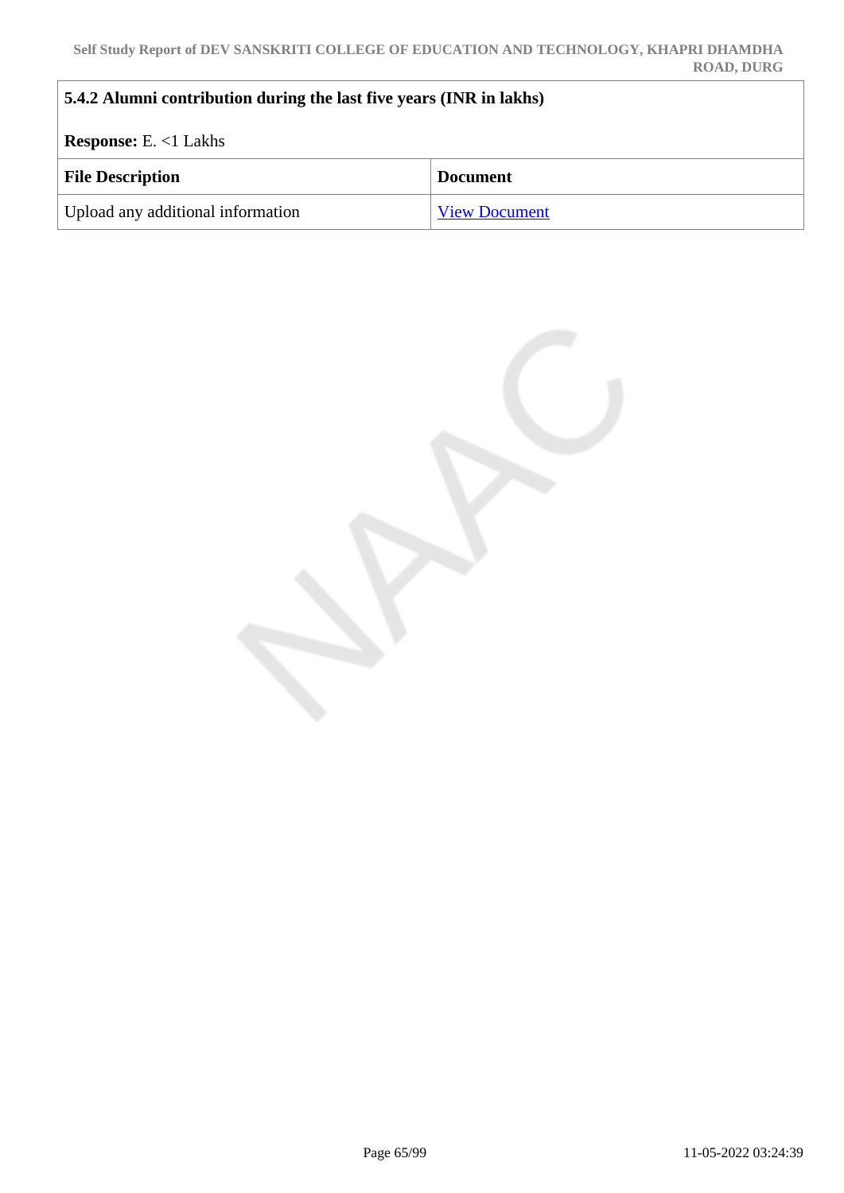**5.4.2 Alumni contribution during the last five years (INR in lakhs)**

**Response:** E. <1 Lakhs

| File Description | Document |
| --- | --- |
| Upload any additional information | View Document |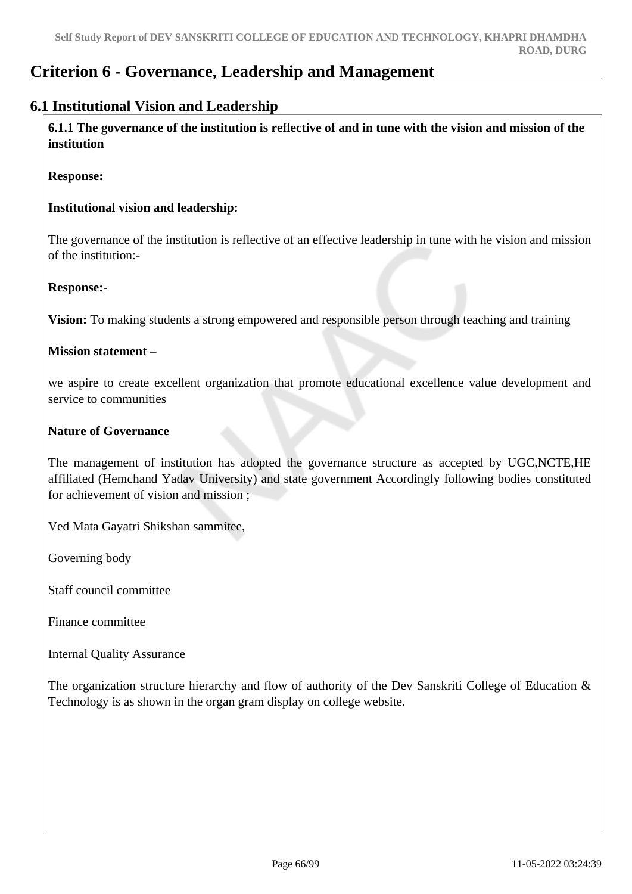# Criterion 6 - Governance, Leadership and Management

## 6.1 Institutional Vision and Leadership

**6.1.1 The governance of the institution is reflective of and in tune with the vision and mission of the institution**

**Response:**

**Institutional vision and leadership:**

The governance of the institution is reflective of an effective leadership in tune with he vision and mission of the institution:-

**Response:-**

**Vision:** To making students a strong empowered and responsible person through teaching and training

**Mission statement –**

we aspire to create excellent organization that promote educational excellence value development and service to communities

**Nature of Governance**

The management of institution has adopted the governance structure as accepted by UGC,NCTE,HE affiliated (Hemchand Yadav University) and state government Accordingly following bodies constituted for achievement of vision and mission ;

Ved Mata Gayatri Shikshan sammitee,

Governing body

Staff council committee

Finance committee

Internal Quality Assurance

The organization structure hierarchy and flow of authority of the Dev Sanskriti College of Education & Technology is as shown in the organ gram display on college website.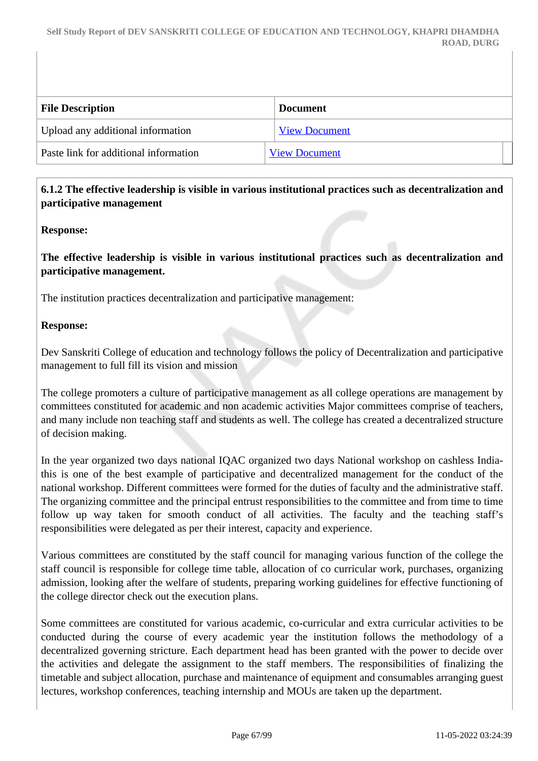| File Description | Document |
|---|---|
| Upload any additional information | View Document |
| Paste link for additional information | View Document |

**6.1.2 The effective leadership is visible in various institutional practices such as decentralization and participative management**

**Response:**

**The effective leadership is visible in various institutional practices such as decentralization and participative management.**

The institution practices decentralization and participative management:

**Response:**

Dev Sanskriti College of education and technology follows the policy of Decentralization and participative management to full fill its vision and mission

The college promoters a culture of participative management as all college operations are management by committees constituted for academic and non academic activities Major committees comprise of teachers, and many include non teaching staff and students as well. The college has created a decentralized structure of decision making.

In the year organized two days national IQAC organized two days National workshop on cashless India- this is one of the best example of participative and decentralized management for the conduct of the national workshop. Different committees were formed for the duties of faculty and the administrative staff. The organizing committee and the principal entrust responsibilities to the committee and from time to time follow up way taken for smooth conduct of all activities. The faculty and the teaching staff's responsibilities were delegated as per their interest, capacity and experience.

Various committees are constituted by the staff council for managing various function of the college the staff council is responsible for college time table, allocation of co curricular work, purchases, organizing admission, looking after the welfare of students, preparing working guidelines for effective functioning of the college director check out the execution plans.

Some committees are constituted for various academic, co-curricular and extra curricular activities to be conducted during the course of every academic year the institution follows the methodology of a decentralized governing stricture. Each department head has been granted with the power to decide over the activities and delegate the assignment to the staff members. The responsibilities of finalizing the timetable and subject allocation, purchase and maintenance of equipment and consumables arranging guest lectures, workshop conferences, teaching internship and MOUs are taken up the department.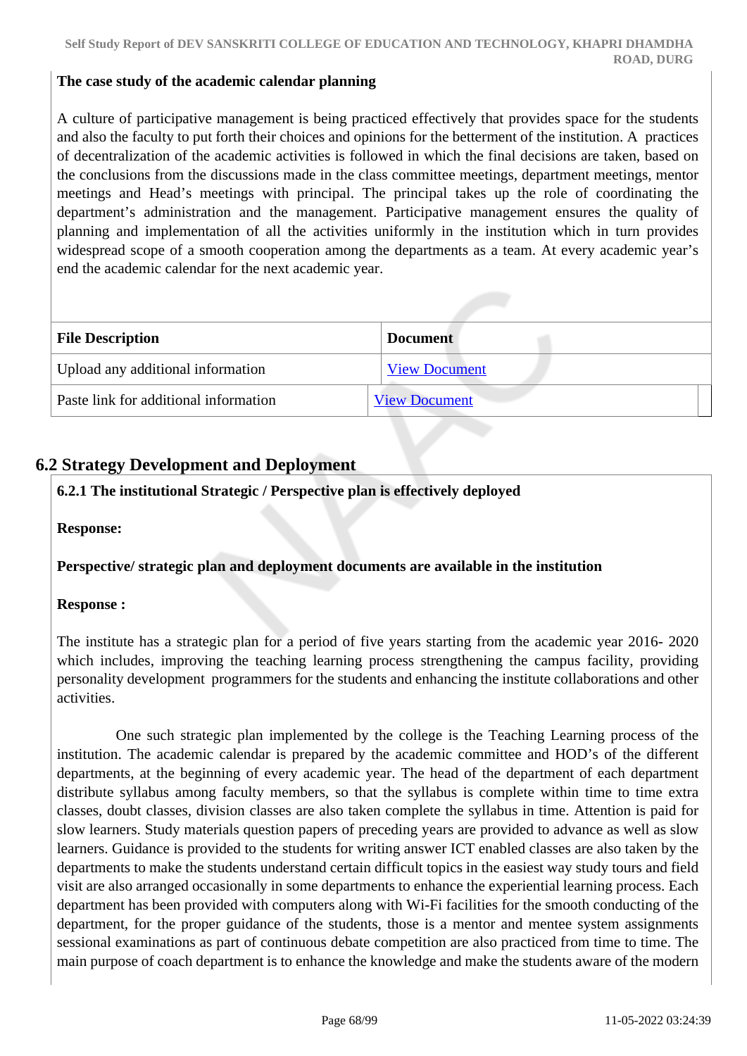**The case study of the academic calendar planning**

A culture of participative management is being practiced effectively that provides space for the students and also the faculty to put forth their choices and opinions for the betterment of the institution. A practices of decentralization of the academic activities is followed in which the final decisions are taken, based on the conclusions from the discussions made in the class committee meetings, department meetings, mentor meetings and Head's meetings with principal. The principal takes up the role of coordinating the department's administration and the management. Participative management ensures the quality of planning and implementation of all the activities uniformly in the institution which in turn provides widespread scope of a smooth cooperation among the departments as a team. At every academic year's end the academic calendar for the next academic year.

| File Description | Document |
|---|---|
| Upload any additional information | View Document |
| Paste link for additional information | View Document |

## 6.2 Strategy Development and Deployment

**6.2.1 The institutional Strategic / Perspective plan is effectively deployed**

**Response:**

**Perspective/ strategic plan and deployment documents are available in the institution**

**Response :**

The institute has a strategic plan for a period of five years starting from the academic year 2016- 2020 which includes, improving the teaching learning process strengthening the campus facility, providing personality development programmers for the students and enhancing the institute collaborations and other activities.

One such strategic plan implemented by the college is the Teaching Learning process of the institution. The academic calendar is prepared by the academic committee and HOD's of the different departments, at the beginning of every academic year. The head of the department of each department distribute syllabus among faculty members, so that the syllabus is complete within time to time extra classes, doubt classes, division classes are also taken complete the syllabus in time. Attention is paid for slow learners. Study materials question papers of preceding years are provided to advance as well as slow learners. Guidance is provided to the students for writing answer ICT enabled classes are also taken by the departments to make the students understand certain difficult topics in the easiest way study tours and field visit are also arranged occasionally in some departments to enhance the experiential learning process. Each department has been provided with computers along with Wi-Fi facilities for the smooth conducting of the department, for the proper guidance of the students, those is a mentor and mentee system assignments sessional examinations as part of continuous debate competition are also practiced from time to time. The main purpose of coach department is to enhance the knowledge and make the students aware of the modern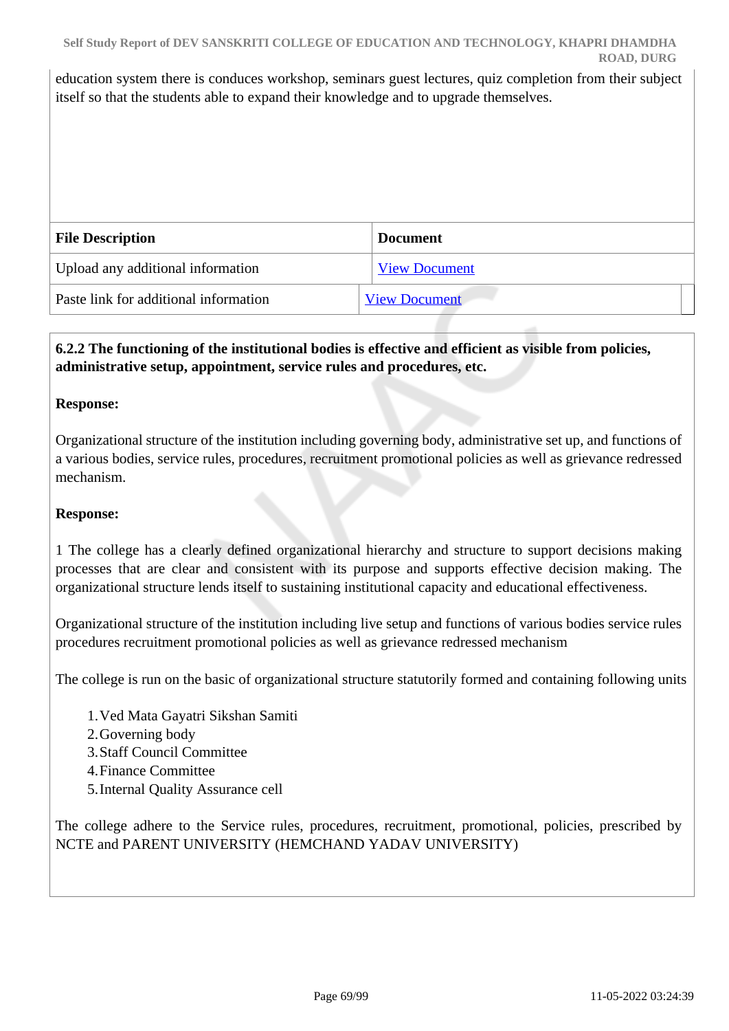education system there is conduces workshop, seminars guest lectures, quiz completion from their subject itself so that the students able to expand their knowledge and to upgrade themselves.

| File Description | Document |
|---|---|
| Upload any additional information | View Document |
| Paste link for additional information | View Document |

**6.2.2 The functioning of the institutional bodies is effective and efficient as visible from policies, administrative setup, appointment, service rules and procedures, etc.**

**Response:**

Organizational structure of the institution including governing body, administrative set up, and functions of a various bodies, service rules, procedures, recruitment promotional policies as well as grievance redressed mechanism.

**Response:**

1 The college has a clearly defined organizational hierarchy and structure to support decisions making processes that are clear and consistent with its purpose and supports effective decision making. The organizational structure lends itself to sustaining institutional capacity and educational effectiveness.

Organizational structure of the institution including live setup and functions of various bodies service rules procedures recruitment promotional policies as well as grievance redressed mechanism

The college is run on the basic of organizational structure statutorily formed and containing following units

1. Ved Mata Gayatri Sikshan Samiti
2. Governing body
3. Staff Council Committee
4. Finance Committee
5. Internal Quality Assurance cell

The college adhere to the Service rules, procedures, recruitment, promotional, policies, prescribed by NCTE and PARENT UNIVERSITY (HEMCHAND YADAV UNIVERSITY)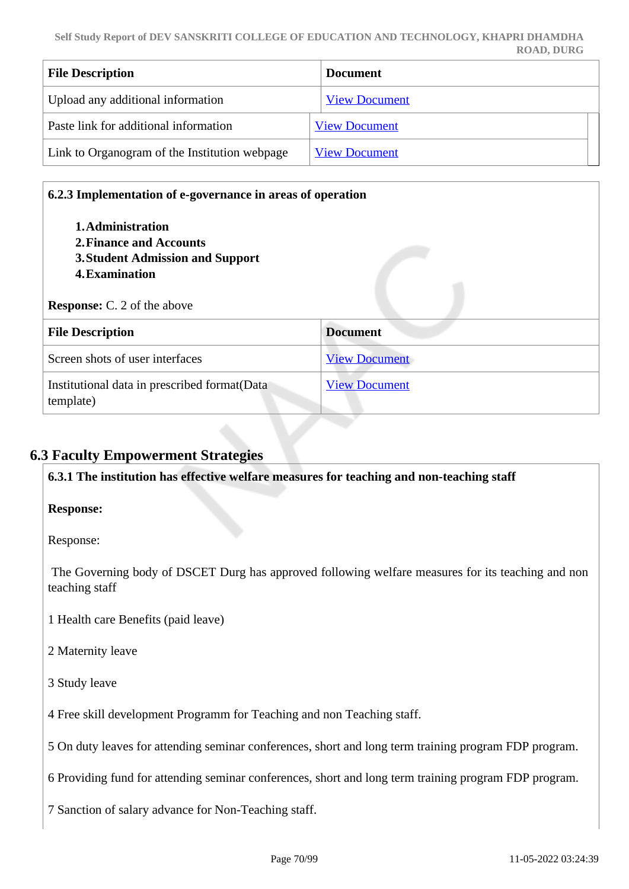| File Description | Document |
| --- | --- |
| Upload any additional information | View Document |
| Paste link for additional information | View Document |
| Link to Organogram of the Institution webpage | View Document |

**6.2.3 Implementation of e-governance in areas of operation**

1. **Administration**
2. **Finance and Accounts**
3. **Student Admission and Support**
4. **Examination**

**Response:** C. 2 of the above

| File Description | Document |
| --- | --- |
| Screen shots of user interfaces | View Document |
| Institutional data in prescribed format(Data template) | View Document |

## 6.3 Faculty Empowerment Strategies

**6.3.1 The institution has effective welfare measures for teaching and non-teaching staff**

**Response:**

Response:

The Governing body of DSCET Durg has approved following welfare measures for its teaching and non teaching staff

1 Health care Benefits (paid leave)

2 Maternity leave

3 Study leave

4 Free skill development Programm for Teaching and non Teaching staff.

5 On duty leaves for attending seminar conferences, short and long term training program FDP program.

6 Providing fund for attending seminar conferences, short and long term training program FDP program.

7 Sanction of salary advance for Non-Teaching staff.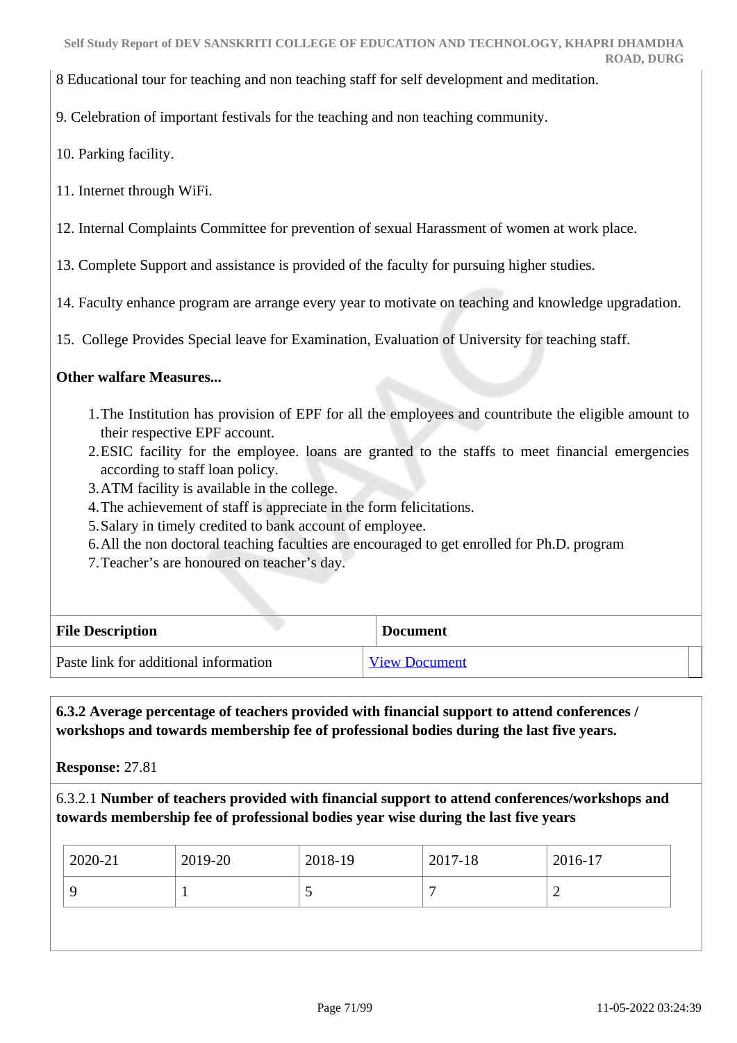8 Educational tour for teaching and non teaching staff for self development and meditation.

9. Celebration of important festivals for the teaching and non teaching community.

10. Parking facility.

11. Internet through WiFi.

12. Internal Complaints Committee for prevention of sexual Harassment of women at work place.

13. Complete Support and assistance is provided of the faculty for pursuing higher studies.

14. Faculty enhance program are arrange every year to motivate on teaching and knowledge upgradation.

15. College Provides Special leave for Examination, Evaluation of University for teaching staff.

**Other walfare Measures...**

1. The Institution has provision of EPF for all the employees and countribute the eligible amount to their respective EPF account.
2. ESIC facility for the employee. loans are granted to the staffs to meet financial emergencies according to staff loan policy.
3. ATM facility is available in the college.
4. The achievement of staff is appreciate in the form felicitations.
5. Salary in timely credited to bank account of employee.
6. All the non doctoral teaching faculties are encouraged to get enrolled for Ph.D. program
7. Teacher's are honoured on teacher's day.

| File Description | Document |
|---|---|
| Paste link for additional information | View Document |

**6.3.2 Average percentage of teachers provided with financial support to attend conferences / workshops and towards membership fee of professional bodies during the last five years.**

**Response:** 27.81

6.3.2.1 **Number of teachers provided with financial support to attend conferences/workshops and towards membership fee of professional bodies year wise during the last five years**

| 2020-21 | 2019-20 | 2018-19 | 2017-18 | 2016-17 |
|---|---|---|---|---|
| 9 | 1 | 5 | 7 | 2 |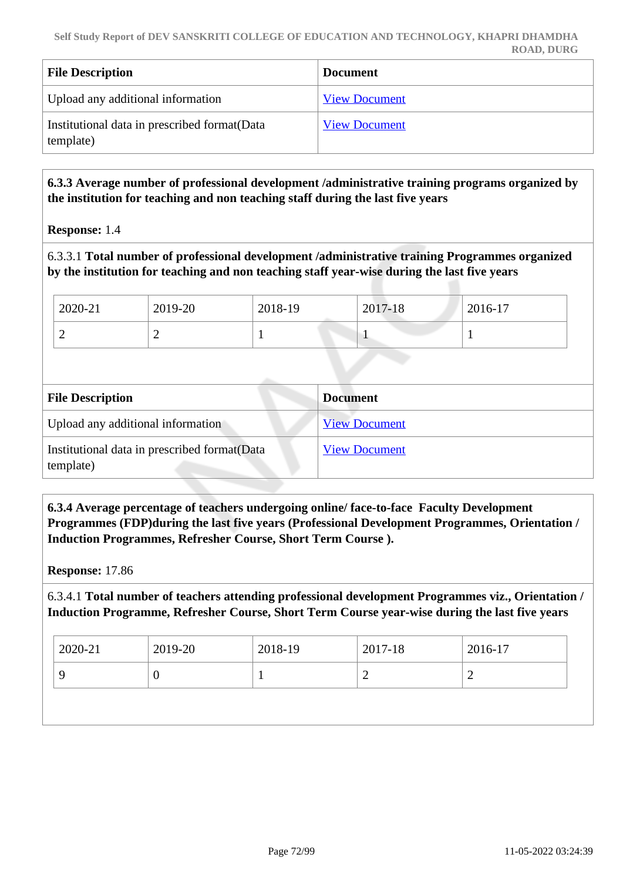| File Description | Document |
|---|---|
| Upload any additional information | View Document |
| Institutional data in prescribed format(Data template) | View Document |

**6.3.3 Average number of professional development /administrative training programs organized by the institution for teaching and non teaching staff during the last five years**

**Response:** 1.4

6.3.3.1 **Total number of professional development /administrative training Programmes organized by the institution for teaching and non teaching staff year-wise during the last five years**

| 2020-21 | 2019-20 | 2018-19 | 2017-18 | 2016-17 |
|---|---|---|---|---|
| 2 | 2 | 1 | 1 | 1 |

| File Description | Document |
|---|---|
| Upload any additional information | View Document |
| Institutional data in prescribed format(Data template) | View Document |

**6.3.4 Average percentage of teachers undergoing online/ face-to-face Faculty Development Programmes (FDP)during the last five years (Professional Development Programmes, Orientation / Induction Programmes, Refresher Course, Short Term Course ).**

**Response:** 17.86

6.3.4.1 **Total number of teachers attending professional development Programmes viz., Orientation / Induction Programme, Refresher Course, Short Term Course year-wise during the last five years**

| 2020-21 | 2019-20 | 2018-19 | 2017-18 | 2016-17 |
|---|---|---|---|---|
| 9 | 0 | 1 | 2 | 2 |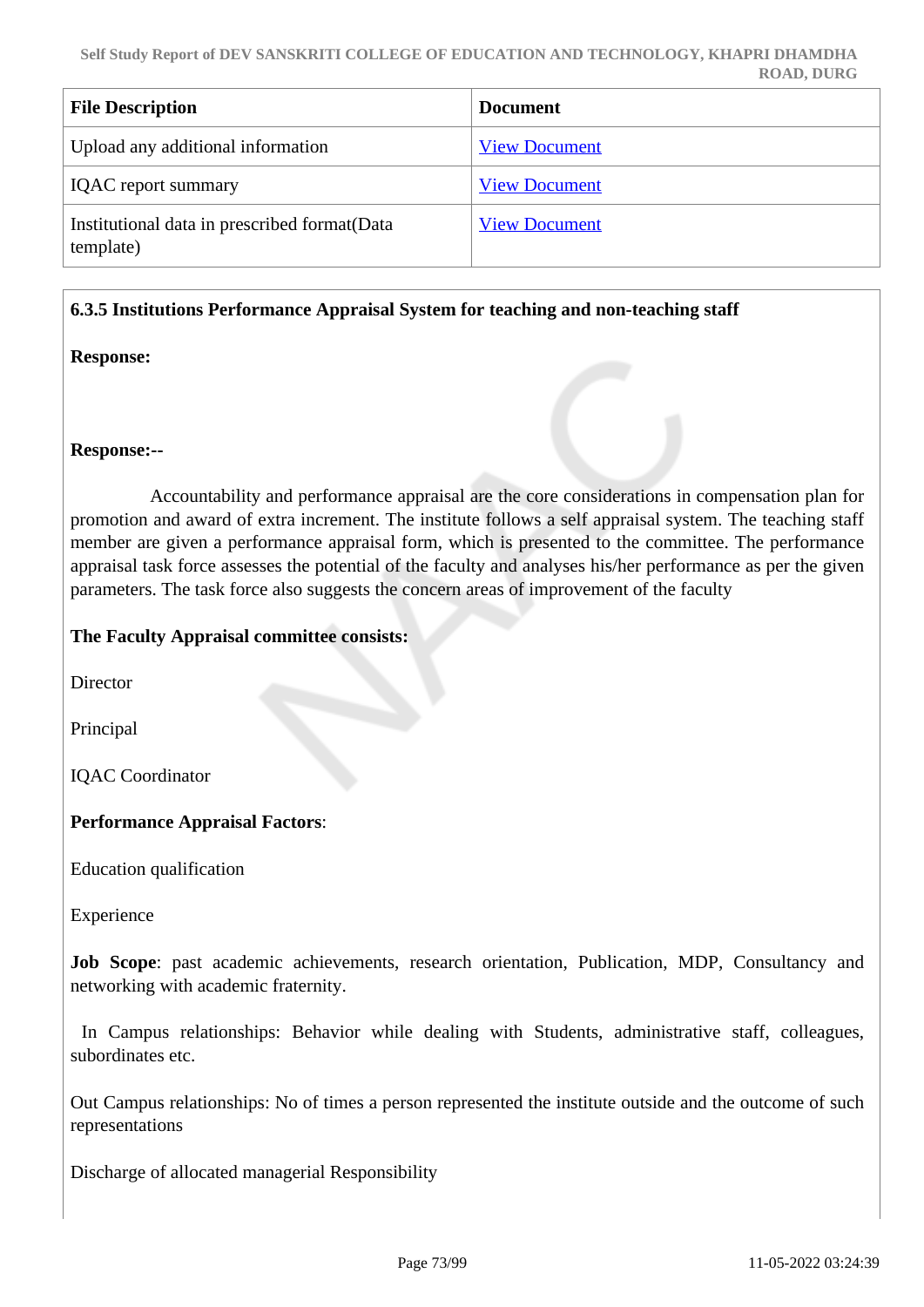| File Description | Document |
| --- | --- |
| Upload any additional information | View Document |
| IQAC report summary | View Document |
| Institutional data in prescribed format(Data template) | View Document |

**6.3.5 Institutions Performance Appraisal System for teaching and non-teaching staff**

**Response:**

**Response:--**

Accountability and performance appraisal are the core considerations in compensation plan for promotion and award of extra increment. The institute follows a self appraisal system. The teaching staff member are given a performance appraisal form, which is presented to the committee. The performance appraisal task force assesses the potential of the faculty and analyses his/her performance as per the given parameters. The task force also suggests the concern areas of improvement of the faculty

**The Faculty Appraisal committee consists:**

Director

Principal

IQAC Coordinator

**Performance Appraisal Factors**:

Education qualification

Experience

**Job Scope**: past academic achievements, research orientation, Publication, MDP, Consultancy and networking with academic fraternity.

In Campus relationships: Behavior while dealing with Students, administrative staff, colleagues, subordinates etc.

Out Campus relationships: No of times a person represented the institute outside and the outcome of such representations

Discharge of allocated managerial Responsibility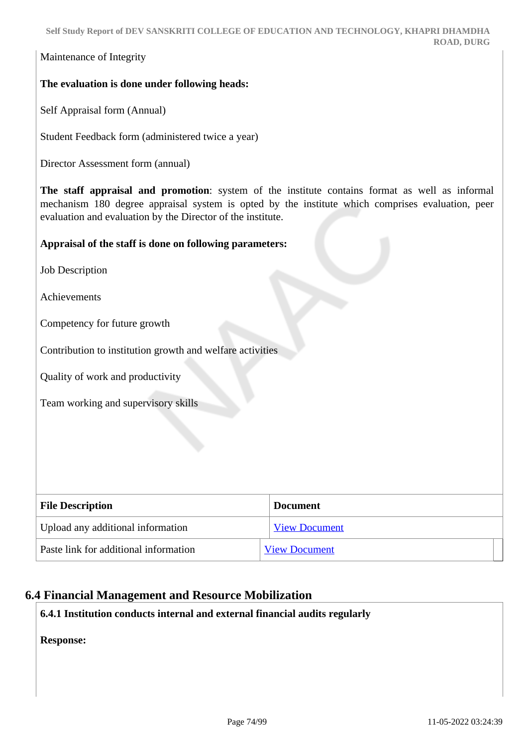Maintenance of Integrity

**The evaluation is done under following heads:**

Self Appraisal form (Annual)

Student Feedback form (administered twice a year)

Director Assessment form (annual)

**The staff appraisal and promotion**: system of the institute contains format as well as informal mechanism 180 degree appraisal system is opted by the institute which comprises evaluation, peer evaluation and evaluation by the Director of the institute.

**Appraisal of the staff is done on following parameters:**

Job Description

Achievements

Competency for future growth

Contribution to institution growth and welfare activities

Quality of work and productivity

Team working and supervisory skills

| File Description | Document |
| --- | --- |
| Upload any additional information | View Document |
| Paste link for additional information | View Document |

## 6.4 Financial Management and Resource Mobilization

**6.4.1 Institution conducts internal and external financial audits regularly**

**Response:**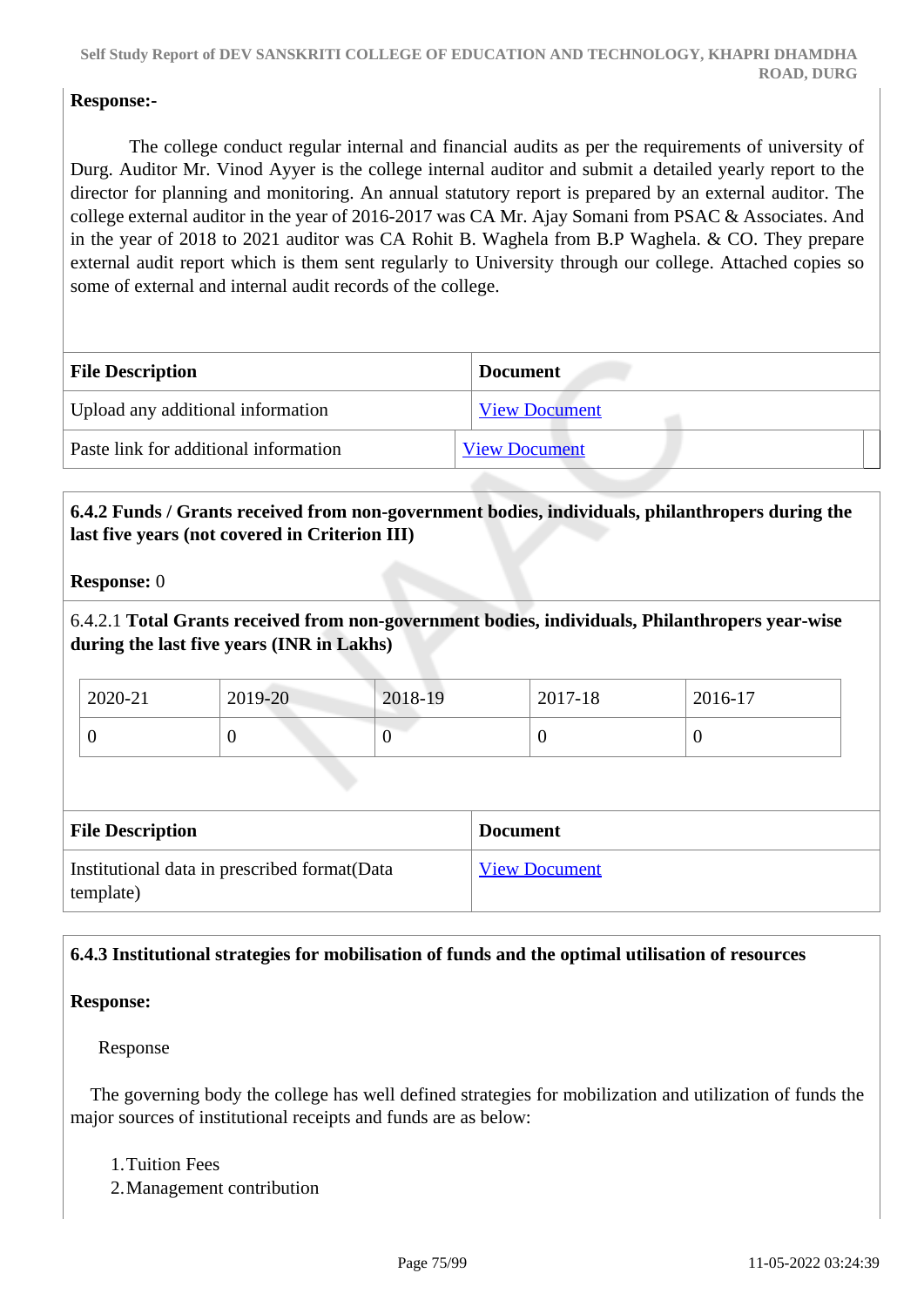**Response:-**

The college conduct regular internal and financial audits as per the requirements of university of Durg. Auditor Mr. Vinod Ayyer is the college internal auditor and submit a detailed yearly report to the director for planning and monitoring. An annual statutory report is prepared by an external auditor. The college external auditor in the year of 2016-2017 was CA Mr. Ajay Somani from PSAC & Associates. And in the year of 2018 to 2021 auditor was CA Rohit B. Waghela from B.P Waghela. & CO. They prepare external audit report which is them sent regularly to University through our college. Attached copies so some of external and internal audit records of the college.

| File Description | Document |
|---|---|
| Upload any additional information | View Document |
| Paste link for additional information | View Document |

**6.4.2 Funds / Grants received from non-government bodies, individuals, philanthropers during the last five years (not covered in Criterion III)**

**Response:** 0

6.4.2.1 **Total Grants received from non-government bodies, individuals, Philanthropers year-wise during the last five years (INR in Lakhs)**

| 2020-21 | 2019-20 | 2018-19 | 2017-18 | 2016-17 |
|---|---|---|---|---|
| 0 | 0 | 0 | 0 | 0 |

| File Description | Document |
|---|---|
| Institutional data in prescribed format(Data template) | View Document |

**6.4.3 Institutional strategies for mobilisation of funds and the optimal utilisation of resources**

**Response:**

Response

The governing body the college has well defined strategies for mobilization and utilization of funds the major sources of institutional receipts and funds are as below:

1. Tuition Fees
2. Management contribution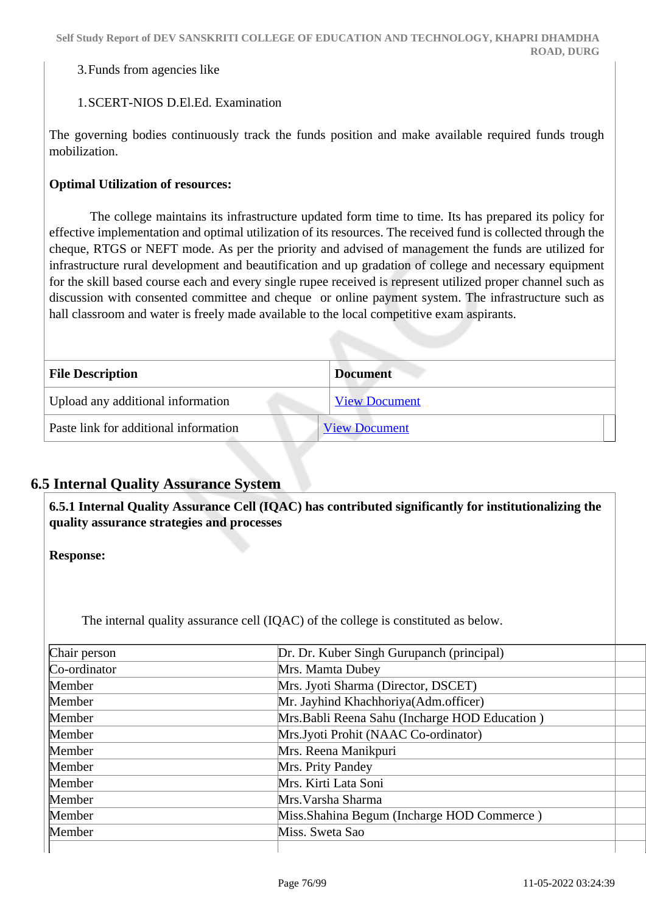3. Funds from agencies like

1. SCERT-NIOS D.El.Ed. Examination

The governing bodies continuously track the funds position and make available required funds trough mobilization.

**Optimal Utilization of resources:**

The college maintains its infrastructure updated form time to time. Its has prepared its policy for effective implementation and optimal utilization of its resources. The received fund is collected through the cheque, RTGS or NEFT mode. As per the priority and advised of management the funds are utilized for infrastructure rural development and beautification and up gradation of college and necessary equipment for the skill based course each and every single rupee received is represent utilized proper channel such as discussion with consented committee and cheque or online payment system. The infrastructure such as hall classroom and water is freely made available to the local competitive exam aspirants.

| File Description | Document |
|---|---|
| Upload any additional information | View Document |
| Paste link for additional information | View Document |

## 6.5 Internal Quality Assurance System

**6.5.1 Internal Quality Assurance Cell (IQAC) has contributed significantly for institutionalizing the quality assurance strategies and processes**

**Response:**

The internal quality assurance cell (IQAC) of the college is constituted as below.

| | |
|---|---|
| Chair person | Dr. Dr. Kuber Singh Gurupanch (principal) |
| Co-ordinator | Mrs. Mamta Dubey |
| Member | Mrs. Jyoti Sharma (Director, DSCET) |
| Member | Mr. Jayhind Khachhoriya(Adm.officer) |
| Member | Mrs.Babli Reena Sahu (Incharge HOD Education ) |
| Member | Mrs.Jyoti Prohit (NAAC Co-ordinator) |
| Member | Mrs. Reena Manikpuri |
| Member | Mrs. Prity Pandey |
| Member | Mrs. Kirti Lata Soni |
| Member | Mrs.Varsha Sharma |
| Member | Miss.Shahina Begum (Incharge HOD Commerce ) |
| Member | Miss. Sweta Sao |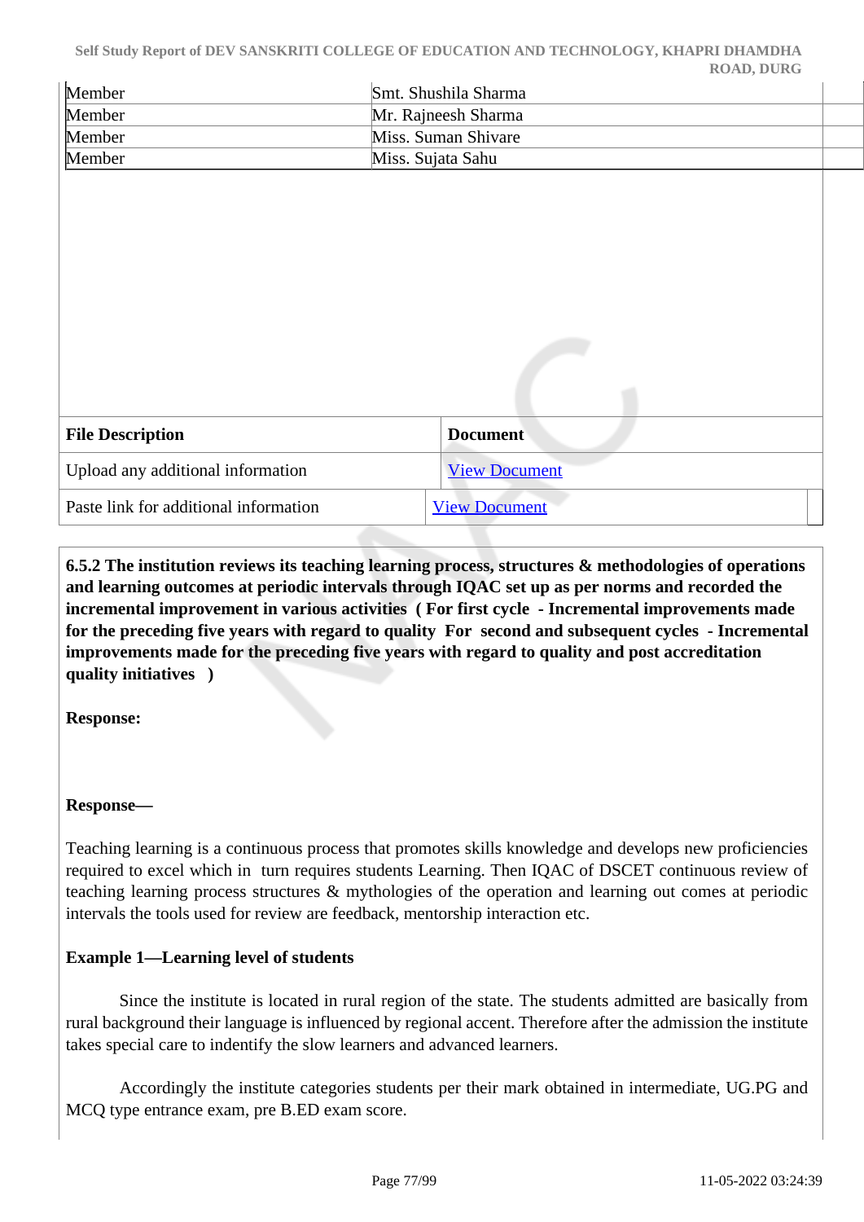| Member | Smt. Shushila Sharma |
|---|---|
| Member | Mr. Rajneesh Sharma |
| Member | Miss. Suman Shivare |
| Member | Miss. Sujata Sahu |

| File Description | Document |
|---|---|
| Upload any additional information | View Document |
| Paste link for additional information | View Document |

**6.5.2 The institution reviews its teaching learning process, structures & methodologies of operations and learning outcomes at periodic intervals through IQAC set up as per norms and recorded the incremental improvement in various activities ( For first cycle - Incremental improvements made for the preceding five years with regard to quality For second and subsequent cycles - Incremental improvements made for the preceding five years with regard to quality and post accreditation quality initiatives )**

**Response:**

**Response—**

Teaching learning is a continuous process that promotes skills knowledge and develops new proficiencies required to excel which in turn requires students Learning. Then IQAC of DSCET continuous review of teaching learning process structures & mythologies of the operation and learning out comes at periodic intervals the tools used for review are feedback, mentorship interaction etc.

**Example 1—Learning level of students**

Since the institute is located in rural region of the state. The students admitted are basically from rural background their language is influenced by regional accent. Therefore after the admission the institute takes special care to indentify the slow learners and advanced learners.

Accordingly the institute categories students per their mark obtained in intermediate, UG.PG and MCQ type entrance exam, pre B.ED exam score.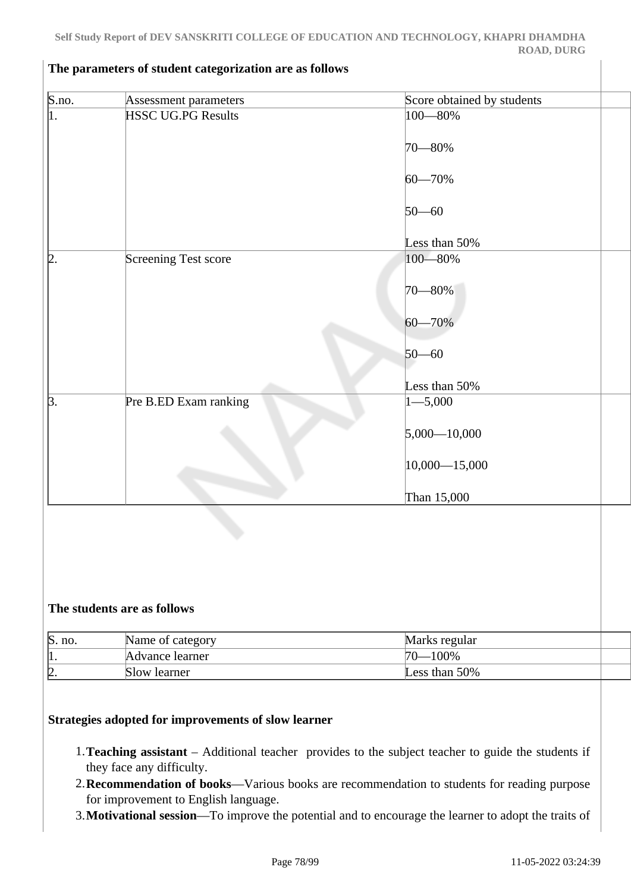**The parameters of student categorization are as follows**

| S.no. | Assessment parameters | Score obtained by students |
|---|---|---|
| 1. | HSSC UG.PG Results | 100—80%<br><br>70—80%<br><br>60—70%<br><br>50—60<br><br>Less than 50% |
| 2. | Screening Test score | 100—80%<br><br>70—80%<br><br>60—70%<br><br>50—60<br><br>Less than 50% |
| 3. | Pre B.ED Exam ranking | 1—5,000<br><br>5,000—10,000<br><br>10,000—15,000<br><br>Than 15,000 |

**The students are as follows**

| S. no. | Name of category | Marks regular |
|---|---|---|
| 1. | Advance learner | 70—100% |
| 2. | Slow learner | Less than 50% |

**Strategies adopted for improvements of slow learner**

1. **Teaching assistant** – Additional teacher provides to the subject teacher to guide the students if they face any difficulty.
2. **Recommendation of books**—Various books are recommendation to students for reading purpose for improvement to English language.
3. **Motivational session**—To improve the potential and to encourage the learner to adopt the traits of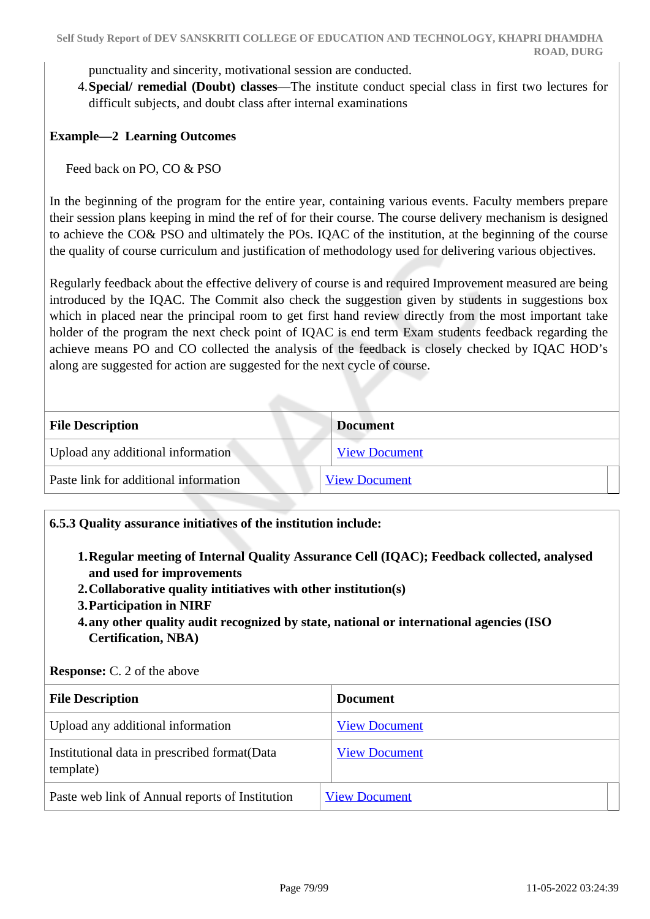punctuality and sincerity, motivational session are conducted.

4. **Special/ remedial (Doubt) classes**—The institute conduct special class in first two lectures for difficult subjects, and doubt class after internal examinations

**Example—2 Learning Outcomes**

Feed back on PO, CO & PSO

In the beginning of the program for the entire year, containing various events. Faculty members prepare their session plans keeping in mind the ref of for their course. The course delivery mechanism is designed to achieve the CO& PSO and ultimately the POs. IQAC of the institution, at the beginning of the course the quality of course curriculum and justification of methodology used for delivering various objectives.

Regularly feedback about the effective delivery of course is and required Improvement measured are being introduced by the IQAC. The Commit also check the suggestion given by students in suggestions box which in placed near the principal room to get first hand review directly from the most important take holder of the program the next check point of IQAC is end term Exam students feedback regarding the achieve means PO and CO collected the analysis of the feedback is closely checked by IQAC HOD's along are suggested for action are suggested for the next cycle of course.

| File Description | Document |
|---|---|
| Upload any additional information | View Document |
| Paste link for additional information | View Document |

**6.5.3 Quality assurance initiatives of the institution include:**

1. **Regular meeting of Internal Quality Assurance Cell (IQAC); Feedback collected, analysed and used for improvements**
2. **Collaborative quality intitiatives with other institution(s)**
3. **Participation in NIRF**
4. **any other quality audit recognized by state, national or international agencies (ISO Certification, NBA)**

**Response:** C. 2 of the above

| File Description | Document |
|---|---|
| Upload any additional information | View Document |
| Institutional data in prescribed format(Data template) | View Document |
| Paste web link of Annual reports of Institution | View Document |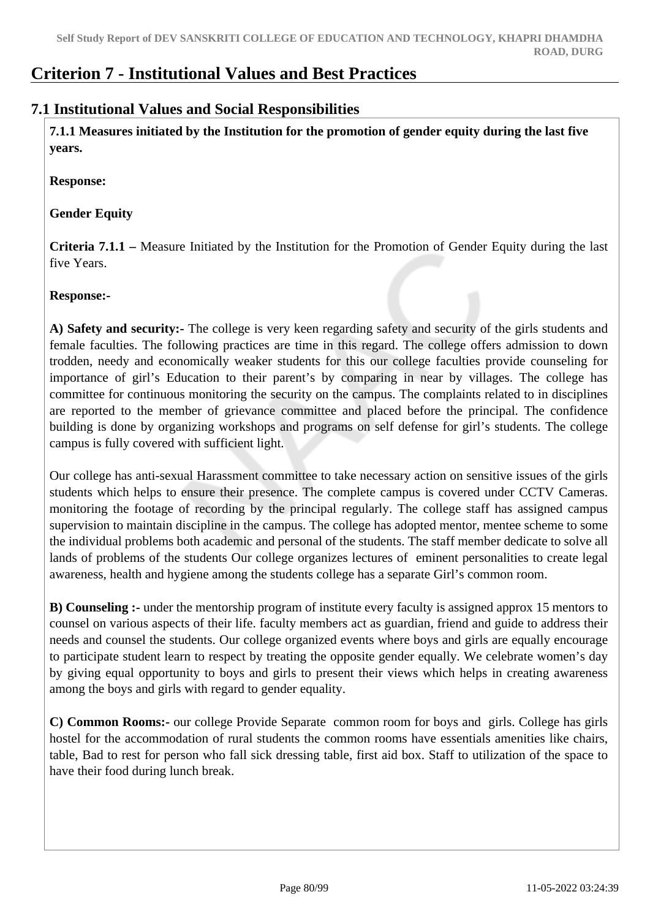# Criterion 7 - Institutional Values and Best Practices

## 7.1 Institutional Values and Social Responsibilities

**7.1.1 Measures initiated by the Institution for the promotion of gender equity during the last five years.**

**Response:**

**Gender Equity**

**Criteria 7.1.1 –** Measure Initiated by the Institution for the Promotion of Gender Equity during the last five Years.

**Response:-**

**A) Safety and security:-** The college is very keen regarding safety and security of the girls students and female faculties. The following practices are time in this regard. The college offers admission to down trodden, needy and economically weaker students for this our college faculties provide counseling for importance of girl's Education to their parent's by comparing in near by villages. The college has committee for continuous monitoring the security on the campus. The complaints related to in disciplines are reported to the member of grievance committee and placed before the principal. The confidence building is done by organizing workshops and programs on self defense for girl's students. The college campus is fully covered with sufficient light.

Our college has anti-sexual Harassment committee to take necessary action on sensitive issues of the girls students which helps to ensure their presence. The complete campus is covered under CCTV Cameras. monitoring the footage of recording by the principal regularly. The college staff has assigned campus supervision to maintain discipline in the campus. The college has adopted mentor, mentee scheme to some the individual problems both academic and personal of the students. The staff member dedicate to solve all lands of problems of the students Our college organizes lectures of eminent personalities to create legal awareness, health and hygiene among the students college has a separate Girl's common room.

**B) Counseling :-** under the mentorship program of institute every faculty is assigned approx 15 mentors to counsel on various aspects of their life. faculty members act as guardian, friend and guide to address their needs and counsel the students. Our college organized events where boys and girls are equally encourage to participate student learn to respect by treating the opposite gender equally. We celebrate women's day by giving equal opportunity to boys and girls to present their views which helps in creating awareness among the boys and girls with regard to gender equality.

**C) Common Rooms:-** our college Provide Separate common room for boys and girls. College has girls hostel for the accommodation of rural students the common rooms have essentials amenities like chairs, table, Bad to rest for person who fall sick dressing table, first aid box. Staff to utilization of the space to have their food during lunch break.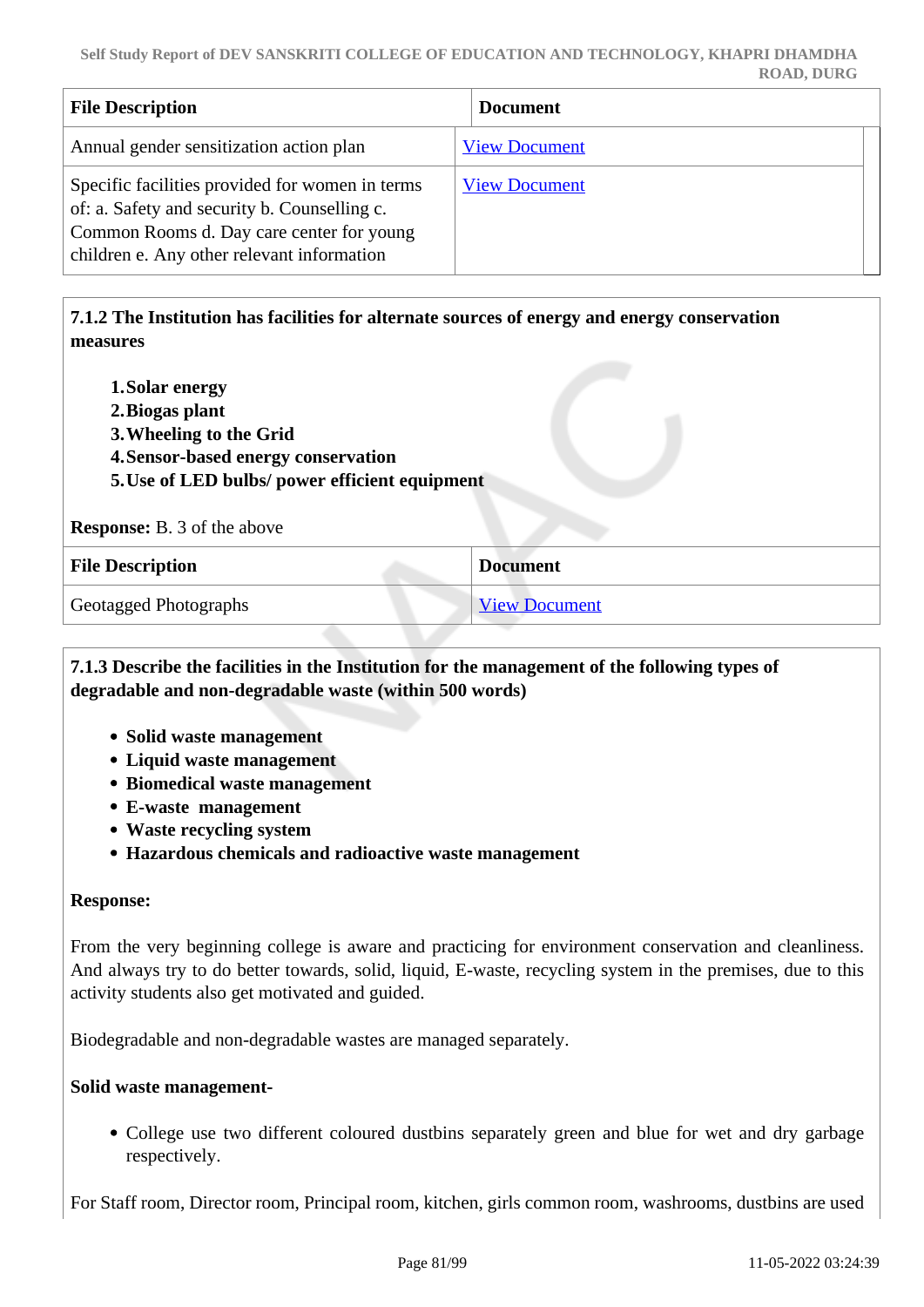| File Description | Document |
|---|---|
| Annual gender sensitization action plan | View Document |
| Specific facilities provided for women in terms of: a. Safety and security b. Counselling c. Common Rooms d. Day care center for young children e. Any other relevant information | View Document |

**7.1.2 The Institution has facilities for alternate sources of energy and energy conservation measures**

1. **Solar energy**
2. **Biogas plant**
3. **Wheeling to the Grid**
4. **Sensor-based energy conservation**
5. **Use of LED bulbs/ power efficient equipment**

**Response:** B. 3 of the above

| File Description | Document |
|---|---|
| Geotagged Photographs | View Document |

**7.1.3 Describe the facilities in the Institution for the management of the following types of degradable and non-degradable waste (within 500 words)**

- **Solid waste management**
- **Liquid waste management**
- **Biomedical waste management**
- **E-waste management**
- **Waste recycling system**
- **Hazardous chemicals and radioactive waste management**

**Response:**

From the very beginning college is aware and practicing for environment conservation and cleanliness. And always try to do better towards, solid, liquid, E-waste, recycling system in the premises, due to this activity students also get motivated and guided.

Biodegradable and non-degradable wastes are managed separately.

**Solid waste management-**

- College use two different coloured dustbins separately green and blue for wet and dry garbage respectively.

For Staff room, Director room, Principal room, kitchen, girls common room, washrooms, dustbins are used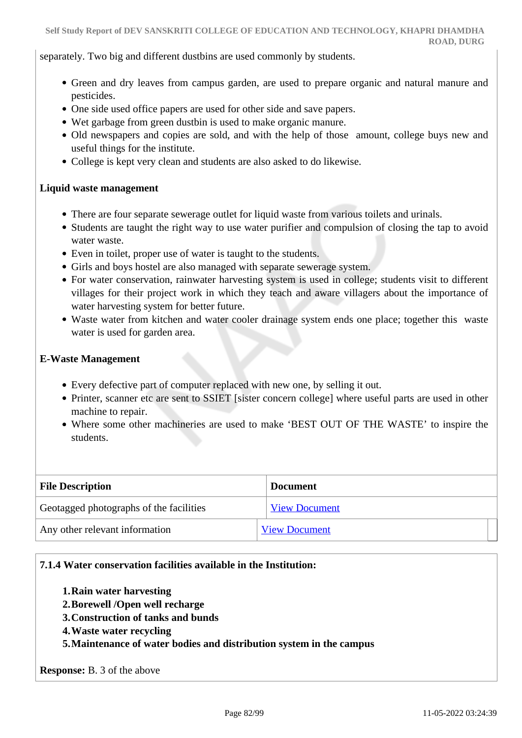separately. Two big and different dustbins are used commonly by students.

- Green and dry leaves from campus garden, are used to prepare organic and natural manure and pesticides.
- One side used office papers are used for other side and save papers.
- Wet garbage from green dustbin is used to make organic manure.
- Old newspapers and copies are sold, and with the help of those amount, college buys new and useful things for the institute.
- College is kept very clean and students are also asked to do likewise.

**Liquid waste management**

- There are four separate sewerage outlet for liquid waste from various toilets and urinals.
- Students are taught the right way to use water purifier and compulsion of closing the tap to avoid water waste.
- Even in toilet, proper use of water is taught to the students.
- Girls and boys hostel are also managed with separate sewerage system.
- For water conservation, rainwater harvesting system is used in college; students visit to different villages for their project work in which they teach and aware villagers about the importance of water harvesting system for better future.
- Waste water from kitchen and water cooler drainage system ends one place; together this waste water is used for garden area.

**E-Waste Management**

- Every defective part of computer replaced with new one, by selling it out.
- Printer, scanner etc are sent to SSIET [sister concern college] where useful parts are used in other machine to repair.
- Where some other machineries are used to make 'BEST OUT OF THE WASTE' to inspire the students.

| File Description | Document |
|---|---|
| Geotagged photographs of the facilities | View Document |
| Any other relevant information | View Document |

**7.1.4 Water conservation facilities available in the Institution:**

1. **Rain water harvesting**
2. **Borewell /Open well recharge**
3. **Construction of tanks and bunds**
4. **Waste water recycling**
5. **Maintenance of water bodies and distribution system in the campus**

**Response:** B. 3 of the above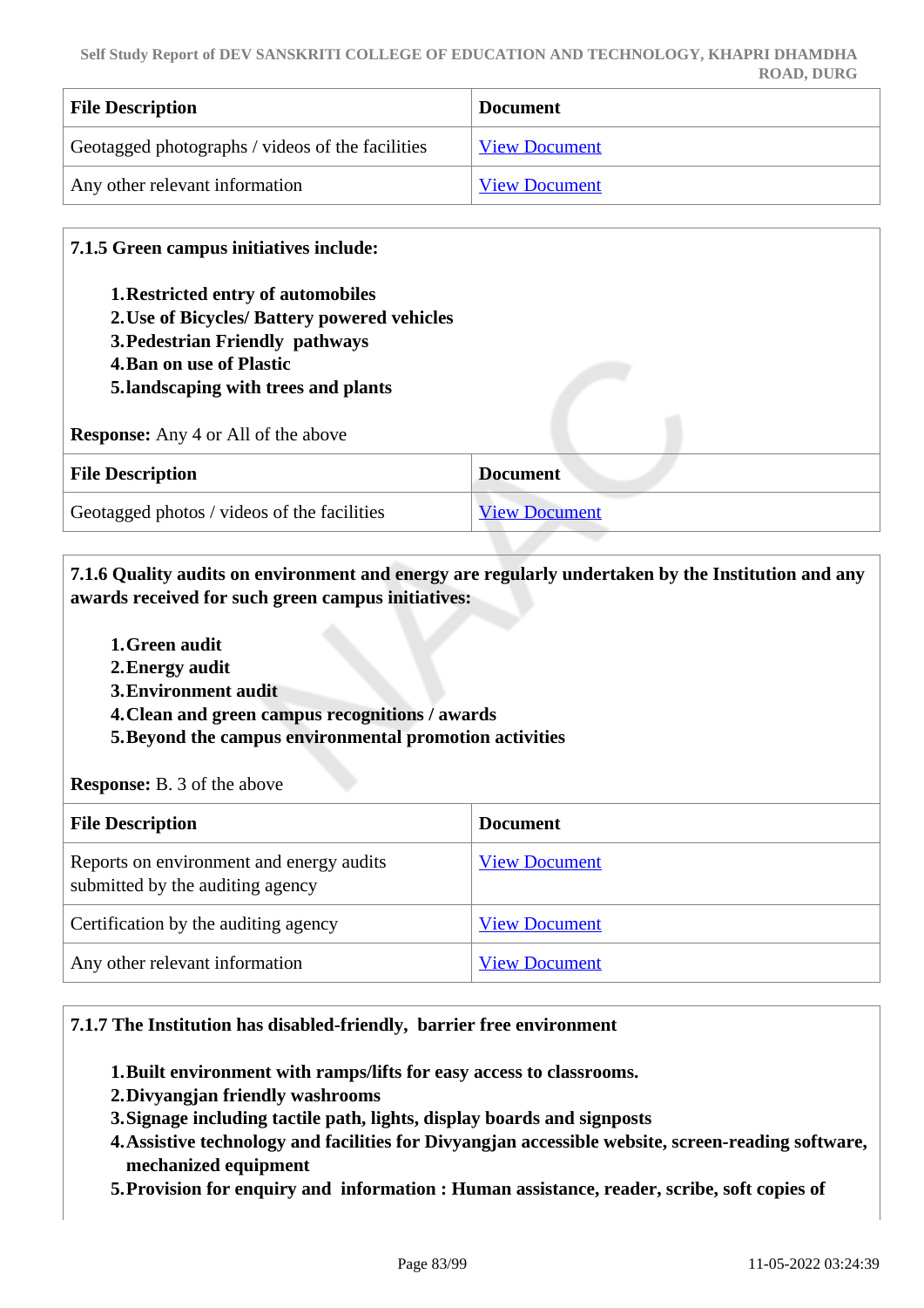| File Description | Document |
| --- | --- |
| Geotagged photographs / videos of the facilities | View Document |
| Any other relevant information | View Document |

**7.1.5 Green campus initiatives include:**

1. **Restricted entry of automobiles**
2. **Use of Bicycles/ Battery powered vehicles**
3. **Pedestrian Friendly pathways**
4. **Ban on use of Plastic**
5. **landscaping with trees and plants**

**Response:** Any 4 or All of the above

| File Description | Document |
| --- | --- |
| Geotagged photos / videos of the facilities | View Document |

**7.1.6 Quality audits on environment and energy are regularly undertaken by the Institution and any awards received for such green campus initiatives:**

1. **Green audit**
2. **Energy audit**
3. **Environment audit**
4. **Clean and green campus recognitions / awards**
5. **Beyond the campus environmental promotion activities**

**Response:** B. 3 of the above

| File Description | Document |
| --- | --- |
| Reports on environment and energy audits submitted by the auditing agency | View Document |
| Certification by the auditing agency | View Document |
| Any other relevant information | View Document |

**7.1.7 The Institution has disabled-friendly, barrier free environment**

1. **Built environment with ramps/lifts for easy access to classrooms.**
2. **Divyangjan friendly washrooms**
3. **Signage including tactile path, lights, display boards and signposts**
4. **Assistive technology and facilities for Divyangjan accessible website, screen-reading software, mechanized equipment**
5. **Provision for enquiry and information : Human assistance, reader, scribe, soft copies of**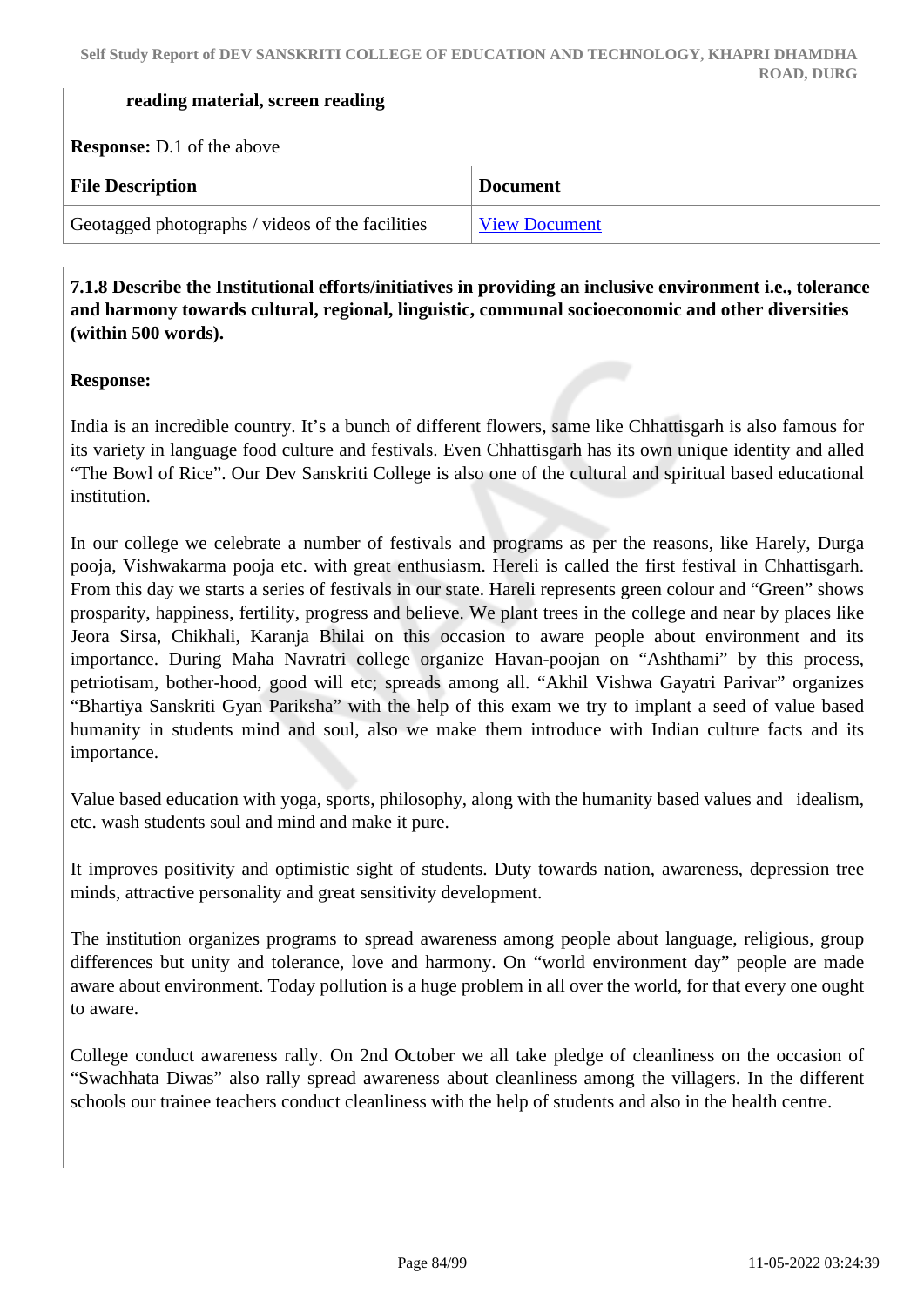**reading material, screen reading**

**Response:** D.1 of the above

| File Description | Document |
|---|---|
| Geotagged photographs / videos of the facilities | View Document |

**7.1.8 Describe the Institutional efforts/initiatives in providing an inclusive environment i.e., tolerance and harmony towards cultural, regional, linguistic, communal socioeconomic and other diversities (within 500 words).**

**Response:**

India is an incredible country. It's a bunch of different flowers, same like Chhattisgarh is also famous for its variety in language food culture and festivals. Even Chhattisgarh has its own unique identity and alled "The Bowl of Rice". Our Dev Sanskriti College is also one of the cultural and spiritual based educational institution.

In our college we celebrate a number of festivals and programs as per the reasons, like Harely, Durga pooja, Vishwakarma pooja etc. with great enthusiasm. Hereli is called the first festival in Chhattisgarh. From this day we starts a series of festivals in our state. Hareli represents green colour and "Green" shows prosparity, happiness, fertility, progress and believe. We plant trees in the college and near by places like Jeora Sirsa, Chikhali, Karanja Bhilai on this occasion to aware people about environment and its importance. During Maha Navratri college organize Havan-poojan on "Ashthami" by this process, petriotisam, bother-hood, good will etc; spreads among all. "Akhil Vishwa Gayatri Parivar" organizes "Bhartiya Sanskriti Gyan Pariksha" with the help of this exam we try to implant a seed of value based humanity in students mind and soul, also we make them introduce with Indian culture facts and its importance.

Value based education with yoga, sports, philosophy, along with the humanity based values and idealism, etc. wash students soul and mind and make it pure.

It improves positivity and optimistic sight of students. Duty towards nation, awareness, depression tree minds, attractive personality and great sensitivity development.

The institution organizes programs to spread awareness among people about language, religious, group differences but unity and tolerance, love and harmony. On "world environment day" people are made aware about environment. Today pollution is a huge problem in all over the world, for that every one ought to aware.

College conduct awareness rally. On 2nd October we all take pledge of cleanliness on the occasion of "Swachhata Diwas" also rally spread awareness about cleanliness among the villagers. In the different schools our trainee teachers conduct cleanliness with the help of students and also in the health centre.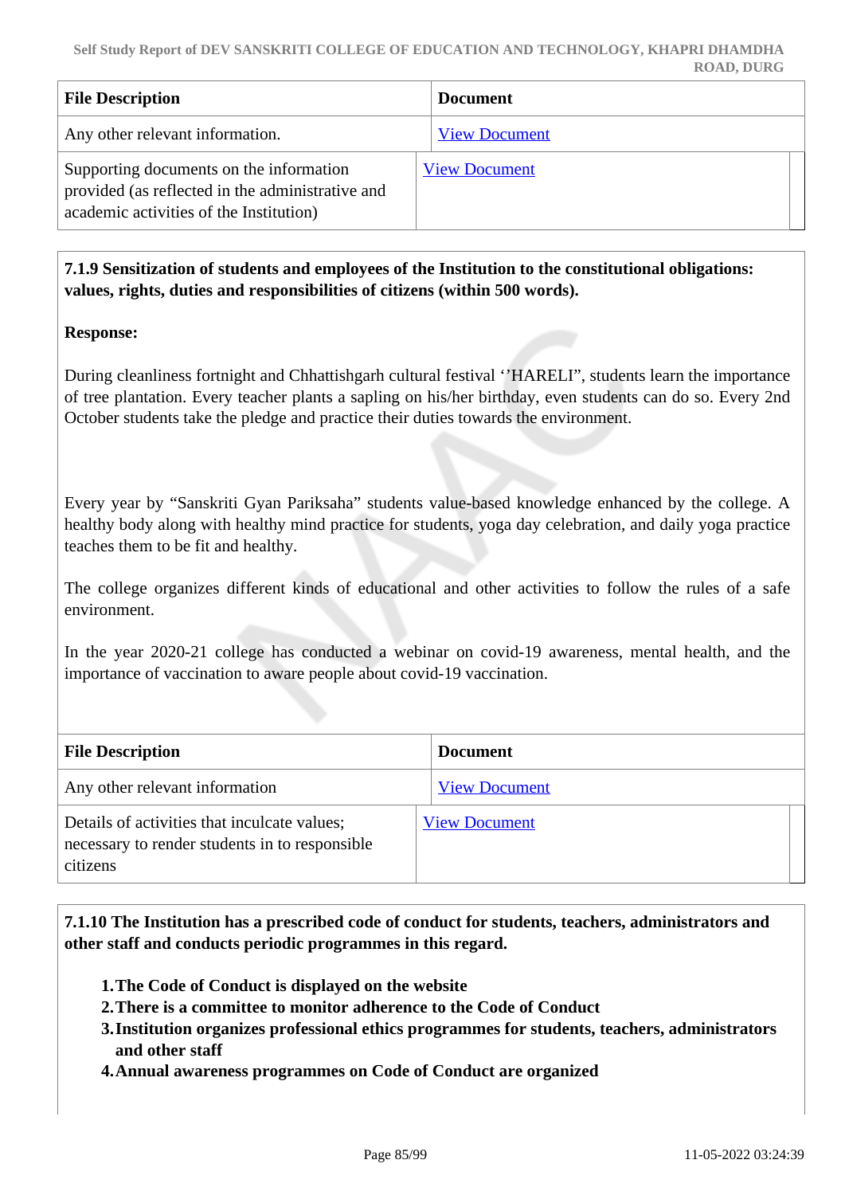| File Description | Document |
|---|---|
| Any other relevant information. | View Document |
| Supporting documents on the information provided (as reflected in the administrative and academic activities of the Institution) | View Document |

**7.1.9 Sensitization of students and employees of the Institution to the constitutional obligations: values, rights, duties and responsibilities of citizens (within 500 words).**

**Response:**

During cleanliness fortnight and Chhattishgarh cultural festival ‘’HARELI”, students learn the importance of tree plantation. Every teacher plants a sapling on his/her birthday, even students can do so. Every 2nd October students take the pledge and practice their duties towards the environment.

Every year by “Sanskriti Gyan Pariksaha” students value-based knowledge enhanced by the college. A healthy body along with healthy mind practice for students, yoga day celebration, and daily yoga practice teaches them to be fit and healthy.

The college organizes different kinds of educational and other activities to follow the rules of a safe environment.

In the year 2020-21 college has conducted a webinar on covid-19 awareness, mental health, and the importance of vaccination to aware people about covid-19 vaccination.

| File Description | Document |
|---|---|
| Any other relevant information | View Document |
| Details of activities that inculcate values; necessary to render students in to responsible citizens | View Document |

**7.1.10 The Institution has a prescribed code of conduct for students, teachers, administrators and other staff and conducts periodic programmes in this regard.**

1. **The Code of Conduct is displayed on the website**
2. **There is a committee to monitor adherence to the Code of Conduct**
3. **Institution organizes professional ethics programmes for students, teachers, administrators and other staff**
4. **Annual awareness programmes on Code of Conduct are organized**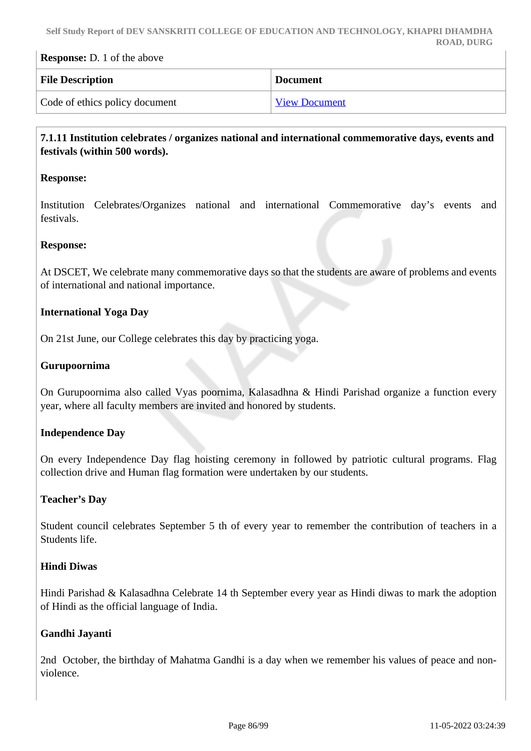**Response:** D. 1 of the above

| File Description | Document |
|---|---|
| Code of ethics policy document | View Document |

**7.1.11 Institution celebrates / organizes national and international commemorative days, events and festivals (within 500 words).**

**Response:**

Institution Celebrates/Organizes national and international Commemorative day's events and festivals.

**Response:**

At DSCET, We celebrate many commemorative days so that the students are aware of problems and events of international and national importance.

**International Yoga Day**

On 21st June, our College celebrates this day by practicing yoga.

**Gurupoornima**

On Gurupoornima also called Vyas poornima, Kalasadhna & Hindi Parishad organize a function every year, where all faculty members are invited and honored by students.

**Independence Day**

On every Independence Day flag hoisting ceremony in followed by patriotic cultural programs. Flag collection drive and Human flag formation were undertaken by our students.

**Teacher's Day**

Student council celebrates September 5 th of every year to remember the contribution of teachers in a Students life.

**Hindi Diwas**

Hindi Parishad & Kalasadhna Celebrate 14 th September every year as Hindi diwas to mark the adoption of Hindi as the official language of India.

**Gandhi Jayanti**

2nd October, the birthday of Mahatma Gandhi is a day when we remember his values of peace and non-violence.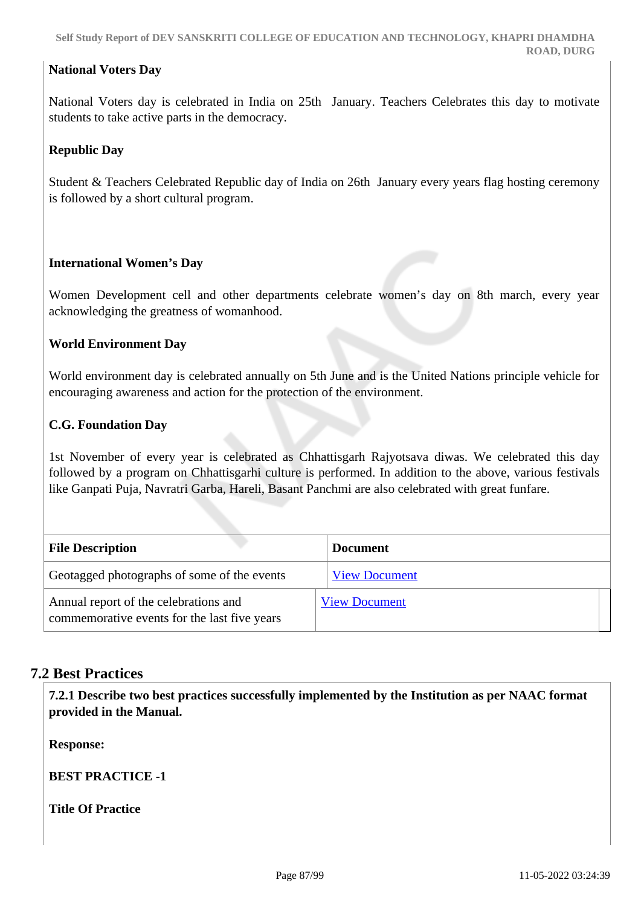**National Voters Day**

National Voters day is celebrated in India on 25th January. Teachers Celebrates this day to motivate students to take active parts in the democracy.

**Republic Day**

Student & Teachers Celebrated Republic day of India on 26th January every years flag hosting ceremony is followed by a short cultural program.

**International Women's Day**

Women Development cell and other departments celebrate women's day on 8th march, every year acknowledging the greatness of womanhood.

**World Environment Day**

World environment day is celebrated annually on 5th June and is the United Nations principle vehicle for encouraging awareness and action for the protection of the environment.

**C.G. Foundation Day**

1st November of every year is celebrated as Chhattisgarh Rajyotsava diwas. We celebrated this day followed by a program on Chhattisgarhi culture is performed. In addition to the above, various festivals like Ganpati Puja, Navratri Garba, Hareli, Basant Panchmi are also celebrated with great funfare.

| File Description | Document |
|---|---|
| Geotagged photographs of some of the events | View Document |
| Annual report of the celebrations and commemorative events for the last five years | View Document |

## 7.2 Best Practices

**7.2.1 Describe two best practices successfully implemented by the Institution as per NAAC format provided in the Manual.**

**Response:**

**BEST PRACTICE -1**

**Title Of Practice**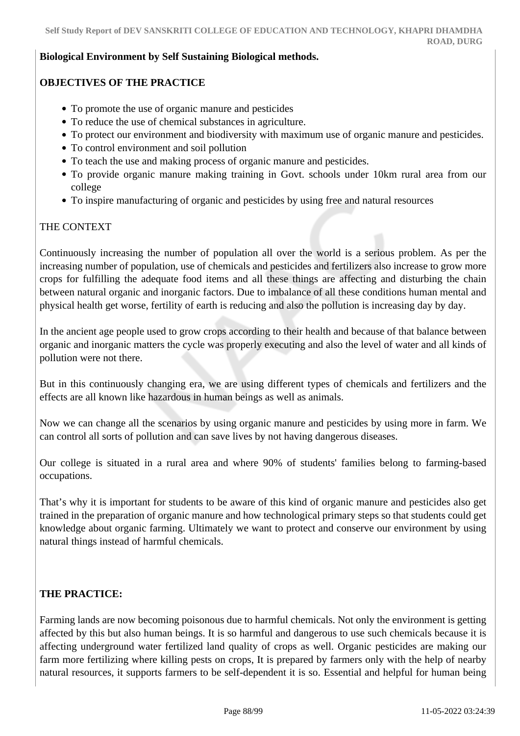**Biological Environment by Self Sustaining Biological methods.**

**OBJECTIVES OF THE PRACTICE**

- To promote the use of organic manure and pesticides
- To reduce the use of chemical substances in agriculture.
- To protect our environment and biodiversity with maximum use of organic manure and pesticides.
- To control environment and soil pollution
- To teach the use and making process of organic manure and pesticides.
- To provide organic manure making training in Govt. schools under 10km rural area from our college
- To inspire manufacturing of organic and pesticides by using free and natural resources

THE CONTEXT

Continuously increasing the number of population all over the world is a serious problem. As per the increasing number of population, use of chemicals and pesticides and fertilizers also increase to grow more crops for fulfilling the adequate food items and all these things are affecting and disturbing the chain between natural organic and inorganic factors. Due to imbalance of all these conditions human mental and physical health get worse, fertility of earth is reducing and also the pollution is increasing day by day.

In the ancient age people used to grow crops according to their health and because of that balance between organic and inorganic matters the cycle was properly executing and also the level of water and all kinds of pollution were not there.

But in this continuously changing era, we are using different types of chemicals and fertilizers and the effects are all known like hazardous in human beings as well as animals.

Now we can change all the scenarios by using organic manure and pesticides by using more in farm. We can control all sorts of pollution and can save lives by not having dangerous diseases.

Our college is situated in a rural area and where 90% of students' families belong to farming-based occupations.

That's why it is important for students to be aware of this kind of organic manure and pesticides also get trained in the preparation of organic manure and how technological primary steps so that students could get knowledge about organic farming. Ultimately we want to protect and conserve our environment by using natural things instead of harmful chemicals.

**THE PRACTICE:**

Farming lands are now becoming poisonous due to harmful chemicals. Not only the environment is getting affected by this but also human beings. It is so harmful and dangerous to use such chemicals because it is affecting underground water fertilized land quality of crops as well. Organic pesticides are making our farm more fertilizing where killing pests on crops, It is prepared by farmers only with the help of nearby natural resources, it supports farmers to be self-dependent it is so. Essential and helpful for human being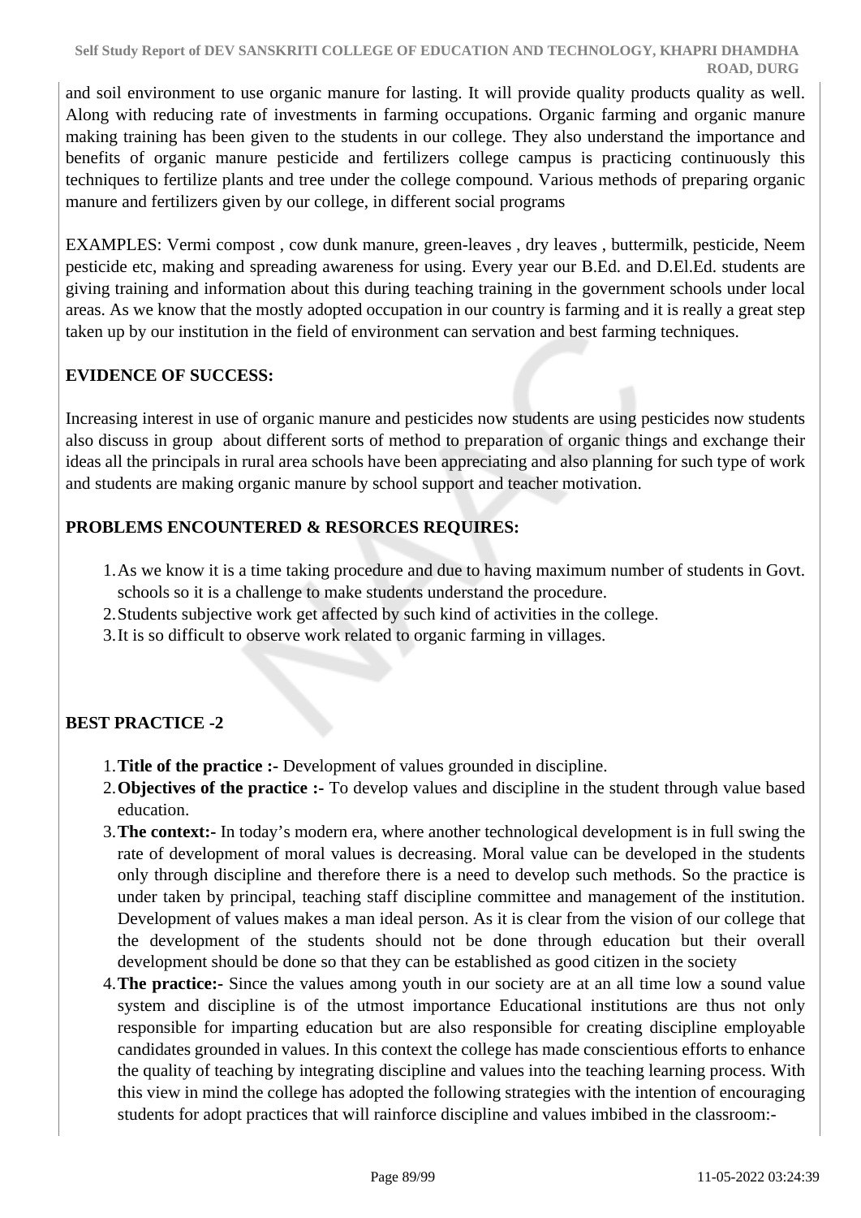and soil environment to use organic manure for lasting. It will provide quality products quality as well. Along with reducing rate of investments in farming occupations. Organic farming and organic manure making training has been given to the students in our college. They also understand the importance and benefits of organic manure pesticide and fertilizers college campus is practicing continuously this techniques to fertilize plants and tree under the college compound. Various methods of preparing organic manure and fertilizers given by our college, in different social programs

EXAMPLES: Vermi compost , cow dunk manure, green-leaves , dry leaves , buttermilk, pesticide, Neem pesticide etc, making and spreading awareness for using. Every year our B.Ed. and D.El.Ed. students are giving training and information about this during teaching training in the government schools under local areas. As we know that the mostly adopted occupation in our country is farming and it is really a great step taken up by our institution in the field of environment can servation and best farming techniques.

**EVIDENCE OF SUCCESS:**

Increasing interest in use of organic manure and pesticides now students are using pesticides now students also discuss in group about different sorts of method to preparation of organic things and exchange their ideas all the principals in rural area schools have been appreciating and also planning for such type of work and students are making organic manure by school support and teacher motivation.

**PROBLEMS ENCOUNTERED & RESORCES REQUIRES:**

1. As we know it is a time taking procedure and due to having maximum number of students in Govt. schools so it is a challenge to make students understand the procedure.
2. Students subjective work get affected by such kind of activities in the college.
3. It is so difficult to observe work related to organic farming in villages.

**BEST PRACTICE -2**

1. **Title of the practice :-** Development of values grounded in discipline.
2. **Objectives of the practice :-** To develop values and discipline in the student through value based education.
3. **The context:-** In today's modern era, where another technological development is in full swing the rate of development of moral values is decreasing. Moral value can be developed in the students only through discipline and therefore there is a need to develop such methods. So the practice is under taken by principal, teaching staff discipline committee and management of the institution. Development of values makes a man ideal person. As it is clear from the vision of our college that the development of the students should not be done through education but their overall development should be done so that they can be established as good citizen in the society
4. **The practice:-** Since the values among youth in our society are at an all time low a sound value system and discipline is of the utmost importance Educational institutions are thus not only responsible for imparting education but are also responsible for creating discipline employable candidates grounded in values. In this context the college has made conscientious efforts to enhance the quality of teaching by integrating discipline and values into the teaching learning process. With this view in mind the college has adopted the following strategies with the intention of encouraging students for adopt practices that will rainforce discipline and values imbibed in the classroom:-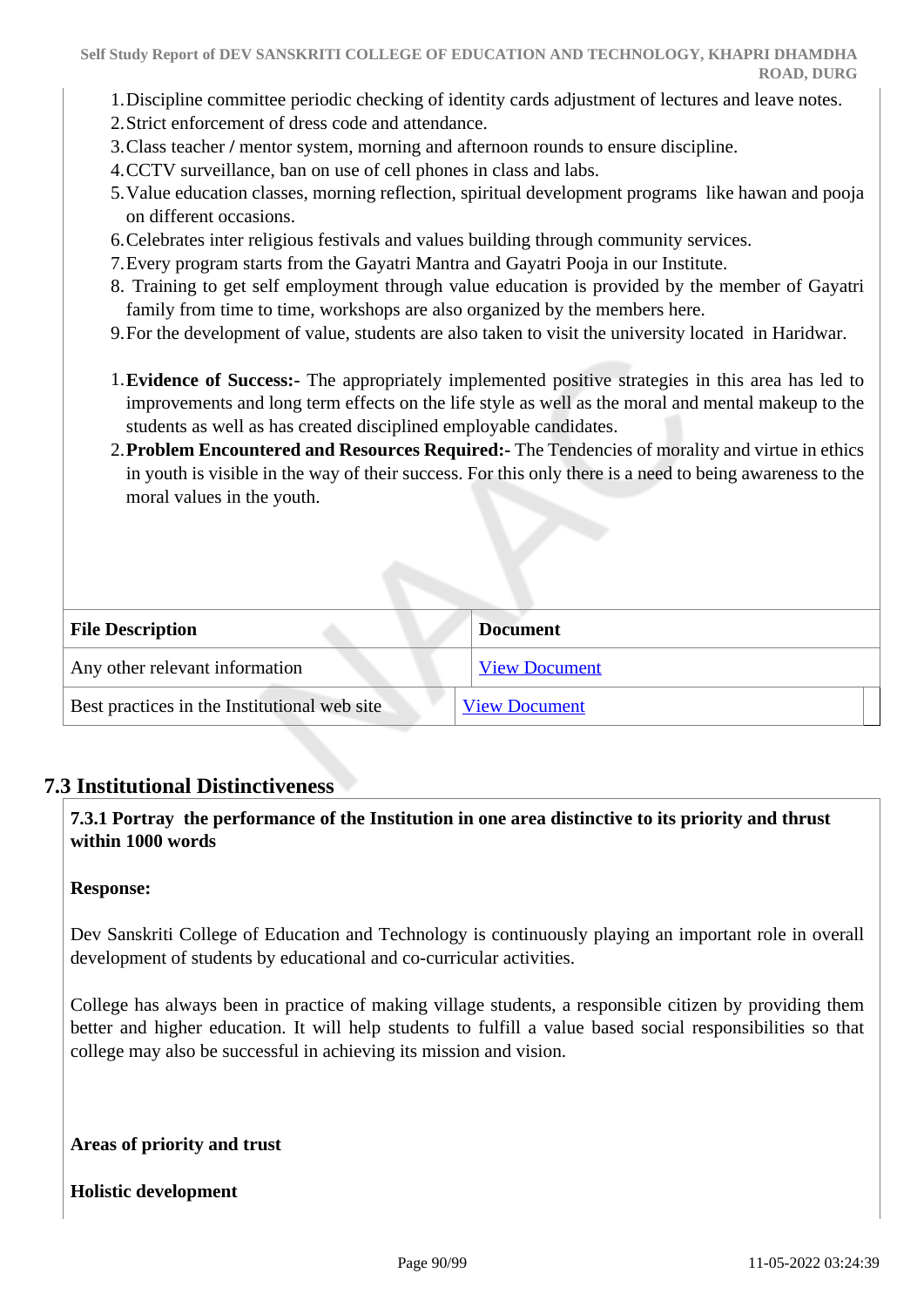1. Discipline committee periodic checking of identity cards adjustment of lectures and leave notes.
2. Strict enforcement of dress code and attendance.
3. Class teacher / mentor system, morning and afternoon rounds to ensure discipline.
4. CCTV surveillance, ban on use of cell phones in class and labs.
5. Value education classes, morning reflection, spiritual development programs like hawan and pooja on different occasions.
6. Celebrates inter religious festivals and values building through community services.
7. Every program starts from the Gayatri Mantra and Gayatri Pooja in our Institute.
8. Training to get self employment through value education is provided by the member of Gayatri family from time to time, workshops are also organized by the members here.
9. For the development of value, students are also taken to visit the university located in Haridwar.

1. **Evidence of Success:-** The appropriately implemented positive strategies in this area has led to improvements and long term effects on the life style as well as the moral and mental makeup to the students as well as has created disciplined employable candidates.
2. **Problem Encountered and Resources Required:-** The Tendencies of morality and virtue in ethics in youth is visible in the way of their success. For this only there is a need to being awareness to the moral values in the youth.

| File Description | Document |
|---|---|
| Any other relevant information | View Document |
| Best practices in the Institutional web site | View Document |

## 7.3 Institutional Distinctiveness

**7.3.1 Portray the performance of the Institution in one area distinctive to its priority and thrust within 1000 words**

**Response:**

Dev Sanskriti College of Education and Technology is continuously playing an important role in overall development of students by educational and co-curricular activities.

College has always been in practice of making village students, a responsible citizen by providing them better and higher education. It will help students to fulfill a value based social responsibilities so that college may also be successful in achieving its mission and vision.

**Areas of priority and trust**

**Holistic development**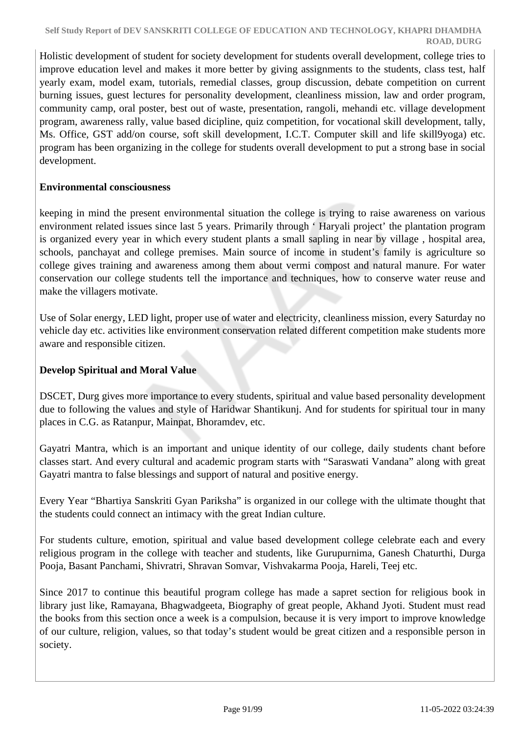Holistic development of student for society development for students overall development, college tries to improve education level and makes it more better by giving assignments to the students, class test, half yearly exam, model exam, tutorials, remedial classes, group discussion, debate competition on current burning issues, guest lectures for personality development, cleanliness mission, law and order program, community camp, oral poster, best out of waste, presentation, rangoli, mehandi etc. village development program, awareness rally, value based dicipline, quiz competition, for vocational skill development, tally, Ms. Office, GST add/on course, soft skill development, I.C.T. Computer skill and life skill9yoga) etc. program has been organizing in the college for students overall development to put a strong base in social development.

**Environmental consciousness**

keeping in mind the present environmental situation the college is trying to raise awareness on various environment related issues since last 5 years. Primarily through ' Haryali project' the plantation program is organized every year in which every student plants a small sapling in near by village , hospital area, schools, panchayat and college premises. Main source of income in student's family is agriculture so college gives training and awareness among them about vermi compost and natural manure. For water conservation our college students tell the importance and techniques, how to conserve water reuse and make the villagers motivate.

Use of Solar energy, LED light, proper use of water and electricity, cleanliness mission, every Saturday no vehicle day etc. activities like environment conservation related different competition make students more aware and responsible citizen.

**Develop Spiritual and Moral Value**

DSCET, Durg gives more importance to every students, spiritual and value based personality development due to following the values and style of Haridwar Shantikunj. And for students for spiritual tour in many places in C.G. as Ratanpur, Mainpat, Bhoramdev, etc.

Gayatri Mantra, which is an important and unique identity of our college, daily students chant before classes start. And every cultural and academic program starts with "Saraswati Vandana" along with great Gayatri mantra to false blessings and support of natural and positive energy.

Every Year "Bhartiya Sanskriti Gyan Pariksha" is organized in our college with the ultimate thought that the students could connect an intimacy with the great Indian culture.

For students culture, emotion, spiritual and value based development college celebrate each and every religious program in the college with teacher and students, like Gurupurnima, Ganesh Chaturthi, Durga Pooja, Basant Panchami, Shivratri, Shravan Somvar, Vishvakarma Pooja, Hareli, Teej etc.

Since 2017 to continue this beautiful program college has made a sapret section for religious book in library just like, Ramayana, Bhagwadgeeta, Biography of great people, Akhand Jyoti. Student must read the books from this section once a week is a compulsion, because it is very import to improve knowledge of our culture, religion, values, so that today's student would be great citizen and a responsible person in society.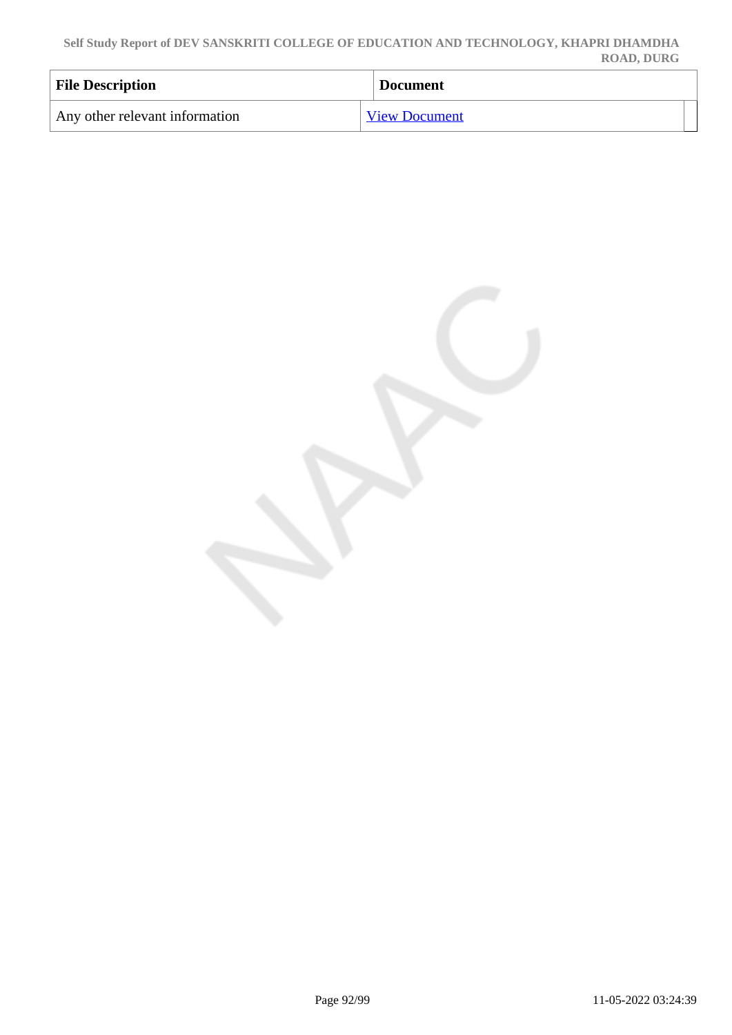| File Description | Document |
| --- | --- |
| Any other relevant information | View Document |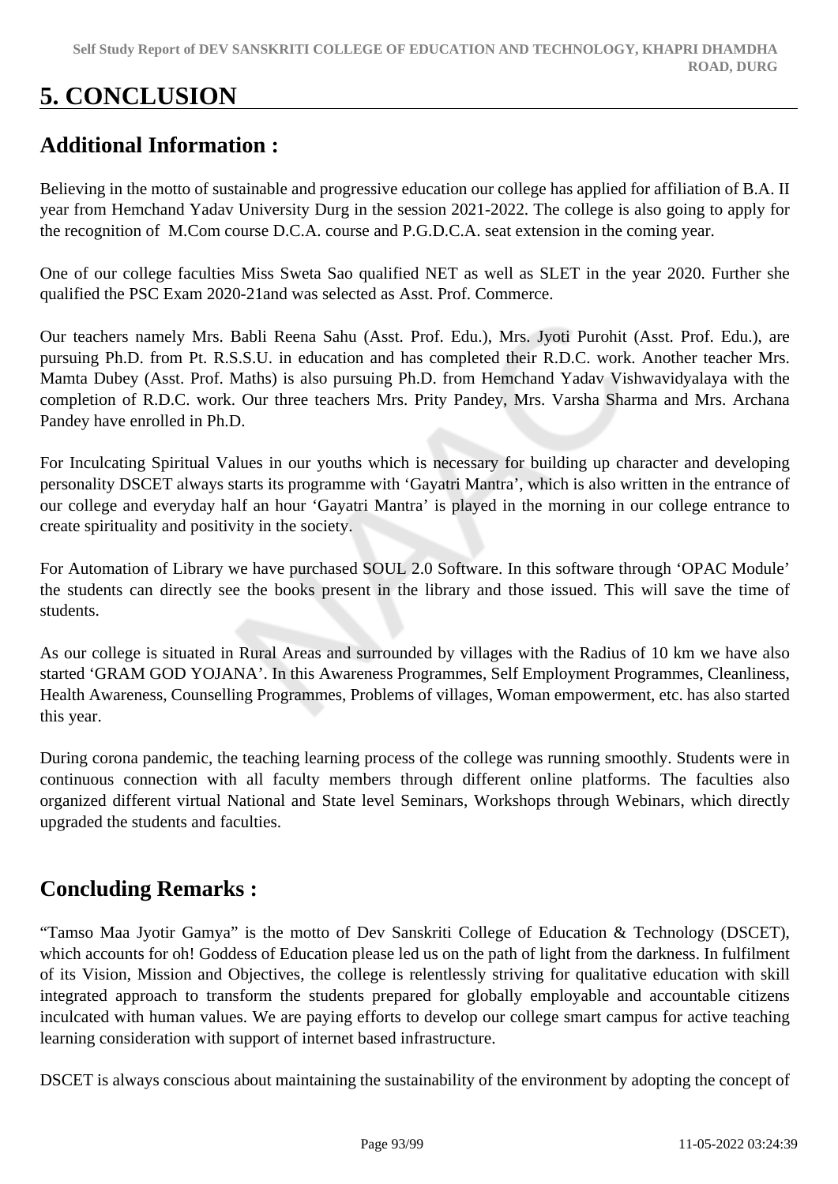# 5. CONCLUSION

## Additional Information :

Believing in the motto of sustainable and progressive education our college has applied for affiliation of B.A. II year from Hemchand Yadav University Durg in the session 2021-2022. The college is also going to apply for the recognition of M.Com course D.C.A. course and P.G.D.C.A. seat extension in the coming year.

One of our college faculties Miss Sweta Sao qualified NET as well as SLET in the year 2020. Further she qualified the PSC Exam 2020-21and was selected as Asst. Prof. Commerce.

Our teachers namely Mrs. Babli Reena Sahu (Asst. Prof. Edu.), Mrs. Jyoti Purohit (Asst. Prof. Edu.), are pursuing Ph.D. from Pt. R.S.S.U. in education and has completed their R.D.C. work. Another teacher Mrs. Mamta Dubey (Asst. Prof. Maths) is also pursuing Ph.D. from Hemchand Yadav Vishwavidyalaya with the completion of R.D.C. work. Our three teachers Mrs. Prity Pandey, Mrs. Varsha Sharma and Mrs. Archana Pandey have enrolled in Ph.D.

For Inculcating Spiritual Values in our youths which is necessary for building up character and developing personality DSCET always starts its programme with 'Gayatri Mantra', which is also written in the entrance of our college and everyday half an hour 'Gayatri Mantra' is played in the morning in our college entrance to create spirituality and positivity in the society.

For Automation of Library we have purchased SOUL 2.0 Software. In this software through 'OPAC Module' the students can directly see the books present in the library and those issued. This will save the time of students.

As our college is situated in Rural Areas and surrounded by villages with the Radius of 10 km we have also started 'GRAM GOD YOJANA'. In this Awareness Programmes, Self Employment Programmes, Cleanliness, Health Awareness, Counselling Programmes, Problems of villages, Woman empowerment, etc. has also started this year.

During corona pandemic, the teaching learning process of the college was running smoothly. Students were in continuous connection with all faculty members through different online platforms. The faculties also organized different virtual National and State level Seminars, Workshops through Webinars, which directly upgraded the students and faculties.

## Concluding Remarks :

"Tamso Maa Jyotir Gamya" is the motto of Dev Sanskriti College of Education & Technology (DSCET), which accounts for oh! Goddess of Education please led us on the path of light from the darkness. In fulfilment of its Vision, Mission and Objectives, the college is relentlessly striving for qualitative education with skill integrated approach to transform the students prepared for globally employable and accountable citizens inculcated with human values. We are paying efforts to develop our college smart campus for active teaching learning consideration with support of internet based infrastructure.

DSCET is always conscious about maintaining the sustainability of the environment by adopting the concept of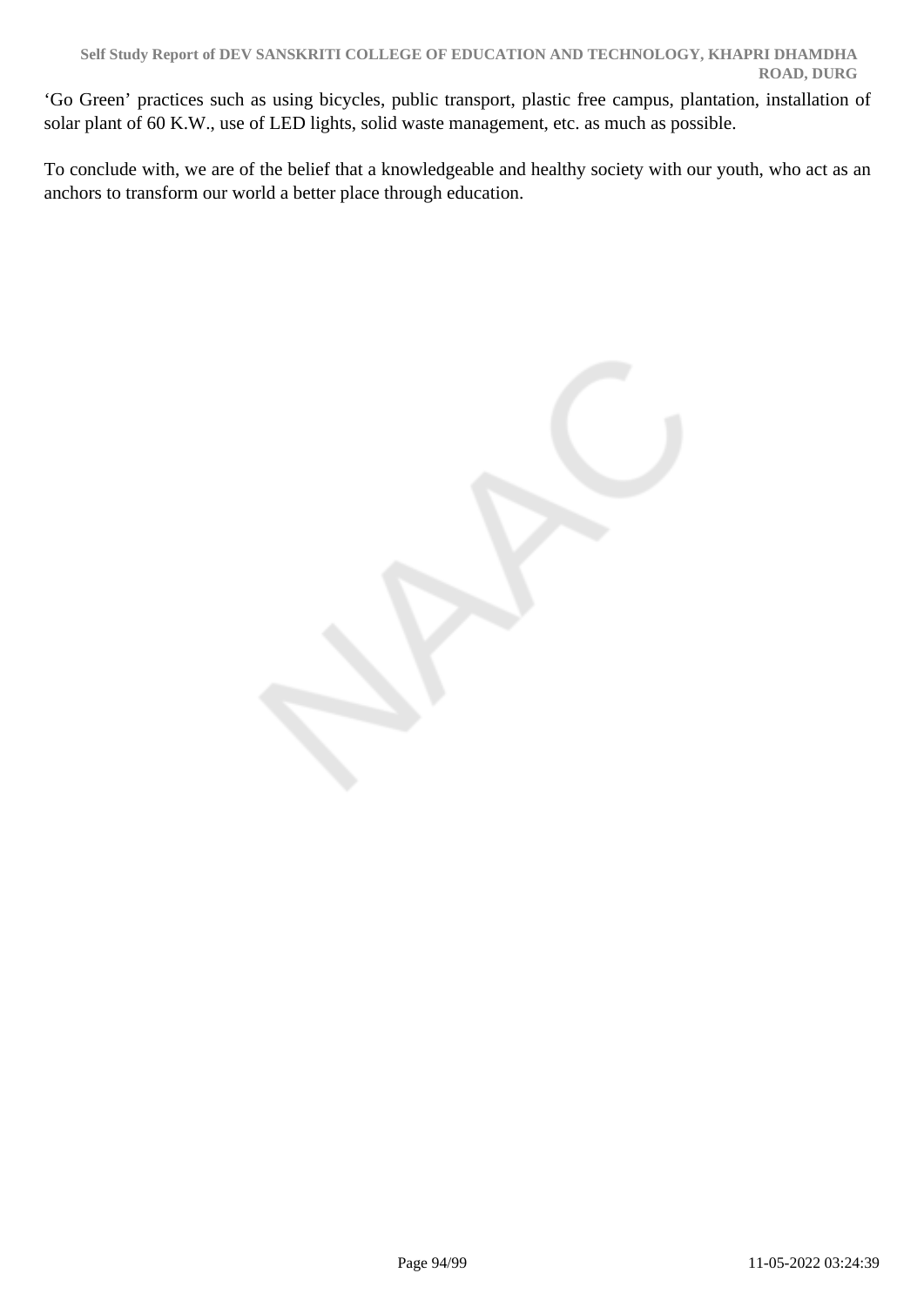'Go Green' practices such as using bicycles, public transport, plastic free campus, plantation, installation of solar plant of 60 K.W., use of LED lights, solid waste management, etc. as much as possible.

To conclude with, we are of the belief that a knowledgeable and healthy society with our youth, who act as an anchors to transform our world a better place through education.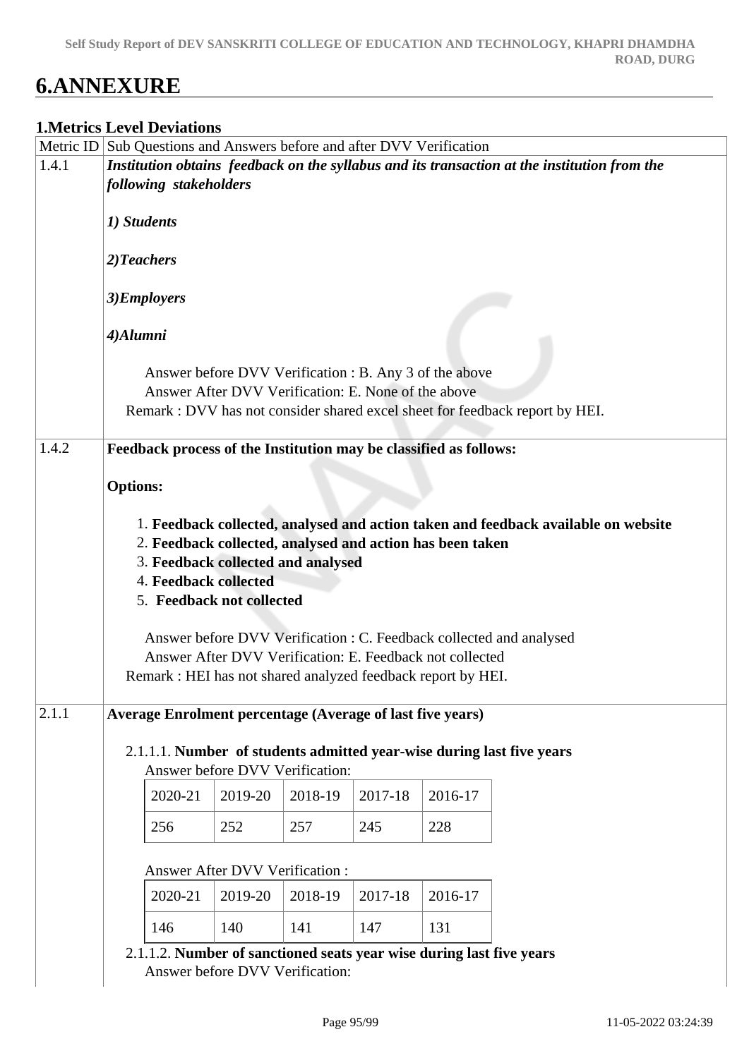# 6.ANNEXURE

## 1.Metrics Level Deviations

| Metric ID | Sub Questions and Answers before and after DVV Verification |
|---|---|
| 1.4.1 | ***Institution obtains feedback on the syllabus and its transaction at the institution from the following stakeholders***<br><br>***1) Students***<br><br>***2)Teachers***<br><br>***3)Employers***<br><br>***4)Alumni***<br><br>Answer before DVV Verification : B. Any 3 of the above<br>Answer After DVV Verification: E. None of the above<br>Remark : DVV has not consider shared excel sheet for feedback report by HEI. |
| 1.4.2 | **Feedback process of the Institution may be classified as follows:**<br><br>**Options:**<br><br>1. **Feedback collected, analysed and action taken and feedback available on website**<br>2. **Feedback collected, analysed and action has been taken**<br>3. **Feedback collected and analysed**<br>4. **Feedback collected**<br>5. **Feedback not collected**<br><br>Answer before DVV Verification : C. Feedback collected and analysed<br>Answer After DVV Verification: E. Feedback not collected<br>Remark : HEI has not shared analyzed feedback report by HEI. |
| 2.1.1 | **Average Enrolment percentage (Average of last five years)**<br><br>2.1.1.1. **Number of students admitted year-wise during last five years**<br>Answer before DVV Verification:<br>2020-21: 256, 2019-20: 252, 2018-19: 257, 2017-18: 245, 2016-17: 228<br><br>Answer After DVV Verification :<br>2020-21: 146, 2019-20: 140, 2018-19: 141, 2017-18: 147, 2016-17: 131<br><br>2.1.1.2. **Number of sanctioned seats year wise during last five years**<br>Answer before DVV Verification: |

Answer before DVV Verification (2.1.1.1):

| 2020-21 | 2019-20 | 2018-19 | 2017-18 | 2016-17 |
|---|---|---|---|---|
| 256 | 252 | 257 | 245 | 228 |

Answer After DVV Verification (2.1.1.1):

| 2020-21 | 2019-20 | 2018-19 | 2017-18 | 2016-17 |
|---|---|---|---|---|
| 146 | 140 | 141 | 147 | 131 |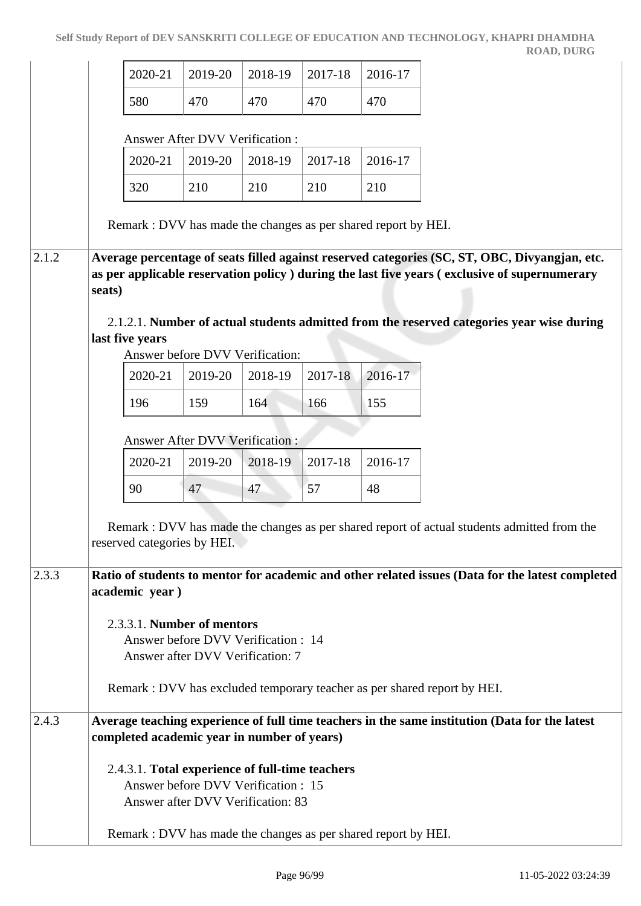| 2020-21 | 2019-20 | 2018-19 | 2017-18 | 2016-17 |
|---|---|---|---|---|
| 580 | 470 | 470 | 470 | 470 |

Answer After DVV Verification :

| 2020-21 | 2019-20 | 2018-19 | 2017-18 | 2016-17 |
|---|---|---|---|---|
| 320 | 210 | 210 | 210 | 210 |

Remark : DVV has made the changes as per shared report by HEI.

**2.1.2 Average percentage of seats filled against reserved categories (SC, ST, OBC, Divyangjan, etc. as per applicable reservation policy ) during the last five years ( exclusive of supernumerary seats)**

2.1.2.1. **Number of actual students admitted from the reserved categories year wise during last five years**

Answer before DVV Verification:

| 2020-21 | 2019-20 | 2018-19 | 2017-18 | 2016-17 |
|---|---|---|---|---|
| 196 | 159 | 164 | 166 | 155 |

Answer After DVV Verification :

| 2020-21 | 2019-20 | 2018-19 | 2017-18 | 2016-17 |
|---|---|---|---|---|
| 90 | 47 | 47 | 57 | 48 |

Remark : DVV has made the changes as per shared report of actual students admitted from the reserved categories by HEI.

**2.3.3 Ratio of students to mentor for academic and other related issues (Data for the latest completed academic year )**

2.3.3.1. **Number of mentors**

Answer before DVV Verification : 14
Answer after DVV Verification: 7

Remark : DVV has excluded temporary teacher as per shared report by HEI.

**2.4.3 Average teaching experience of full time teachers in the same institution (Data for the latest completed academic year in number of years)**

2.4.3.1. **Total experience of full-time teachers**

Answer before DVV Verification : 15
Answer after DVV Verification: 83

Remark : DVV has made the changes as per shared report by HEI.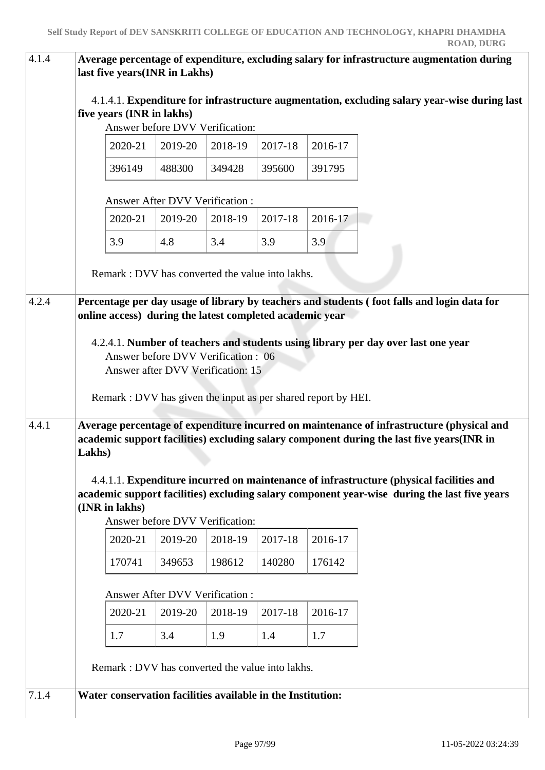| 4.1.4 | **Average percentage of expenditure, excluding salary for infrastructure augmentation during last five years(INR in Lakhs)** |
|---|---|

4.1.4.1. **Expenditure for infrastructure augmentation, excluding salary year-wise during last five years (INR in lakhs)**

Answer before DVV Verification:

| 2020-21 | 2019-20 | 2018-19 | 2017-18 | 2016-17 |
|---|---|---|---|---|
| 396149 | 488300 | 349428 | 395600 | 391795 |

Answer After DVV Verification :

| 2020-21 | 2019-20 | 2018-19 | 2017-18 | 2016-17 |
|---|---|---|---|---|
| 3.9 | 4.8 | 3.4 | 3.9 | 3.9 |

Remark : DVV has converted the value into lakhs.

| 4.2.4 | **Percentage per day usage of library by teachers and students ( foot falls and login data for online access) during the latest completed academic year** |
|---|---|

4.2.4.1. **Number of teachers and students using library per day over last one year**

Answer before DVV Verification : 06

Answer after DVV Verification: 15

Remark : DVV has given the input as per shared report by HEI.

| 4.4.1 | **Average percentage of expenditure incurred on maintenance of infrastructure (physical and academic support facilities) excluding salary component during the last five years(INR in Lakhs)** |
|---|---|

4.4.1.1. **Expenditure incurred on maintenance of infrastructure (physical facilities and academic support facilities) excluding salary component year-wise during the last five years (INR in lakhs)**

Answer before DVV Verification:

| 2020-21 | 2019-20 | 2018-19 | 2017-18 | 2016-17 |
|---|---|---|---|---|
| 170741 | 349653 | 198612 | 140280 | 176142 |

Answer After DVV Verification :

| 2020-21 | 2019-20 | 2018-19 | 2017-18 | 2016-17 |
|---|---|---|---|---|
| 1.7 | 3.4 | 1.9 | 1.4 | 1.7 |

Remark : DVV has converted the value into lakhs.

| 7.1.4 | **Water conservation facilities available in the Institution:** |
|---|---|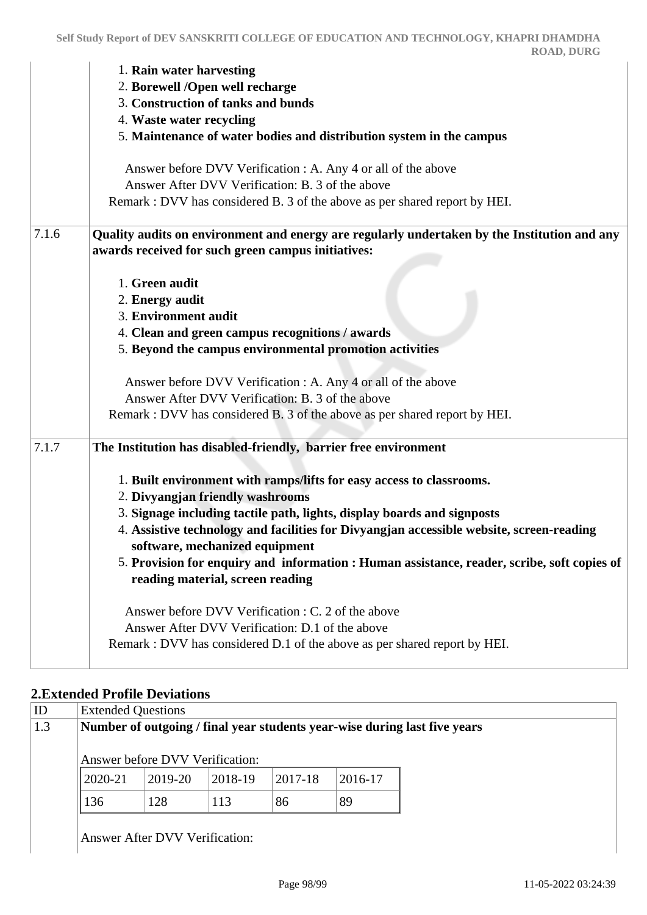| | |
|---|---|
| | 1. **Rain water harvesting**<br>2. **Borewell /Open well recharge**<br>3. **Construction of tanks and bunds**<br>4. **Waste water recycling**<br>5. **Maintenance of water bodies and distribution system in the campus**<br><br>Answer before DVV Verification : A. Any 4 or all of the above<br>Answer After DVV Verification: B. 3 of the above<br>Remark : DVV has considered B. 3 of the above as per shared report by HEI. |
| 7.1.6 | **Quality audits on environment and energy are regularly undertaken by the Institution and any awards received for such green campus initiatives:**<br><br>1. **Green audit**<br>2. **Energy audit**<br>3. **Environment audit**<br>4. **Clean and green campus recognitions / awards**<br>5. **Beyond the campus environmental promotion activities**<br><br>Answer before DVV Verification : A. Any 4 or all of the above<br>Answer After DVV Verification: B. 3 of the above<br>Remark : DVV has considered B. 3 of the above as per shared report by HEI. |
| 7.1.7 | **The Institution has disabled-friendly, barrier free environment**<br><br>1. **Built environment with ramps/lifts for easy access to classrooms.**<br>2. **Divyangjan friendly washrooms**<br>3. **Signage including tactile path, lights, display boards and signposts**<br>4. **Assistive technology and facilities for Divyangjan accessible website, screen-reading software, mechanized equipment**<br>5. **Provision for enquiry and information : Human assistance, reader, scribe, soft copies of reading material, screen reading**<br><br>Answer before DVV Verification : C. 2 of the above<br>Answer After DVV Verification: D.1 of the above<br>Remark : DVV has considered D.1 of the above as per shared report by HEI. |

## 2.Extended Profile Deviations

| ID | Extended Questions |
|---|---|
| 1.3 | **Number of outgoing / final year students year-wise during last five years** |

Answer before DVV Verification:

| 2020-21 | 2019-20 | 2018-19 | 2017-18 | 2016-17 |
|---|---|---|---|---|
| 136 | 128 | 113 | 86 | 89 |

Answer After DVV Verification: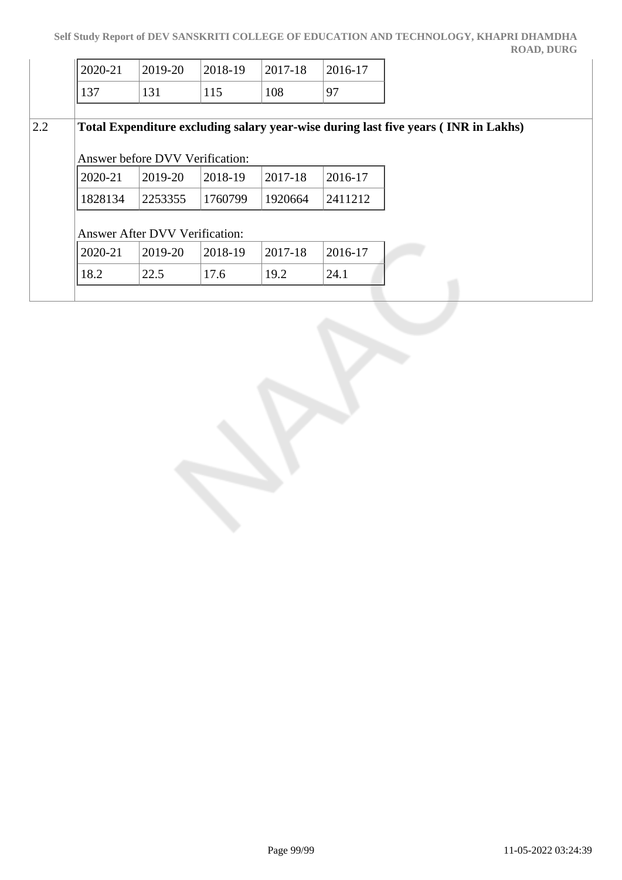| 2020-21 | 2019-20 | 2018-19 | 2017-18 | 2016-17 |
|---|---|---|---|---|
| 137 | 131 | 115 | 108 | 97 |

**2.2 Total Expenditure excluding salary year-wise during last five years ( INR in Lakhs)**

Answer before DVV Verification:

| 2020-21 | 2019-20 | 2018-19 | 2017-18 | 2016-17 |
|---|---|---|---|---|
| 1828134 | 2253355 | 1760799 | 1920664 | 2411212 |

Answer After DVV Verification:

| 2020-21 | 2019-20 | 2018-19 | 2017-18 | 2016-17 |
|---|---|---|---|---|
| 18.2 | 22.5 | 17.6 | 19.2 | 24.1 |